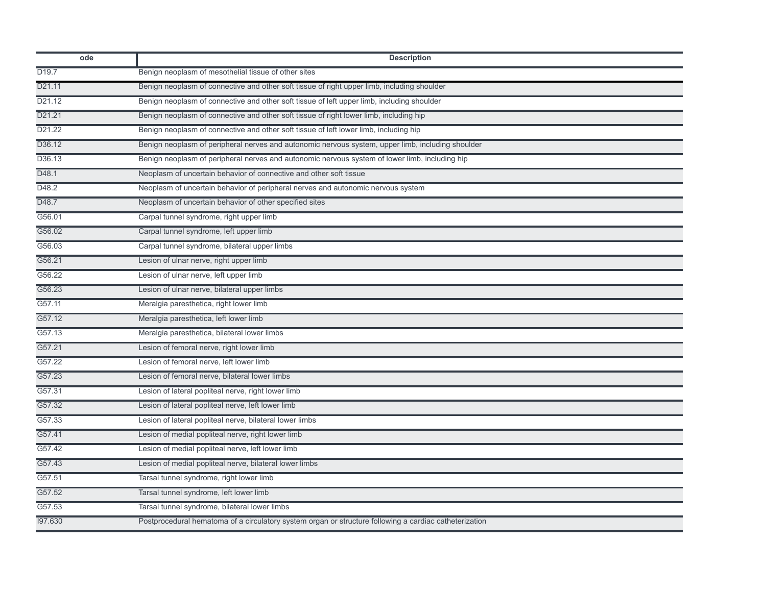| ode | Description |
| --- | --- |
| D19.7 | Benign neoplasm of mesothelial tissue of other sites |
| D21.11 | Benign neoplasm of connective and other soft tissue of right upper limb, including shoulder |
| D21.12 | Benign neoplasm of connective and other soft tissue of left upper limb, including shoulder |
| D21.21 | Benign neoplasm of connective and other soft tissue of right lower limb, including hip |
| D21.22 | Benign neoplasm of connective and other soft tissue of left lower limb, including hip |
| D36.12 | Benign neoplasm of peripheral nerves and autonomic nervous system, upper limb, including shoulder |
| D36.13 | Benign neoplasm of peripheral nerves and autonomic nervous system of lower limb, including hip |
| D48.1 | Neoplasm of uncertain behavior of connective and other soft tissue |
| D48.2 | Neoplasm of uncertain behavior of peripheral nerves and autonomic nervous system |
| D48.7 | Neoplasm of uncertain behavior of other specified sites |
| G56.01 | Carpal tunnel syndrome, right upper limb |
| G56.02 | Carpal tunnel syndrome, left upper limb |
| G56.03 | Carpal tunnel syndrome, bilateral upper limbs |
| G56.21 | Lesion of ulnar nerve, right upper limb |
| G56.22 | Lesion of ulnar nerve, left upper limb |
| G56.23 | Lesion of ulnar nerve, bilateral upper limbs |
| G57.11 | Meralgia paresthetica, right lower limb |
| G57.12 | Meralgia paresthetica, left lower limb |
| G57.13 | Meralgia paresthetica, bilateral lower limbs |
| G57.21 | Lesion of femoral nerve, right lower limb |
| G57.22 | Lesion of femoral nerve, left lower limb |
| G57.23 | Lesion of femoral nerve, bilateral lower limbs |
| G57.31 | Lesion of lateral popliteal nerve, right lower limb |
| G57.32 | Lesion of lateral popliteal nerve, left lower limb |
| G57.33 | Lesion of lateral popliteal nerve, bilateral lower limbs |
| G57.41 | Lesion of medial popliteal nerve, right lower limb |
| G57.42 | Lesion of medial popliteal nerve, left lower limb |
| G57.43 | Lesion of medial popliteal nerve, bilateral lower limbs |
| G57.51 | Tarsal tunnel syndrome, right lower limb |
| G57.52 | Tarsal tunnel syndrome, left lower limb |
| G57.53 | Tarsal tunnel syndrome, bilateral lower limbs |
| I97.630 | Postprocedural hematoma of a circulatory system organ or structure following a cardiac catheterization |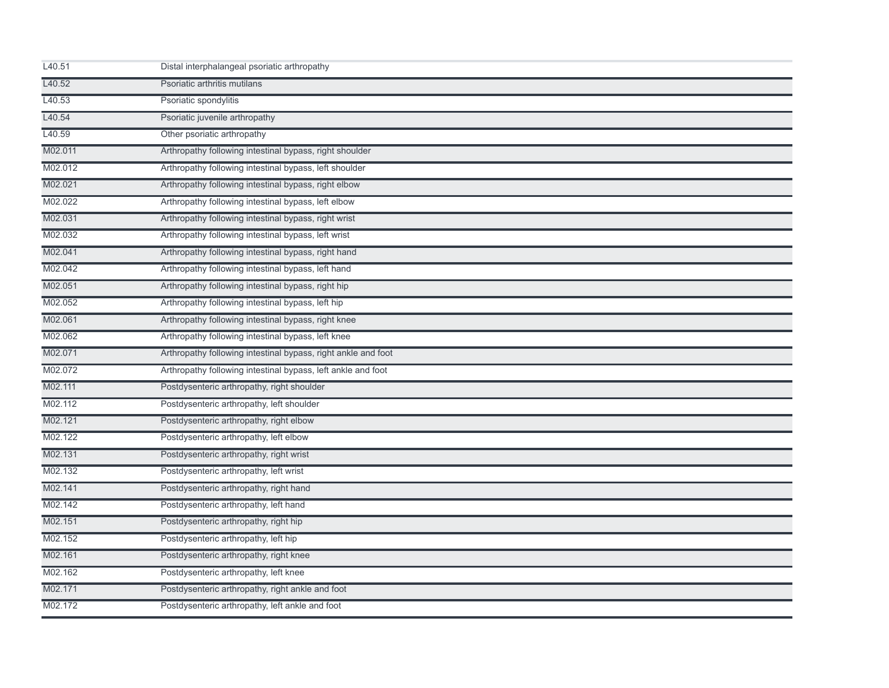| | |
|---|---|
| L40.51 | Distal interphalangeal psoriatic arthropathy |
| L40.52 | Psoriatic arthritis mutilans |
| L40.53 | Psoriatic spondylitis |
| L40.54 | Psoriatic juvenile arthropathy |
| L40.59 | Other psoriatic arthropathy |
| M02.011 | Arthropathy following intestinal bypass, right shoulder |
| M02.012 | Arthropathy following intestinal bypass, left shoulder |
| M02.021 | Arthropathy following intestinal bypass, right elbow |
| M02.022 | Arthropathy following intestinal bypass, left elbow |
| M02.031 | Arthropathy following intestinal bypass, right wrist |
| M02.032 | Arthropathy following intestinal bypass, left wrist |
| M02.041 | Arthropathy following intestinal bypass, right hand |
| M02.042 | Arthropathy following intestinal bypass, left hand |
| M02.051 | Arthropathy following intestinal bypass, right hip |
| M02.052 | Arthropathy following intestinal bypass, left hip |
| M02.061 | Arthropathy following intestinal bypass, right knee |
| M02.062 | Arthropathy following intestinal bypass, left knee |
| M02.071 | Arthropathy following intestinal bypass, right ankle and foot |
| M02.072 | Arthropathy following intestinal bypass, left ankle and foot |
| M02.111 | Postdysenteric arthropathy, right shoulder |
| M02.112 | Postdysenteric arthropathy, left shoulder |
| M02.121 | Postdysenteric arthropathy, right elbow |
| M02.122 | Postdysenteric arthropathy, left elbow |
| M02.131 | Postdysenteric arthropathy, right wrist |
| M02.132 | Postdysenteric arthropathy, left wrist |
| M02.141 | Postdysenteric arthropathy, right hand |
| M02.142 | Postdysenteric arthropathy, left hand |
| M02.151 | Postdysenteric arthropathy, right hip |
| M02.152 | Postdysenteric arthropathy, left hip |
| M02.161 | Postdysenteric arthropathy, right knee |
| M02.162 | Postdysenteric arthropathy, left knee |
| M02.171 | Postdysenteric arthropathy, right ankle and foot |
| M02.172 | Postdysenteric arthropathy, left ankle and foot |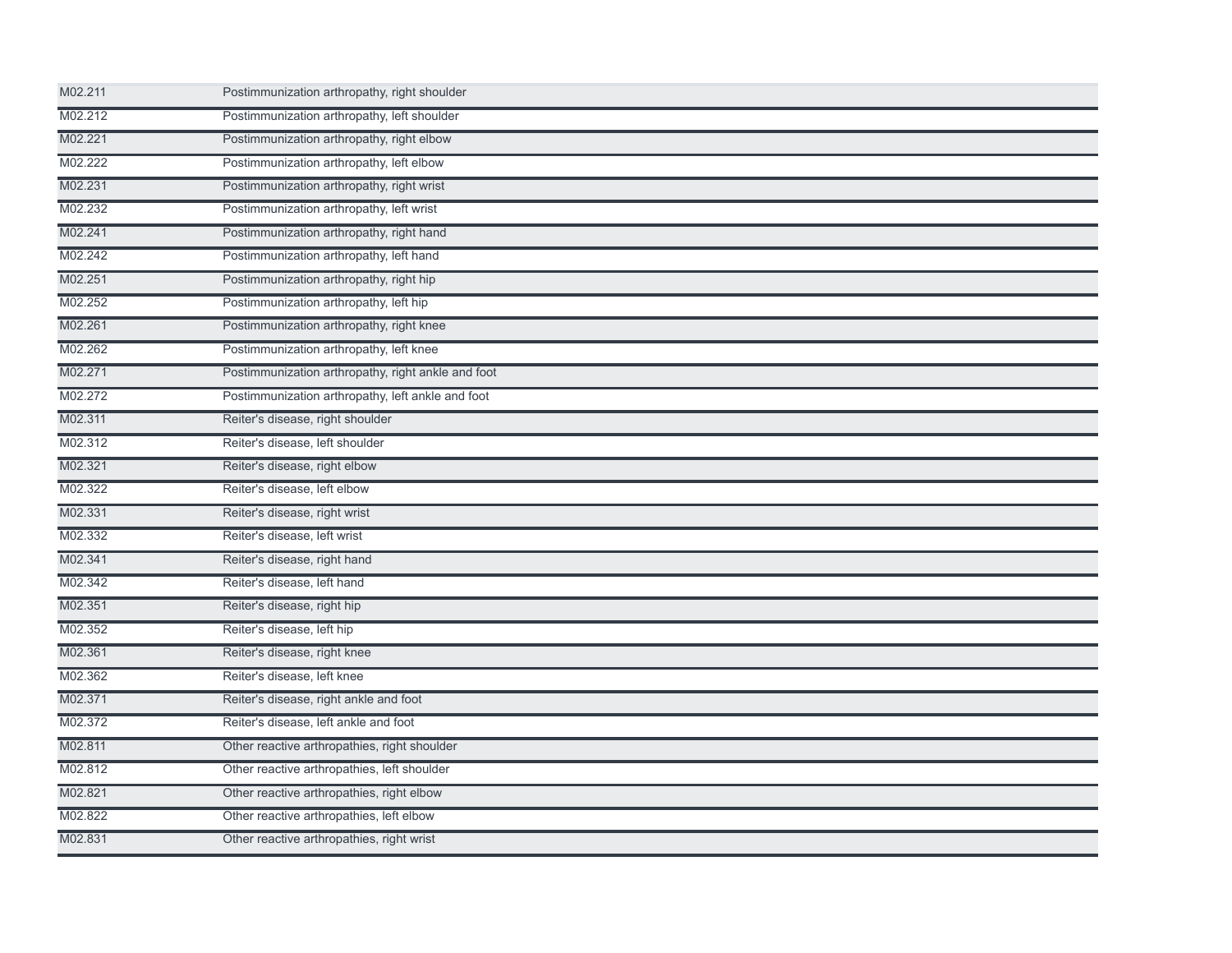| | |
|---|---|
| M02.211 | Postimmunization arthropathy, right shoulder |
| M02.212 | Postimmunization arthropathy, left shoulder |
| M02.221 | Postimmunization arthropathy, right elbow |
| M02.222 | Postimmunization arthropathy, left elbow |
| M02.231 | Postimmunization arthropathy, right wrist |
| M02.232 | Postimmunization arthropathy, left wrist |
| M02.241 | Postimmunization arthropathy, right hand |
| M02.242 | Postimmunization arthropathy, left hand |
| M02.251 | Postimmunization arthropathy, right hip |
| M02.252 | Postimmunization arthropathy, left hip |
| M02.261 | Postimmunization arthropathy, right knee |
| M02.262 | Postimmunization arthropathy, left knee |
| M02.271 | Postimmunization arthropathy, right ankle and foot |
| M02.272 | Postimmunization arthropathy, left ankle and foot |
| M02.311 | Reiter's disease, right shoulder |
| M02.312 | Reiter's disease, left shoulder |
| M02.321 | Reiter's disease, right elbow |
| M02.322 | Reiter's disease, left elbow |
| M02.331 | Reiter's disease, right wrist |
| M02.332 | Reiter's disease, left wrist |
| M02.341 | Reiter's disease, right hand |
| M02.342 | Reiter's disease, left hand |
| M02.351 | Reiter's disease, right hip |
| M02.352 | Reiter's disease, left hip |
| M02.361 | Reiter's disease, right knee |
| M02.362 | Reiter's disease, left knee |
| M02.371 | Reiter's disease, right ankle and foot |
| M02.372 | Reiter's disease, left ankle and foot |
| M02.811 | Other reactive arthropathies, right shoulder |
| M02.812 | Other reactive arthropathies, left shoulder |
| M02.821 | Other reactive arthropathies, right elbow |
| M02.822 | Other reactive arthropathies, left elbow |
| M02.831 | Other reactive arthropathies, right wrist |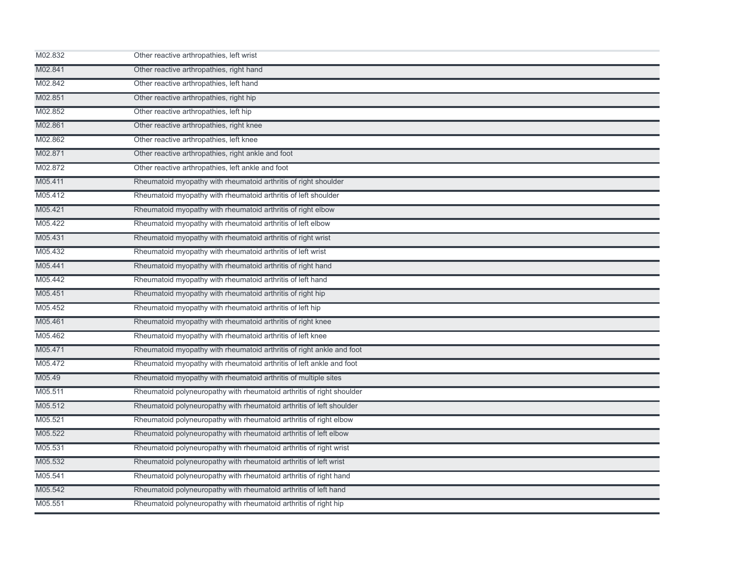| | |
|---|---|
| M02.832 | Other reactive arthropathies, left wrist |
| M02.841 | Other reactive arthropathies, right hand |
| M02.842 | Other reactive arthropathies, left hand |
| M02.851 | Other reactive arthropathies, right hip |
| M02.852 | Other reactive arthropathies, left hip |
| M02.861 | Other reactive arthropathies, right knee |
| M02.862 | Other reactive arthropathies, left knee |
| M02.871 | Other reactive arthropathies, right ankle and foot |
| M02.872 | Other reactive arthropathies, left ankle and foot |
| M05.411 | Rheumatoid myopathy with rheumatoid arthritis of right shoulder |
| M05.412 | Rheumatoid myopathy with rheumatoid arthritis of left shoulder |
| M05.421 | Rheumatoid myopathy with rheumatoid arthritis of right elbow |
| M05.422 | Rheumatoid myopathy with rheumatoid arthritis of left elbow |
| M05.431 | Rheumatoid myopathy with rheumatoid arthritis of right wrist |
| M05.432 | Rheumatoid myopathy with rheumatoid arthritis of left wrist |
| M05.441 | Rheumatoid myopathy with rheumatoid arthritis of right hand |
| M05.442 | Rheumatoid myopathy with rheumatoid arthritis of left hand |
| M05.451 | Rheumatoid myopathy with rheumatoid arthritis of right hip |
| M05.452 | Rheumatoid myopathy with rheumatoid arthritis of left hip |
| M05.461 | Rheumatoid myopathy with rheumatoid arthritis of right knee |
| M05.462 | Rheumatoid myopathy with rheumatoid arthritis of left knee |
| M05.471 | Rheumatoid myopathy with rheumatoid arthritis of right ankle and foot |
| M05.472 | Rheumatoid myopathy with rheumatoid arthritis of left ankle and foot |
| M05.49 | Rheumatoid myopathy with rheumatoid arthritis of multiple sites |
| M05.511 | Rheumatoid polyneuropathy with rheumatoid arthritis of right shoulder |
| M05.512 | Rheumatoid polyneuropathy with rheumatoid arthritis of left shoulder |
| M05.521 | Rheumatoid polyneuropathy with rheumatoid arthritis of right elbow |
| M05.522 | Rheumatoid polyneuropathy with rheumatoid arthritis of left elbow |
| M05.531 | Rheumatoid polyneuropathy with rheumatoid arthritis of right wrist |
| M05.532 | Rheumatoid polyneuropathy with rheumatoid arthritis of left wrist |
| M05.541 | Rheumatoid polyneuropathy with rheumatoid arthritis of right hand |
| M05.542 | Rheumatoid polyneuropathy with rheumatoid arthritis of left hand |
| M05.551 | Rheumatoid polyneuropathy with rheumatoid arthritis of right hip |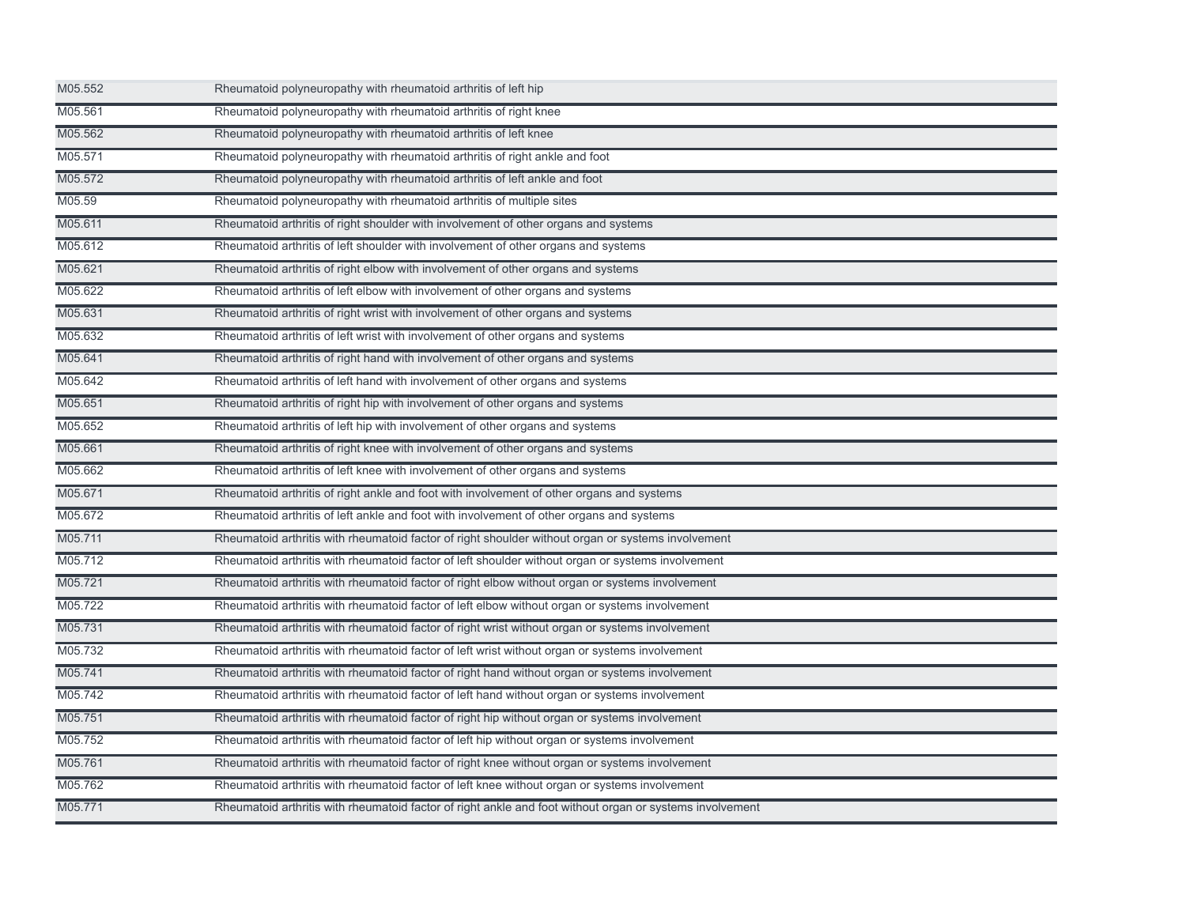| | |
|---|---|
| M05.552 | Rheumatoid polyneuropathy with rheumatoid arthritis of left hip |
| M05.561 | Rheumatoid polyneuropathy with rheumatoid arthritis of right knee |
| M05.562 | Rheumatoid polyneuropathy with rheumatoid arthritis of left knee |
| M05.571 | Rheumatoid polyneuropathy with rheumatoid arthritis of right ankle and foot |
| M05.572 | Rheumatoid polyneuropathy with rheumatoid arthritis of left ankle and foot |
| M05.59 | Rheumatoid polyneuropathy with rheumatoid arthritis of multiple sites |
| M05.611 | Rheumatoid arthritis of right shoulder with involvement of other organs and systems |
| M05.612 | Rheumatoid arthritis of left shoulder with involvement of other organs and systems |
| M05.621 | Rheumatoid arthritis of right elbow with involvement of other organs and systems |
| M05.622 | Rheumatoid arthritis of left elbow with involvement of other organs and systems |
| M05.631 | Rheumatoid arthritis of right wrist with involvement of other organs and systems |
| M05.632 | Rheumatoid arthritis of left wrist with involvement of other organs and systems |
| M05.641 | Rheumatoid arthritis of right hand with involvement of other organs and systems |
| M05.642 | Rheumatoid arthritis of left hand with involvement of other organs and systems |
| M05.651 | Rheumatoid arthritis of right hip with involvement of other organs and systems |
| M05.652 | Rheumatoid arthritis of left hip with involvement of other organs and systems |
| M05.661 | Rheumatoid arthritis of right knee with involvement of other organs and systems |
| M05.662 | Rheumatoid arthritis of left knee with involvement of other organs and systems |
| M05.671 | Rheumatoid arthritis of right ankle and foot with involvement of other organs and systems |
| M05.672 | Rheumatoid arthritis of left ankle and foot with involvement of other organs and systems |
| M05.711 | Rheumatoid arthritis with rheumatoid factor of right shoulder without organ or systems involvement |
| M05.712 | Rheumatoid arthritis with rheumatoid factor of left shoulder without organ or systems involvement |
| M05.721 | Rheumatoid arthritis with rheumatoid factor of right elbow without organ or systems involvement |
| M05.722 | Rheumatoid arthritis with rheumatoid factor of left elbow without organ or systems involvement |
| M05.731 | Rheumatoid arthritis with rheumatoid factor of right wrist without organ or systems involvement |
| M05.732 | Rheumatoid arthritis with rheumatoid factor of left wrist without organ or systems involvement |
| M05.741 | Rheumatoid arthritis with rheumatoid factor of right hand without organ or systems involvement |
| M05.742 | Rheumatoid arthritis with rheumatoid factor of left hand without organ or systems involvement |
| M05.751 | Rheumatoid arthritis with rheumatoid factor of right hip without organ or systems involvement |
| M05.752 | Rheumatoid arthritis with rheumatoid factor of left hip without organ or systems involvement |
| M05.761 | Rheumatoid arthritis with rheumatoid factor of right knee without organ or systems involvement |
| M05.762 | Rheumatoid arthritis with rheumatoid factor of left knee without organ or systems involvement |
| M05.771 | Rheumatoid arthritis with rheumatoid factor of right ankle and foot without organ or systems involvement |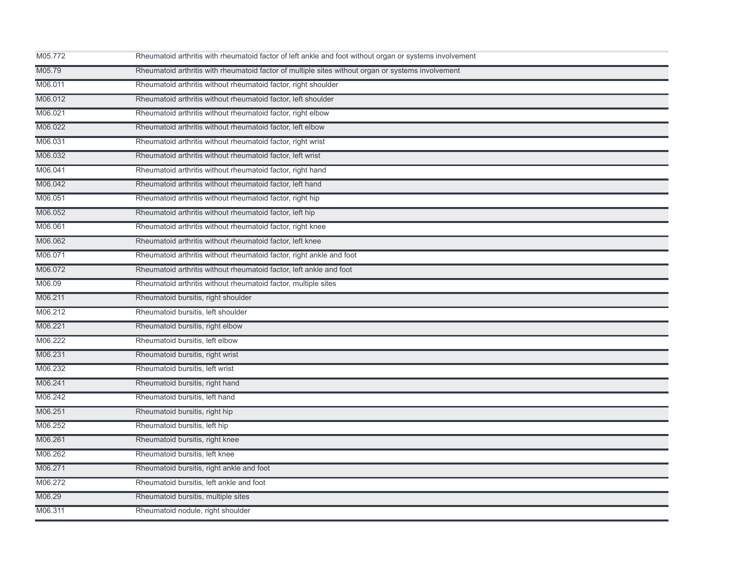| | |
|---|---|
| M05.772 | Rheumatoid arthritis with rheumatoid factor of left ankle and foot without organ or systems involvement |
| M05.79 | Rheumatoid arthritis with rheumatoid factor of multiple sites without organ or systems involvement |
| M06.011 | Rheumatoid arthritis without rheumatoid factor, right shoulder |
| M06.012 | Rheumatoid arthritis without rheumatoid factor, left shoulder |
| M06.021 | Rheumatoid arthritis without rheumatoid factor, right elbow |
| M06.022 | Rheumatoid arthritis without rheumatoid factor, left elbow |
| M06.031 | Rheumatoid arthritis without rheumatoid factor, right wrist |
| M06.032 | Rheumatoid arthritis without rheumatoid factor, left wrist |
| M06.041 | Rheumatoid arthritis without rheumatoid factor, right hand |
| M06.042 | Rheumatoid arthritis without rheumatoid factor, left hand |
| M06.051 | Rheumatoid arthritis without rheumatoid factor, right hip |
| M06.052 | Rheumatoid arthritis without rheumatoid factor, left hip |
| M06.061 | Rheumatoid arthritis without rheumatoid factor, right knee |
| M06.062 | Rheumatoid arthritis without rheumatoid factor, left knee |
| M06.071 | Rheumatoid arthritis without rheumatoid factor, right ankle and foot |
| M06.072 | Rheumatoid arthritis without rheumatoid factor, left ankle and foot |
| M06.09 | Rheumatoid arthritis without rheumatoid factor, multiple sites |
| M06.211 | Rheumatoid bursitis, right shoulder |
| M06.212 | Rheumatoid bursitis, left shoulder |
| M06.221 | Rheumatoid bursitis, right elbow |
| M06.222 | Rheumatoid bursitis, left elbow |
| M06.231 | Rheumatoid bursitis, right wrist |
| M06.232 | Rheumatoid bursitis, left wrist |
| M06.241 | Rheumatoid bursitis, right hand |
| M06.242 | Rheumatoid bursitis, left hand |
| M06.251 | Rheumatoid bursitis, right hip |
| M06.252 | Rheumatoid bursitis, left hip |
| M06.261 | Rheumatoid bursitis, right knee |
| M06.262 | Rheumatoid bursitis, left knee |
| M06.271 | Rheumatoid bursitis, right ankle and foot |
| M06.272 | Rheumatoid bursitis, left ankle and foot |
| M06.29 | Rheumatoid bursitis, multiple sites |
| M06.311 | Rheumatoid nodule, right shoulder |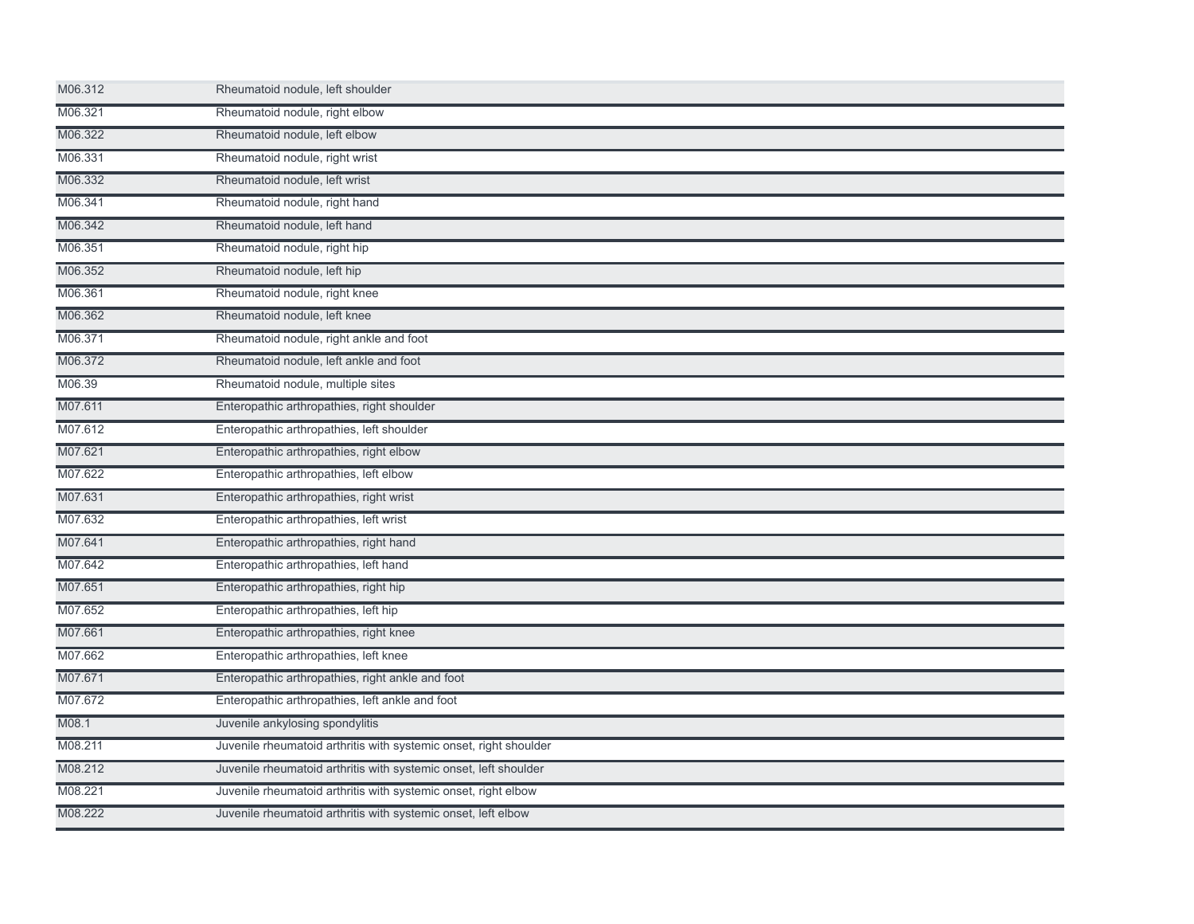| | |
|---|---|
| M06.312 | Rheumatoid nodule, left shoulder |
| M06.321 | Rheumatoid nodule, right elbow |
| M06.322 | Rheumatoid nodule, left elbow |
| M06.331 | Rheumatoid nodule, right wrist |
| M06.332 | Rheumatoid nodule, left wrist |
| M06.341 | Rheumatoid nodule, right hand |
| M06.342 | Rheumatoid nodule, left hand |
| M06.351 | Rheumatoid nodule, right hip |
| M06.352 | Rheumatoid nodule, left hip |
| M06.361 | Rheumatoid nodule, right knee |
| M06.362 | Rheumatoid nodule, left knee |
| M06.371 | Rheumatoid nodule, right ankle and foot |
| M06.372 | Rheumatoid nodule, left ankle and foot |
| M06.39 | Rheumatoid nodule, multiple sites |
| M07.611 | Enteropathic arthropathies, right shoulder |
| M07.612 | Enteropathic arthropathies, left shoulder |
| M07.621 | Enteropathic arthropathies, right elbow |
| M07.622 | Enteropathic arthropathies, left elbow |
| M07.631 | Enteropathic arthropathies, right wrist |
| M07.632 | Enteropathic arthropathies, left wrist |
| M07.641 | Enteropathic arthropathies, right hand |
| M07.642 | Enteropathic arthropathies, left hand |
| M07.651 | Enteropathic arthropathies, right hip |
| M07.652 | Enteropathic arthropathies, left hip |
| M07.661 | Enteropathic arthropathies, right knee |
| M07.662 | Enteropathic arthropathies, left knee |
| M07.671 | Enteropathic arthropathies, right ankle and foot |
| M07.672 | Enteropathic arthropathies, left ankle and foot |
| M08.1 | Juvenile ankylosing spondylitis |
| M08.211 | Juvenile rheumatoid arthritis with systemic onset, right shoulder |
| M08.212 | Juvenile rheumatoid arthritis with systemic onset, left shoulder |
| M08.221 | Juvenile rheumatoid arthritis with systemic onset, right elbow |
| M08.222 | Juvenile rheumatoid arthritis with systemic onset, left elbow |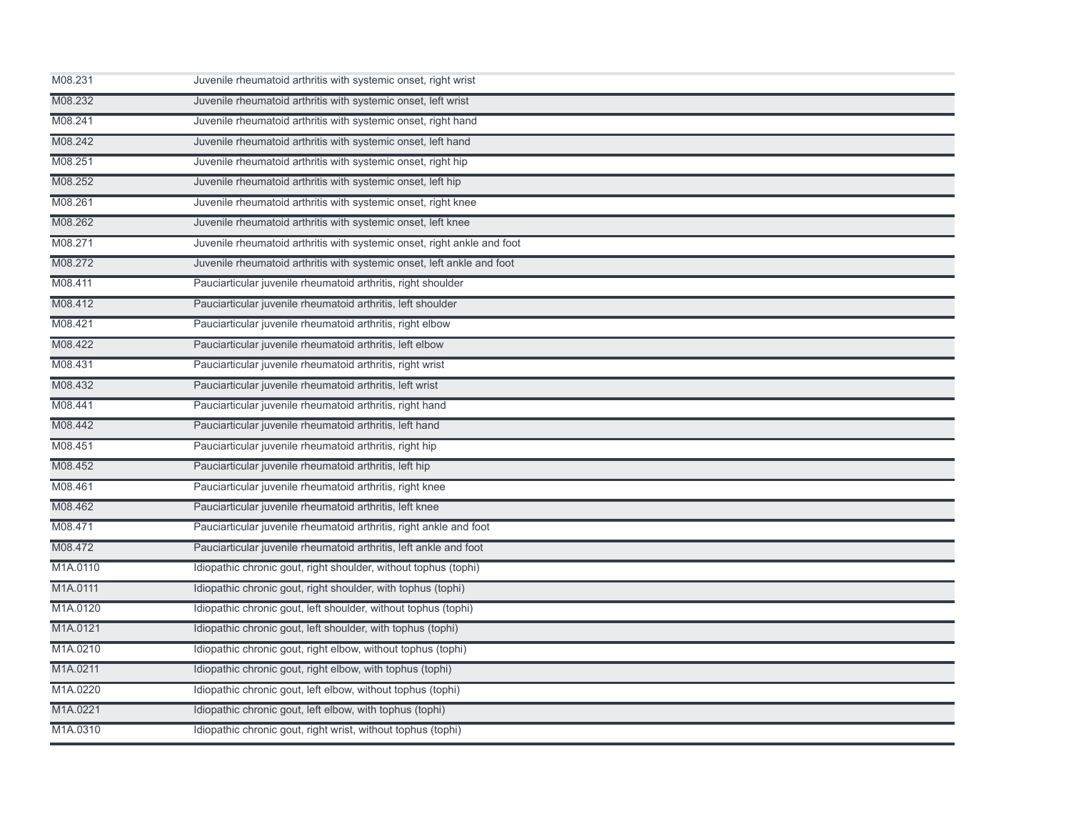| | |
|---|---|
| M08.231 | Juvenile rheumatoid arthritis with systemic onset, right wrist |
| M08.232 | Juvenile rheumatoid arthritis with systemic onset, left wrist |
| M08.241 | Juvenile rheumatoid arthritis with systemic onset, right hand |
| M08.242 | Juvenile rheumatoid arthritis with systemic onset, left hand |
| M08.251 | Juvenile rheumatoid arthritis with systemic onset, right hip |
| M08.252 | Juvenile rheumatoid arthritis with systemic onset, left hip |
| M08.261 | Juvenile rheumatoid arthritis with systemic onset, right knee |
| M08.262 | Juvenile rheumatoid arthritis with systemic onset, left knee |
| M08.271 | Juvenile rheumatoid arthritis with systemic onset, right ankle and foot |
| M08.272 | Juvenile rheumatoid arthritis with systemic onset, left ankle and foot |
| M08.411 | Pauciarticular juvenile rheumatoid arthritis, right shoulder |
| M08.412 | Pauciarticular juvenile rheumatoid arthritis, left shoulder |
| M08.421 | Pauciarticular juvenile rheumatoid arthritis, right elbow |
| M08.422 | Pauciarticular juvenile rheumatoid arthritis, left elbow |
| M08.431 | Pauciarticular juvenile rheumatoid arthritis, right wrist |
| M08.432 | Pauciarticular juvenile rheumatoid arthritis, left wrist |
| M08.441 | Pauciarticular juvenile rheumatoid arthritis, right hand |
| M08.442 | Pauciarticular juvenile rheumatoid arthritis, left hand |
| M08.451 | Pauciarticular juvenile rheumatoid arthritis, right hip |
| M08.452 | Pauciarticular juvenile rheumatoid arthritis, left hip |
| M08.461 | Pauciarticular juvenile rheumatoid arthritis, right knee |
| M08.462 | Pauciarticular juvenile rheumatoid arthritis, left knee |
| M08.471 | Pauciarticular juvenile rheumatoid arthritis, right ankle and foot |
| M08.472 | Pauciarticular juvenile rheumatoid arthritis, left ankle and foot |
| M1A.0110 | Idiopathic chronic gout, right shoulder, without tophus (tophi) |
| M1A.0111 | Idiopathic chronic gout, right shoulder, with tophus (tophi) |
| M1A.0120 | Idiopathic chronic gout, left shoulder, without tophus (tophi) |
| M1A.0121 | Idiopathic chronic gout, left shoulder, with tophus (tophi) |
| M1A.0210 | Idiopathic chronic gout, right elbow, without tophus (tophi) |
| M1A.0211 | Idiopathic chronic gout, right elbow, with tophus (tophi) |
| M1A.0220 | Idiopathic chronic gout, left elbow, without tophus (tophi) |
| M1A.0221 | Idiopathic chronic gout, left elbow, with tophus (tophi) |
| M1A.0310 | Idiopathic chronic gout, right wrist, without tophus (tophi) |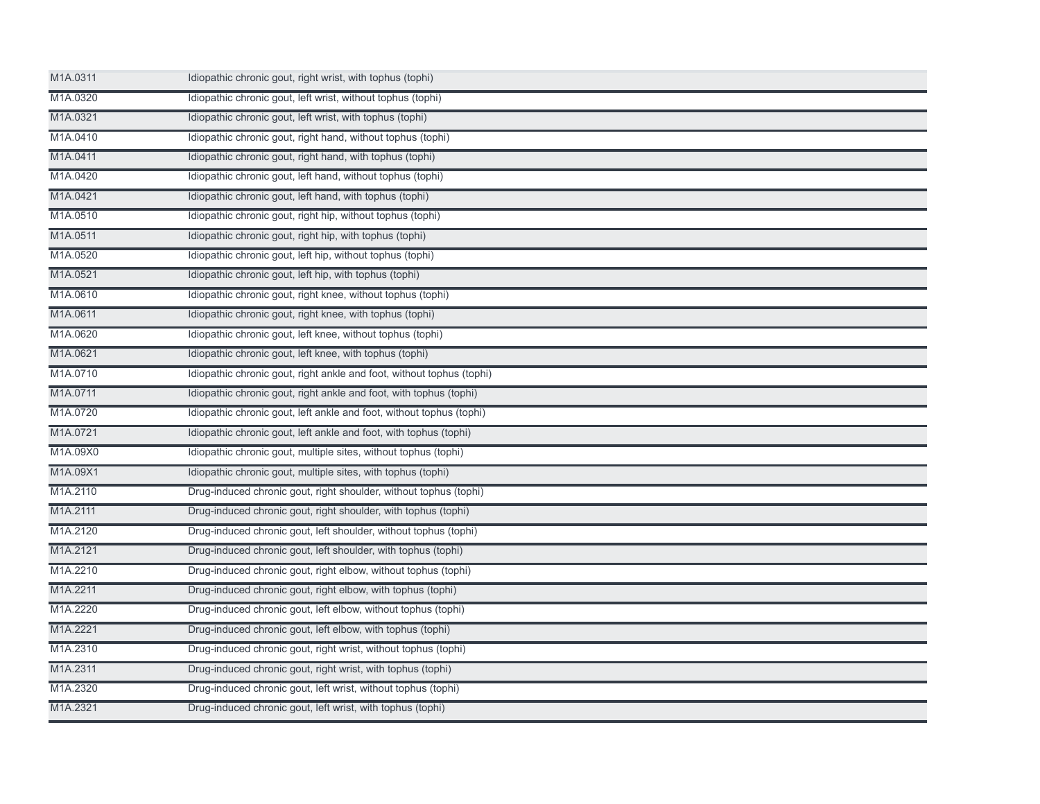| | |
|---|---|
| M1A.0311 | Idiopathic chronic gout, right wrist, with tophus (tophi) |
| M1A.0320 | Idiopathic chronic gout, left wrist, without tophus (tophi) |
| M1A.0321 | Idiopathic chronic gout, left wrist, with tophus (tophi) |
| M1A.0410 | Idiopathic chronic gout, right hand, without tophus (tophi) |
| M1A.0411 | Idiopathic chronic gout, right hand, with tophus (tophi) |
| M1A.0420 | Idiopathic chronic gout, left hand, without tophus (tophi) |
| M1A.0421 | Idiopathic chronic gout, left hand, with tophus (tophi) |
| M1A.0510 | Idiopathic chronic gout, right hip, without tophus (tophi) |
| M1A.0511 | Idiopathic chronic gout, right hip, with tophus (tophi) |
| M1A.0520 | Idiopathic chronic gout, left hip, without tophus (tophi) |
| M1A.0521 | Idiopathic chronic gout, left hip, with tophus (tophi) |
| M1A.0610 | Idiopathic chronic gout, right knee, without tophus (tophi) |
| M1A.0611 | Idiopathic chronic gout, right knee, with tophus (tophi) |
| M1A.0620 | Idiopathic chronic gout, left knee, without tophus (tophi) |
| M1A.0621 | Idiopathic chronic gout, left knee, with tophus (tophi) |
| M1A.0710 | Idiopathic chronic gout, right ankle and foot, without tophus (tophi) |
| M1A.0711 | Idiopathic chronic gout, right ankle and foot, with tophus (tophi) |
| M1A.0720 | Idiopathic chronic gout, left ankle and foot, without tophus (tophi) |
| M1A.0721 | Idiopathic chronic gout, left ankle and foot, with tophus (tophi) |
| M1A.09X0 | Idiopathic chronic gout, multiple sites, without tophus (tophi) |
| M1A.09X1 | Idiopathic chronic gout, multiple sites, with tophus (tophi) |
| M1A.2110 | Drug-induced chronic gout, right shoulder, without tophus (tophi) |
| M1A.2111 | Drug-induced chronic gout, right shoulder, with tophus (tophi) |
| M1A.2120 | Drug-induced chronic gout, left shoulder, without tophus (tophi) |
| M1A.2121 | Drug-induced chronic gout, left shoulder, with tophus (tophi) |
| M1A.2210 | Drug-induced chronic gout, right elbow, without tophus (tophi) |
| M1A.2211 | Drug-induced chronic gout, right elbow, with tophus (tophi) |
| M1A.2220 | Drug-induced chronic gout, left elbow, without tophus (tophi) |
| M1A.2221 | Drug-induced chronic gout, left elbow, with tophus (tophi) |
| M1A.2310 | Drug-induced chronic gout, right wrist, without tophus (tophi) |
| M1A.2311 | Drug-induced chronic gout, right wrist, with tophus (tophi) |
| M1A.2320 | Drug-induced chronic gout, left wrist, without tophus (tophi) |
| M1A.2321 | Drug-induced chronic gout, left wrist, with tophus (tophi) |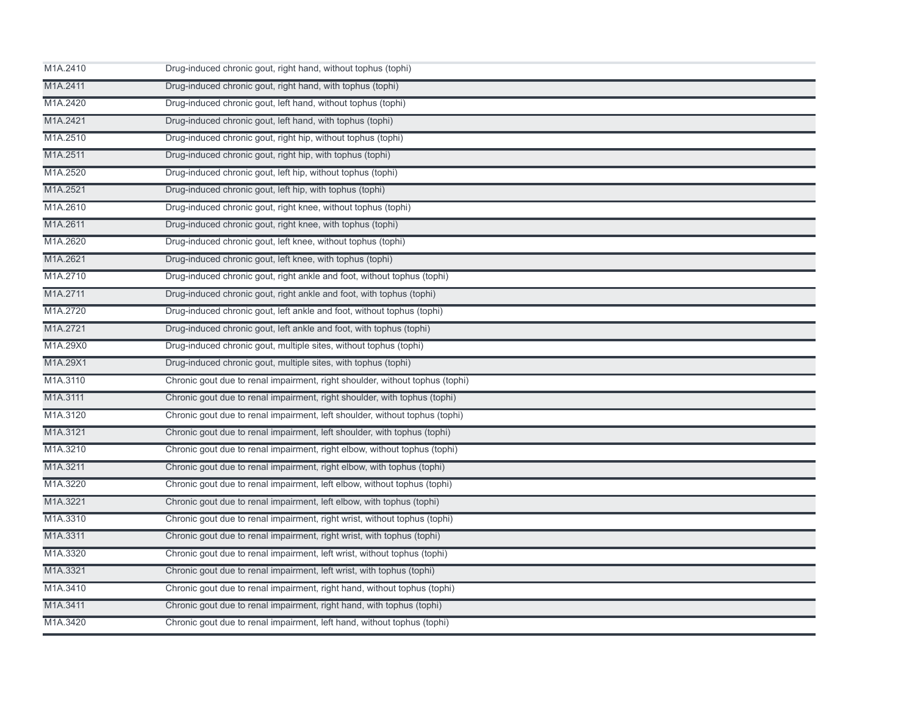| | |
|---|---|
| M1A.2410 | Drug-induced chronic gout, right hand, without tophus (tophi) |
| M1A.2411 | Drug-induced chronic gout, right hand, with tophus (tophi) |
| M1A.2420 | Drug-induced chronic gout, left hand, without tophus (tophi) |
| M1A.2421 | Drug-induced chronic gout, left hand, with tophus (tophi) |
| M1A.2510 | Drug-induced chronic gout, right hip, without tophus (tophi) |
| M1A.2511 | Drug-induced chronic gout, right hip, with tophus (tophi) |
| M1A.2520 | Drug-induced chronic gout, left hip, without tophus (tophi) |
| M1A.2521 | Drug-induced chronic gout, left hip, with tophus (tophi) |
| M1A.2610 | Drug-induced chronic gout, right knee, without tophus (tophi) |
| M1A.2611 | Drug-induced chronic gout, right knee, with tophus (tophi) |
| M1A.2620 | Drug-induced chronic gout, left knee, without tophus (tophi) |
| M1A.2621 | Drug-induced chronic gout, left knee, with tophus (tophi) |
| M1A.2710 | Drug-induced chronic gout, right ankle and foot, without tophus (tophi) |
| M1A.2711 | Drug-induced chronic gout, right ankle and foot, with tophus (tophi) |
| M1A.2720 | Drug-induced chronic gout, left ankle and foot, without tophus (tophi) |
| M1A.2721 | Drug-induced chronic gout, left ankle and foot, with tophus (tophi) |
| M1A.29X0 | Drug-induced chronic gout, multiple sites, without tophus (tophi) |
| M1A.29X1 | Drug-induced chronic gout, multiple sites, with tophus (tophi) |
| M1A.3110 | Chronic gout due to renal impairment, right shoulder, without tophus (tophi) |
| M1A.3111 | Chronic gout due to renal impairment, right shoulder, with tophus (tophi) |
| M1A.3120 | Chronic gout due to renal impairment, left shoulder, without tophus (tophi) |
| M1A.3121 | Chronic gout due to renal impairment, left shoulder, with tophus (tophi) |
| M1A.3210 | Chronic gout due to renal impairment, right elbow, without tophus (tophi) |
| M1A.3211 | Chronic gout due to renal impairment, right elbow, with tophus (tophi) |
| M1A.3220 | Chronic gout due to renal impairment, left elbow, without tophus (tophi) |
| M1A.3221 | Chronic gout due to renal impairment, left elbow, with tophus (tophi) |
| M1A.3310 | Chronic gout due to renal impairment, right wrist, without tophus (tophi) |
| M1A.3311 | Chronic gout due to renal impairment, right wrist, with tophus (tophi) |
| M1A.3320 | Chronic gout due to renal impairment, left wrist, without tophus (tophi) |
| M1A.3321 | Chronic gout due to renal impairment, left wrist, with tophus (tophi) |
| M1A.3410 | Chronic gout due to renal impairment, right hand, without tophus (tophi) |
| M1A.3411 | Chronic gout due to renal impairment, right hand, with tophus (tophi) |
| M1A.3420 | Chronic gout due to renal impairment, left hand, without tophus (tophi) |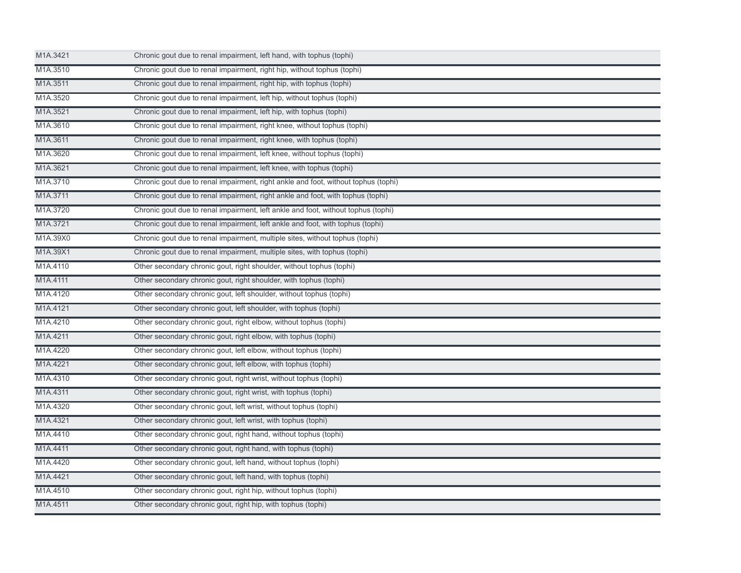| M1A.3421 | Chronic gout due to renal impairment, left hand, with tophus (tophi) |
|---|---|
| M1A.3510 | Chronic gout due to renal impairment, right hip, without tophus (tophi) |
| M1A.3511 | Chronic gout due to renal impairment, right hip, with tophus (tophi) |
| M1A.3520 | Chronic gout due to renal impairment, left hip, without tophus (tophi) |
| M1A.3521 | Chronic gout due to renal impairment, left hip, with tophus (tophi) |
| M1A.3610 | Chronic gout due to renal impairment, right knee, without tophus (tophi) |
| M1A.3611 | Chronic gout due to renal impairment, right knee, with tophus (tophi) |
| M1A.3620 | Chronic gout due to renal impairment, left knee, without tophus (tophi) |
| M1A.3621 | Chronic gout due to renal impairment, left knee, with tophus (tophi) |
| M1A.3710 | Chronic gout due to renal impairment, right ankle and foot, without tophus (tophi) |
| M1A.3711 | Chronic gout due to renal impairment, right ankle and foot, with tophus (tophi) |
| M1A.3720 | Chronic gout due to renal impairment, left ankle and foot, without tophus (tophi) |
| M1A.3721 | Chronic gout due to renal impairment, left ankle and foot, with tophus (tophi) |
| M1A.39X0 | Chronic gout due to renal impairment, multiple sites, without tophus (tophi) |
| M1A.39X1 | Chronic gout due to renal impairment, multiple sites, with tophus (tophi) |
| M1A.4110 | Other secondary chronic gout, right shoulder, without tophus (tophi) |
| M1A.4111 | Other secondary chronic gout, right shoulder, with tophus (tophi) |
| M1A.4120 | Other secondary chronic gout, left shoulder, without tophus (tophi) |
| M1A.4121 | Other secondary chronic gout, left shoulder, with tophus (tophi) |
| M1A.4210 | Other secondary chronic gout, right elbow, without tophus (tophi) |
| M1A.4211 | Other secondary chronic gout, right elbow, with tophus (tophi) |
| M1A.4220 | Other secondary chronic gout, left elbow, without tophus (tophi) |
| M1A.4221 | Other secondary chronic gout, left elbow, with tophus (tophi) |
| M1A.4310 | Other secondary chronic gout, right wrist, without tophus (tophi) |
| M1A.4311 | Other secondary chronic gout, right wrist, with tophus (tophi) |
| M1A.4320 | Other secondary chronic gout, left wrist, without tophus (tophi) |
| M1A.4321 | Other secondary chronic gout, left wrist, with tophus (tophi) |
| M1A.4410 | Other secondary chronic gout, right hand, without tophus (tophi) |
| M1A.4411 | Other secondary chronic gout, right hand, with tophus (tophi) |
| M1A.4420 | Other secondary chronic gout, left hand, without tophus (tophi) |
| M1A.4421 | Other secondary chronic gout, left hand, with tophus (tophi) |
| M1A.4510 | Other secondary chronic gout, right hip, without tophus (tophi) |
| M1A.4511 | Other secondary chronic gout, right hip, with tophus (tophi) |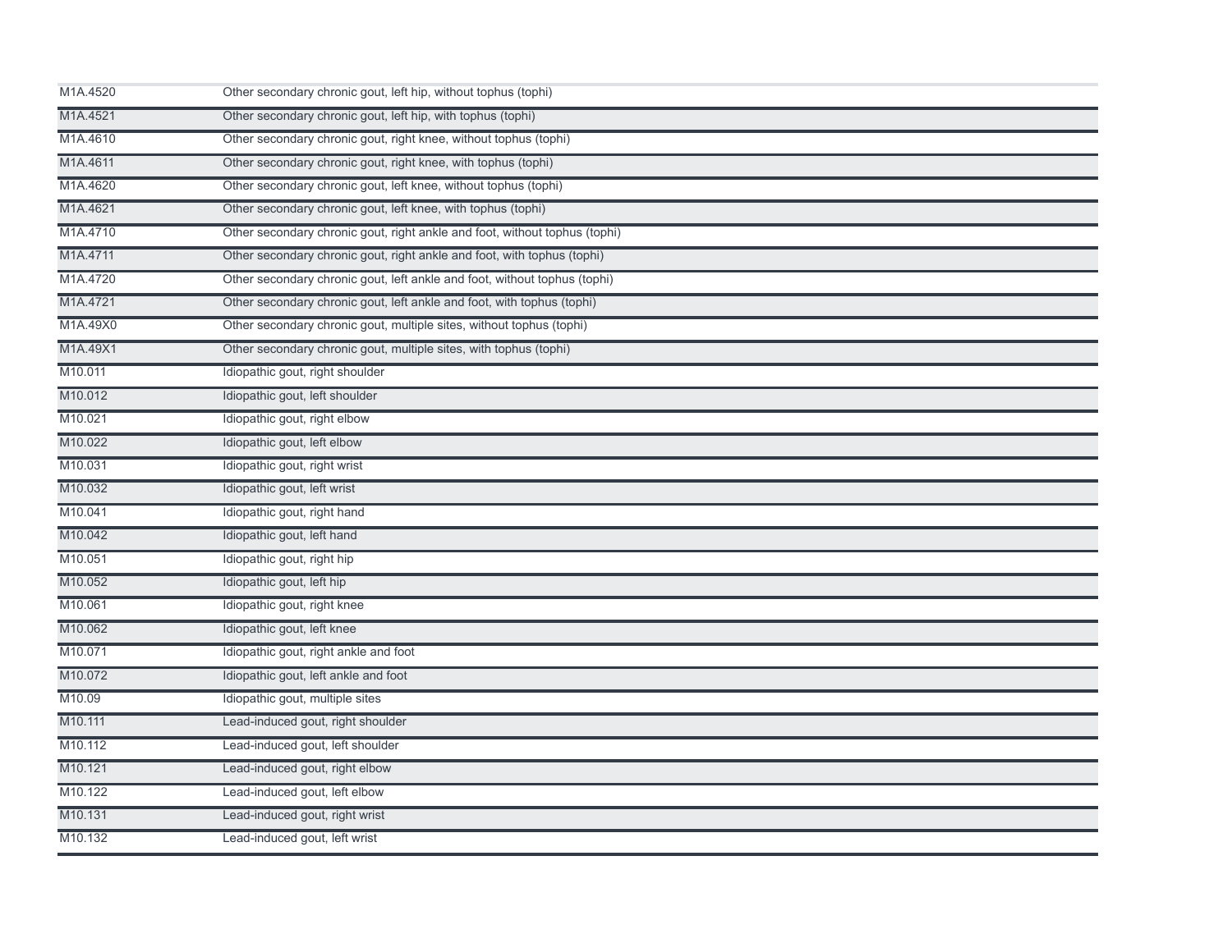| | |
|---|---|
| M1A.4520 | Other secondary chronic gout, left hip, without tophus (tophi) |
| M1A.4521 | Other secondary chronic gout, left hip, with tophus (tophi) |
| M1A.4610 | Other secondary chronic gout, right knee, without tophus (tophi) |
| M1A.4611 | Other secondary chronic gout, right knee, with tophus (tophi) |
| M1A.4620 | Other secondary chronic gout, left knee, without tophus (tophi) |
| M1A.4621 | Other secondary chronic gout, left knee, with tophus (tophi) |
| M1A.4710 | Other secondary chronic gout, right ankle and foot, without tophus (tophi) |
| M1A.4711 | Other secondary chronic gout, right ankle and foot, with tophus (tophi) |
| M1A.4720 | Other secondary chronic gout, left ankle and foot, without tophus (tophi) |
| M1A.4721 | Other secondary chronic gout, left ankle and foot, with tophus (tophi) |
| M1A.49X0 | Other secondary chronic gout, multiple sites, without tophus (tophi) |
| M1A.49X1 | Other secondary chronic gout, multiple sites, with tophus (tophi) |
| M10.011 | Idiopathic gout, right shoulder |
| M10.012 | Idiopathic gout, left shoulder |
| M10.021 | Idiopathic gout, right elbow |
| M10.022 | Idiopathic gout, left elbow |
| M10.031 | Idiopathic gout, right wrist |
| M10.032 | Idiopathic gout, left wrist |
| M10.041 | Idiopathic gout, right hand |
| M10.042 | Idiopathic gout, left hand |
| M10.051 | Idiopathic gout, right hip |
| M10.052 | Idiopathic gout, left hip |
| M10.061 | Idiopathic gout, right knee |
| M10.062 | Idiopathic gout, left knee |
| M10.071 | Idiopathic gout, right ankle and foot |
| M10.072 | Idiopathic gout, left ankle and foot |
| M10.09 | Idiopathic gout, multiple sites |
| M10.111 | Lead-induced gout, right shoulder |
| M10.112 | Lead-induced gout, left shoulder |
| M10.121 | Lead-induced gout, right elbow |
| M10.122 | Lead-induced gout, left elbow |
| M10.131 | Lead-induced gout, right wrist |
| M10.132 | Lead-induced gout, left wrist |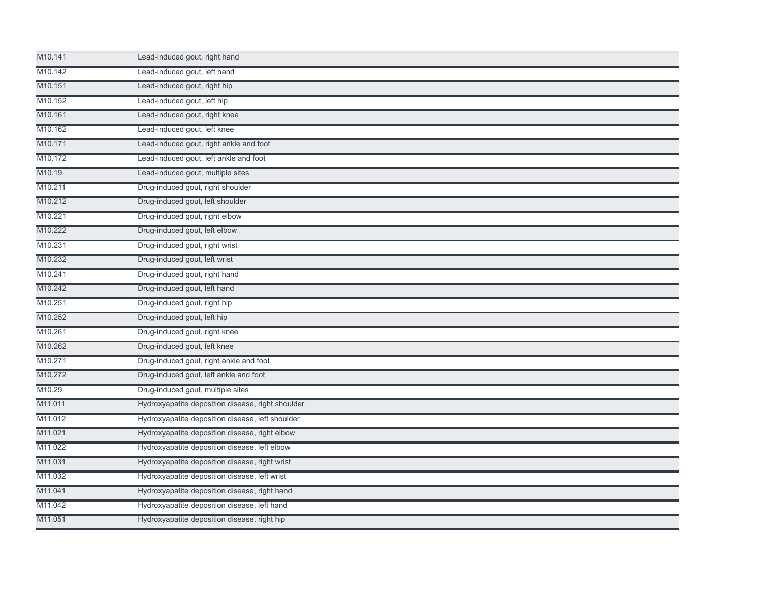| | |
|---|---|
| M10.141 | Lead-induced gout, right hand |
| M10.142 | Lead-induced gout, left hand |
| M10.151 | Lead-induced gout, right hip |
| M10.152 | Lead-induced gout, left hip |
| M10.161 | Lead-induced gout, right knee |
| M10.162 | Lead-induced gout, left knee |
| M10.171 | Lead-induced gout, right ankle and foot |
| M10.172 | Lead-induced gout, left ankle and foot |
| M10.19 | Lead-induced gout, multiple sites |
| M10.211 | Drug-induced gout, right shoulder |
| M10.212 | Drug-induced gout, left shoulder |
| M10.221 | Drug-induced gout, right elbow |
| M10.222 | Drug-induced gout, left elbow |
| M10.231 | Drug-induced gout, right wrist |
| M10.232 | Drug-induced gout, left wrist |
| M10.241 | Drug-induced gout, right hand |
| M10.242 | Drug-induced gout, left hand |
| M10.251 | Drug-induced gout, right hip |
| M10.252 | Drug-induced gout, left hip |
| M10.261 | Drug-induced gout, right knee |
| M10.262 | Drug-induced gout, left knee |
| M10.271 | Drug-induced gout, right ankle and foot |
| M10.272 | Drug-induced gout, left ankle and foot |
| M10.29 | Drug-induced gout, multiple sites |
| M11.011 | Hydroxyapatite deposition disease, right shoulder |
| M11.012 | Hydroxyapatite deposition disease, left shoulder |
| M11.021 | Hydroxyapatite deposition disease, right elbow |
| M11.022 | Hydroxyapatite deposition disease, left elbow |
| M11.031 | Hydroxyapatite deposition disease, right wrist |
| M11.032 | Hydroxyapatite deposition disease, left wrist |
| M11.041 | Hydroxyapatite deposition disease, right hand |
| M11.042 | Hydroxyapatite deposition disease, left hand |
| M11.051 | Hydroxyapatite deposition disease, right hip |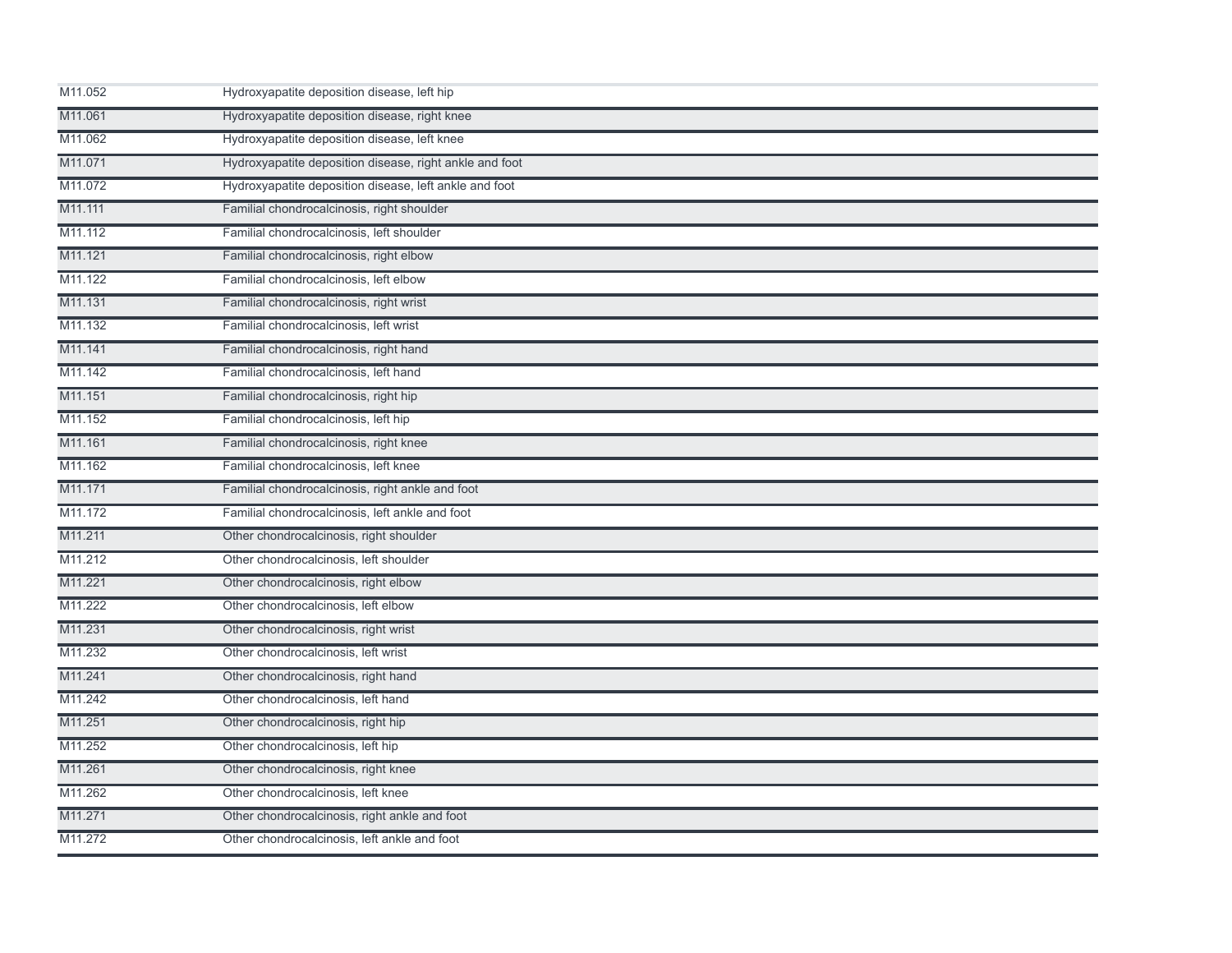| | |
|---|---|
| M11.052 | Hydroxyapatite deposition disease, left hip |
| M11.061 | Hydroxyapatite deposition disease, right knee |
| M11.062 | Hydroxyapatite deposition disease, left knee |
| M11.071 | Hydroxyapatite deposition disease, right ankle and foot |
| M11.072 | Hydroxyapatite deposition disease, left ankle and foot |
| M11.111 | Familial chondrocalcinosis, right shoulder |
| M11.112 | Familial chondrocalcinosis, left shoulder |
| M11.121 | Familial chondrocalcinosis, right elbow |
| M11.122 | Familial chondrocalcinosis, left elbow |
| M11.131 | Familial chondrocalcinosis, right wrist |
| M11.132 | Familial chondrocalcinosis, left wrist |
| M11.141 | Familial chondrocalcinosis, right hand |
| M11.142 | Familial chondrocalcinosis, left hand |
| M11.151 | Familial chondrocalcinosis, right hip |
| M11.152 | Familial chondrocalcinosis, left hip |
| M11.161 | Familial chondrocalcinosis, right knee |
| M11.162 | Familial chondrocalcinosis, left knee |
| M11.171 | Familial chondrocalcinosis, right ankle and foot |
| M11.172 | Familial chondrocalcinosis, left ankle and foot |
| M11.211 | Other chondrocalcinosis, right shoulder |
| M11.212 | Other chondrocalcinosis, left shoulder |
| M11.221 | Other chondrocalcinosis, right elbow |
| M11.222 | Other chondrocalcinosis, left elbow |
| M11.231 | Other chondrocalcinosis, right wrist |
| M11.232 | Other chondrocalcinosis, left wrist |
| M11.241 | Other chondrocalcinosis, right hand |
| M11.242 | Other chondrocalcinosis, left hand |
| M11.251 | Other chondrocalcinosis, right hip |
| M11.252 | Other chondrocalcinosis, left hip |
| M11.261 | Other chondrocalcinosis, right knee |
| M11.262 | Other chondrocalcinosis, left knee |
| M11.271 | Other chondrocalcinosis, right ankle and foot |
| M11.272 | Other chondrocalcinosis, left ankle and foot |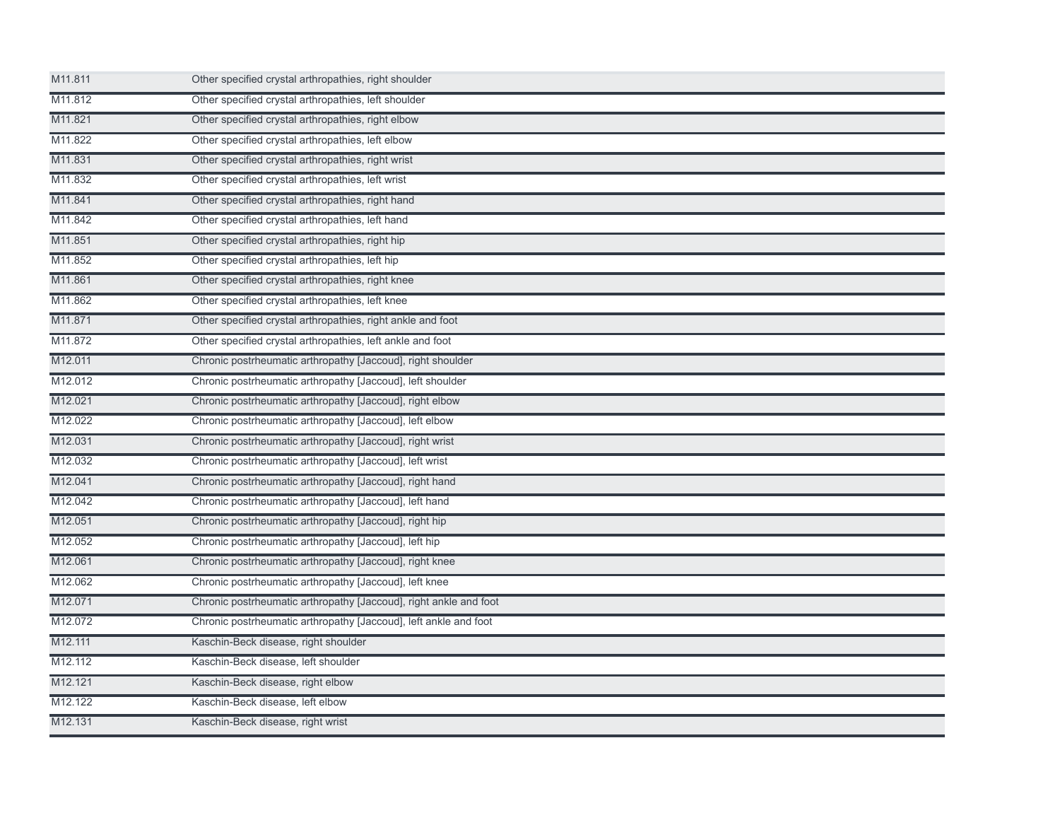| | |
|---|---|
| M11.811 | Other specified crystal arthropathies, right shoulder |
| M11.812 | Other specified crystal arthropathies, left shoulder |
| M11.821 | Other specified crystal arthropathies, right elbow |
| M11.822 | Other specified crystal arthropathies, left elbow |
| M11.831 | Other specified crystal arthropathies, right wrist |
| M11.832 | Other specified crystal arthropathies, left wrist |
| M11.841 | Other specified crystal arthropathies, right hand |
| M11.842 | Other specified crystal arthropathies, left hand |
| M11.851 | Other specified crystal arthropathies, right hip |
| M11.852 | Other specified crystal arthropathies, left hip |
| M11.861 | Other specified crystal arthropathies, right knee |
| M11.862 | Other specified crystal arthropathies, left knee |
| M11.871 | Other specified crystal arthropathies, right ankle and foot |
| M11.872 | Other specified crystal arthropathies, left ankle and foot |
| M12.011 | Chronic postrheumatic arthropathy [Jaccoud], right shoulder |
| M12.012 | Chronic postrheumatic arthropathy [Jaccoud], left shoulder |
| M12.021 | Chronic postrheumatic arthropathy [Jaccoud], right elbow |
| M12.022 | Chronic postrheumatic arthropathy [Jaccoud], left elbow |
| M12.031 | Chronic postrheumatic arthropathy [Jaccoud], right wrist |
| M12.032 | Chronic postrheumatic arthropathy [Jaccoud], left wrist |
| M12.041 | Chronic postrheumatic arthropathy [Jaccoud], right hand |
| M12.042 | Chronic postrheumatic arthropathy [Jaccoud], left hand |
| M12.051 | Chronic postrheumatic arthropathy [Jaccoud], right hip |
| M12.052 | Chronic postrheumatic arthropathy [Jaccoud], left hip |
| M12.061 | Chronic postrheumatic arthropathy [Jaccoud], right knee |
| M12.062 | Chronic postrheumatic arthropathy [Jaccoud], left knee |
| M12.071 | Chronic postrheumatic arthropathy [Jaccoud], right ankle and foot |
| M12.072 | Chronic postrheumatic arthropathy [Jaccoud], left ankle and foot |
| M12.111 | Kaschin-Beck disease, right shoulder |
| M12.112 | Kaschin-Beck disease, left shoulder |
| M12.121 | Kaschin-Beck disease, right elbow |
| M12.122 | Kaschin-Beck disease, left elbow |
| M12.131 | Kaschin-Beck disease, right wrist |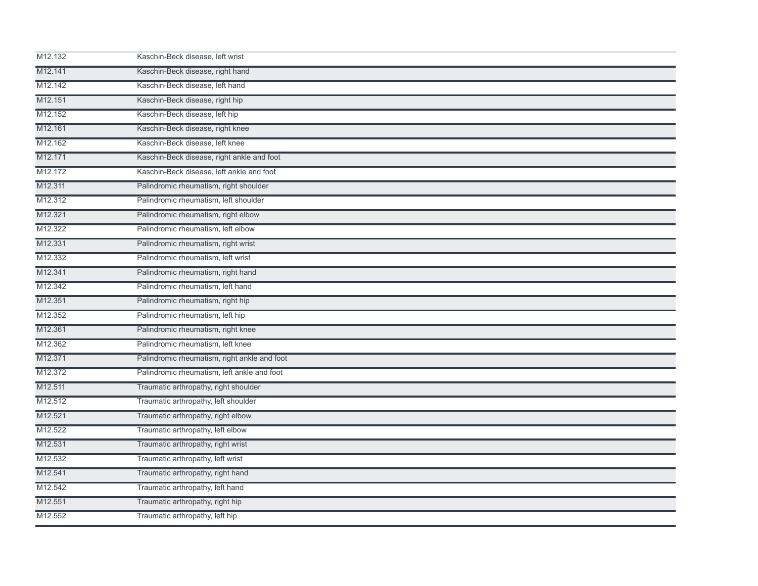| | |
|---|---|
| M12.132 | Kaschin-Beck disease, left wrist |
| M12.141 | Kaschin-Beck disease, right hand |
| M12.142 | Kaschin-Beck disease, left hand |
| M12.151 | Kaschin-Beck disease, right hip |
| M12.152 | Kaschin-Beck disease, left hip |
| M12.161 | Kaschin-Beck disease, right knee |
| M12.162 | Kaschin-Beck disease, left knee |
| M12.171 | Kaschin-Beck disease, right ankle and foot |
| M12.172 | Kaschin-Beck disease, left ankle and foot |
| M12.311 | Palindromic rheumatism, right shoulder |
| M12.312 | Palindromic rheumatism, left shoulder |
| M12.321 | Palindromic rheumatism, right elbow |
| M12.322 | Palindromic rheumatism, left elbow |
| M12.331 | Palindromic rheumatism, right wrist |
| M12.332 | Palindromic rheumatism, left wrist |
| M12.341 | Palindromic rheumatism, right hand |
| M12.342 | Palindromic rheumatism, left hand |
| M12.351 | Palindromic rheumatism, right hip |
| M12.352 | Palindromic rheumatism, left hip |
| M12.361 | Palindromic rheumatism, right knee |
| M12.362 | Palindromic rheumatism, left knee |
| M12.371 | Palindromic rheumatism, right ankle and foot |
| M12.372 | Palindromic rheumatism, left ankle and foot |
| M12.511 | Traumatic arthropathy, right shoulder |
| M12.512 | Traumatic arthropathy, left shoulder |
| M12.521 | Traumatic arthropathy, right elbow |
| M12.522 | Traumatic arthropathy, left elbow |
| M12.531 | Traumatic arthropathy, right wrist |
| M12.532 | Traumatic arthropathy, left wrist |
| M12.541 | Traumatic arthropathy, right hand |
| M12.542 | Traumatic arthropathy, left hand |
| M12.551 | Traumatic arthropathy, right hip |
| M12.552 | Traumatic arthropathy, left hip |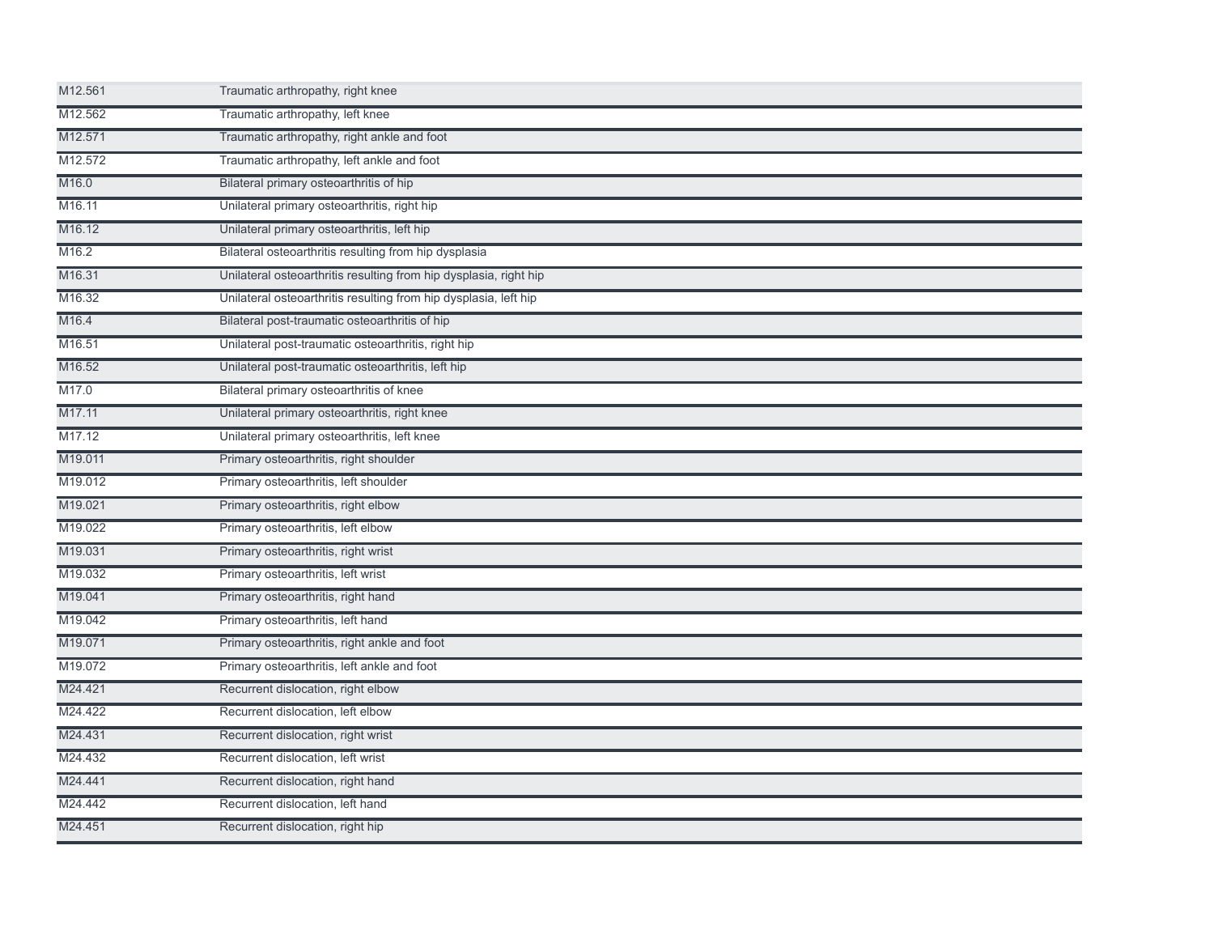| | |
|---|---|
| M12.561 | Traumatic arthropathy, right knee |
| M12.562 | Traumatic arthropathy, left knee |
| M12.571 | Traumatic arthropathy, right ankle and foot |
| M12.572 | Traumatic arthropathy, left ankle and foot |
| M16.0 | Bilateral primary osteoarthritis of hip |
| M16.11 | Unilateral primary osteoarthritis, right hip |
| M16.12 | Unilateral primary osteoarthritis, left hip |
| M16.2 | Bilateral osteoarthritis resulting from hip dysplasia |
| M16.31 | Unilateral osteoarthritis resulting from hip dysplasia, right hip |
| M16.32 | Unilateral osteoarthritis resulting from hip dysplasia, left hip |
| M16.4 | Bilateral post-traumatic osteoarthritis of hip |
| M16.51 | Unilateral post-traumatic osteoarthritis, right hip |
| M16.52 | Unilateral post-traumatic osteoarthritis, left hip |
| M17.0 | Bilateral primary osteoarthritis of knee |
| M17.11 | Unilateral primary osteoarthritis, right knee |
| M17.12 | Unilateral primary osteoarthritis, left knee |
| M19.011 | Primary osteoarthritis, right shoulder |
| M19.012 | Primary osteoarthritis, left shoulder |
| M19.021 | Primary osteoarthritis, right elbow |
| M19.022 | Primary osteoarthritis, left elbow |
| M19.031 | Primary osteoarthritis, right wrist |
| M19.032 | Primary osteoarthritis, left wrist |
| M19.041 | Primary osteoarthritis, right hand |
| M19.042 | Primary osteoarthritis, left hand |
| M19.071 | Primary osteoarthritis, right ankle and foot |
| M19.072 | Primary osteoarthritis, left ankle and foot |
| M24.421 | Recurrent dislocation, right elbow |
| M24.422 | Recurrent dislocation, left elbow |
| M24.431 | Recurrent dislocation, right wrist |
| M24.432 | Recurrent dislocation, left wrist |
| M24.441 | Recurrent dislocation, right hand |
| M24.442 | Recurrent dislocation, left hand |
| M24.451 | Recurrent dislocation, right hip |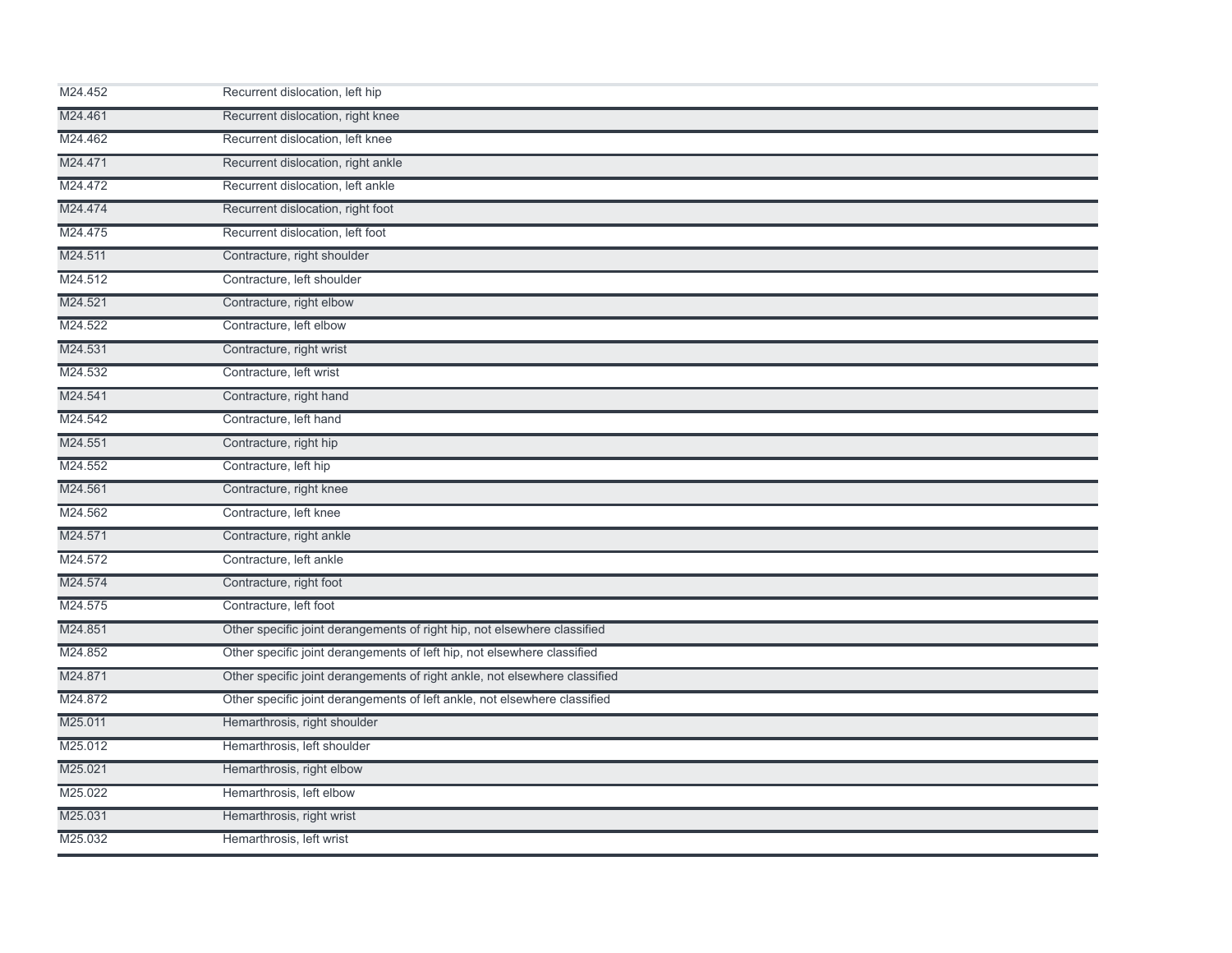| | |
|---|---|
| M24.452 | Recurrent dislocation, left hip |
| M24.461 | Recurrent dislocation, right knee |
| M24.462 | Recurrent dislocation, left knee |
| M24.471 | Recurrent dislocation, right ankle |
| M24.472 | Recurrent dislocation, left ankle |
| M24.474 | Recurrent dislocation, right foot |
| M24.475 | Recurrent dislocation, left foot |
| M24.511 | Contracture, right shoulder |
| M24.512 | Contracture, left shoulder |
| M24.521 | Contracture, right elbow |
| M24.522 | Contracture, left elbow |
| M24.531 | Contracture, right wrist |
| M24.532 | Contracture, left wrist |
| M24.541 | Contracture, right hand |
| M24.542 | Contracture, left hand |
| M24.551 | Contracture, right hip |
| M24.552 | Contracture, left hip |
| M24.561 | Contracture, right knee |
| M24.562 | Contracture, left knee |
| M24.571 | Contracture, right ankle |
| M24.572 | Contracture, left ankle |
| M24.574 | Contracture, right foot |
| M24.575 | Contracture, left foot |
| M24.851 | Other specific joint derangements of right hip, not elsewhere classified |
| M24.852 | Other specific joint derangements of left hip, not elsewhere classified |
| M24.871 | Other specific joint derangements of right ankle, not elsewhere classified |
| M24.872 | Other specific joint derangements of left ankle, not elsewhere classified |
| M25.011 | Hemarthrosis, right shoulder |
| M25.012 | Hemarthrosis, left shoulder |
| M25.021 | Hemarthrosis, right elbow |
| M25.022 | Hemarthrosis, left elbow |
| M25.031 | Hemarthrosis, right wrist |
| M25.032 | Hemarthrosis, left wrist |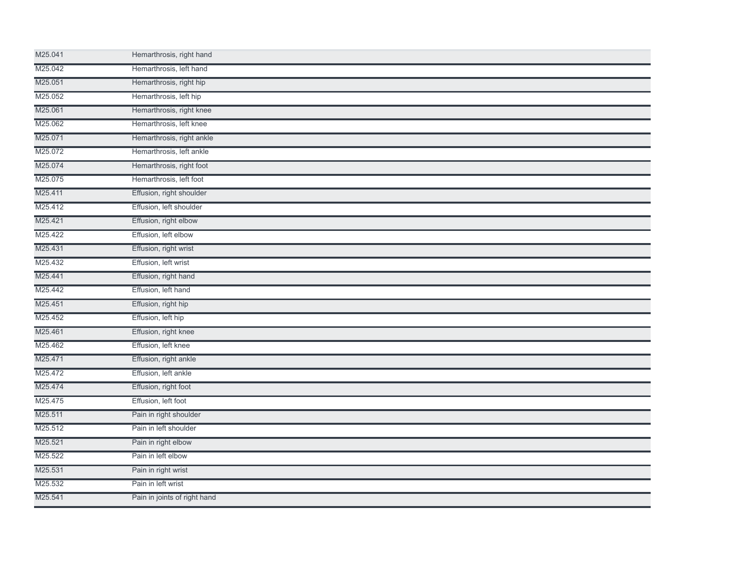| | |
|---|---|
| M25.041 | Hemarthrosis, right hand |
| M25.042 | Hemarthrosis, left hand |
| M25.051 | Hemarthrosis, right hip |
| M25.052 | Hemarthrosis, left hip |
| M25.061 | Hemarthrosis, right knee |
| M25.062 | Hemarthrosis, left knee |
| M25.071 | Hemarthrosis, right ankle |
| M25.072 | Hemarthrosis, left ankle |
| M25.074 | Hemarthrosis, right foot |
| M25.075 | Hemarthrosis, left foot |
| M25.411 | Effusion, right shoulder |
| M25.412 | Effusion, left shoulder |
| M25.421 | Effusion, right elbow |
| M25.422 | Effusion, left elbow |
| M25.431 | Effusion, right wrist |
| M25.432 | Effusion, left wrist |
| M25.441 | Effusion, right hand |
| M25.442 | Effusion, left hand |
| M25.451 | Effusion, right hip |
| M25.452 | Effusion, left hip |
| M25.461 | Effusion, right knee |
| M25.462 | Effusion, left knee |
| M25.471 | Effusion, right ankle |
| M25.472 | Effusion, left ankle |
| M25.474 | Effusion, right foot |
| M25.475 | Effusion, left foot |
| M25.511 | Pain in right shoulder |
| M25.512 | Pain in left shoulder |
| M25.521 | Pain in right elbow |
| M25.522 | Pain in left elbow |
| M25.531 | Pain in right wrist |
| M25.532 | Pain in left wrist |
| M25.541 | Pain in joints of right hand |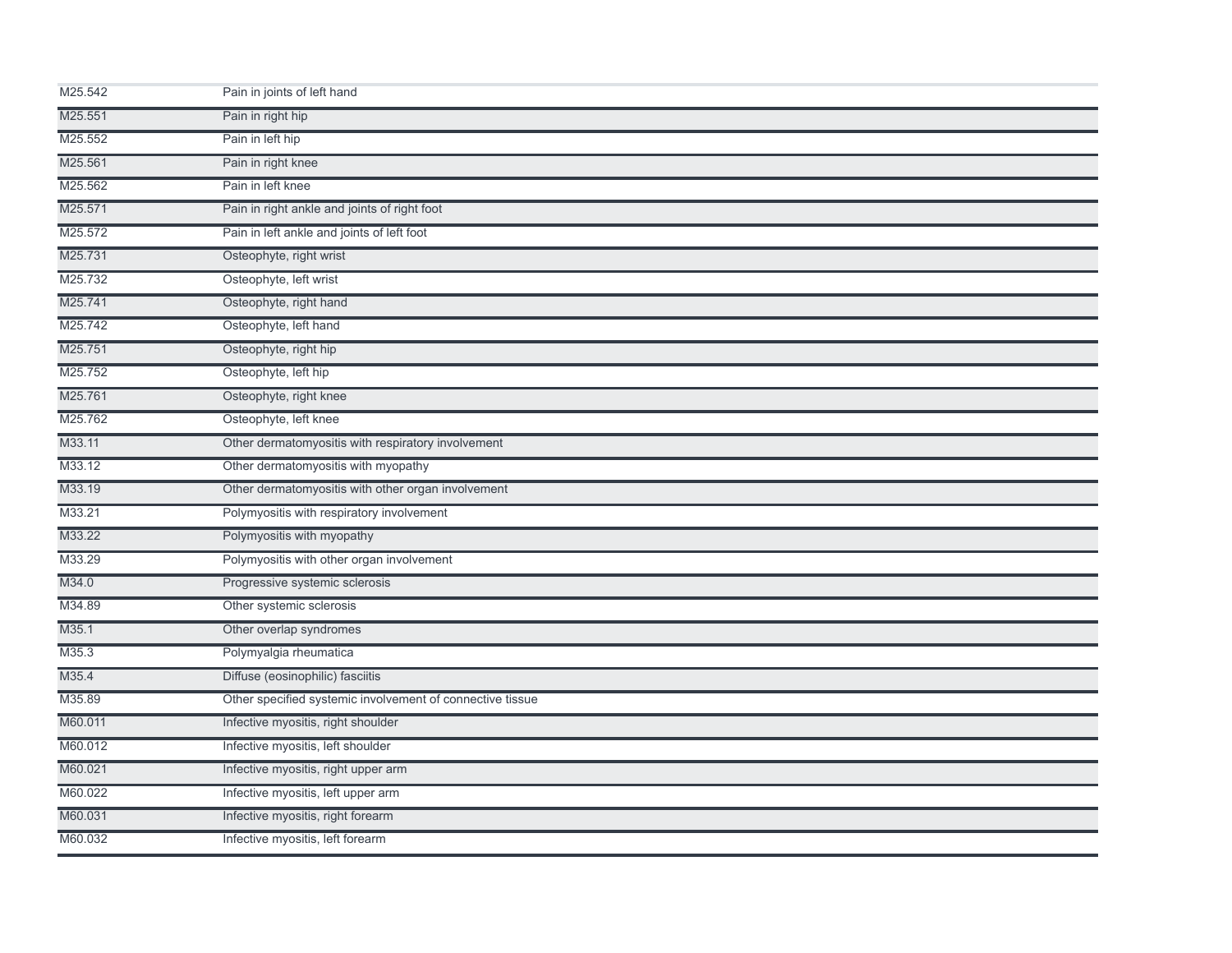| | |
|---|---|
| M25.542 | Pain in joints of left hand |
| M25.551 | Pain in right hip |
| M25.552 | Pain in left hip |
| M25.561 | Pain in right knee |
| M25.562 | Pain in left knee |
| M25.571 | Pain in right ankle and joints of right foot |
| M25.572 | Pain in left ankle and joints of left foot |
| M25.731 | Osteophyte, right wrist |
| M25.732 | Osteophyte, left wrist |
| M25.741 | Osteophyte, right hand |
| M25.742 | Osteophyte, left hand |
| M25.751 | Osteophyte, right hip |
| M25.752 | Osteophyte, left hip |
| M25.761 | Osteophyte, right knee |
| M25.762 | Osteophyte, left knee |
| M33.11 | Other dermatomyositis with respiratory involvement |
| M33.12 | Other dermatomyositis with myopathy |
| M33.19 | Other dermatomyositis with other organ involvement |
| M33.21 | Polymyositis with respiratory involvement |
| M33.22 | Polymyositis with myopathy |
| M33.29 | Polymyositis with other organ involvement |
| M34.0 | Progressive systemic sclerosis |
| M34.89 | Other systemic sclerosis |
| M35.1 | Other overlap syndromes |
| M35.3 | Polymyalgia rheumatica |
| M35.4 | Diffuse (eosinophilic) fasciitis |
| M35.89 | Other specified systemic involvement of connective tissue |
| M60.011 | Infective myositis, right shoulder |
| M60.012 | Infective myositis, left shoulder |
| M60.021 | Infective myositis, right upper arm |
| M60.022 | Infective myositis, left upper arm |
| M60.031 | Infective myositis, right forearm |
| M60.032 | Infective myositis, left forearm |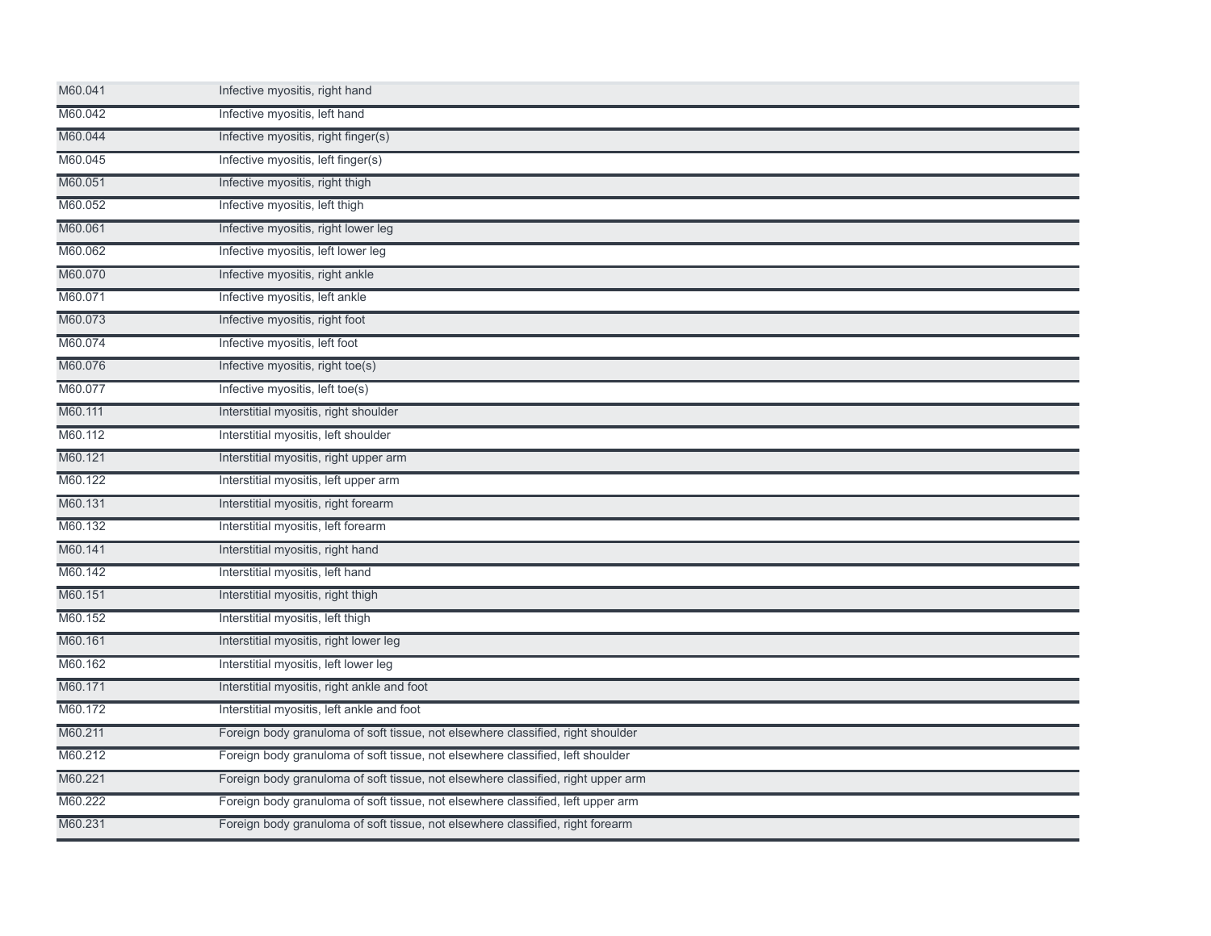| | |
|---|---|
| M60.041 | Infective myositis, right hand |
| M60.042 | Infective myositis, left hand |
| M60.044 | Infective myositis, right finger(s) |
| M60.045 | Infective myositis, left finger(s) |
| M60.051 | Infective myositis, right thigh |
| M60.052 | Infective myositis, left thigh |
| M60.061 | Infective myositis, right lower leg |
| M60.062 | Infective myositis, left lower leg |
| M60.070 | Infective myositis, right ankle |
| M60.071 | Infective myositis, left ankle |
| M60.073 | Infective myositis, right foot |
| M60.074 | Infective myositis, left foot |
| M60.076 | Infective myositis, right toe(s) |
| M60.077 | Infective myositis, left toe(s) |
| M60.111 | Interstitial myositis, right shoulder |
| M60.112 | Interstitial myositis, left shoulder |
| M60.121 | Interstitial myositis, right upper arm |
| M60.122 | Interstitial myositis, left upper arm |
| M60.131 | Interstitial myositis, right forearm |
| M60.132 | Interstitial myositis, left forearm |
| M60.141 | Interstitial myositis, right hand |
| M60.142 | Interstitial myositis, left hand |
| M60.151 | Interstitial myositis, right thigh |
| M60.152 | Interstitial myositis, left thigh |
| M60.161 | Interstitial myositis, right lower leg |
| M60.162 | Interstitial myositis, left lower leg |
| M60.171 | Interstitial myositis, right ankle and foot |
| M60.172 | Interstitial myositis, left ankle and foot |
| M60.211 | Foreign body granuloma of soft tissue, not elsewhere classified, right shoulder |
| M60.212 | Foreign body granuloma of soft tissue, not elsewhere classified, left shoulder |
| M60.221 | Foreign body granuloma of soft tissue, not elsewhere classified, right upper arm |
| M60.222 | Foreign body granuloma of soft tissue, not elsewhere classified, left upper arm |
| M60.231 | Foreign body granuloma of soft tissue, not elsewhere classified, right forearm |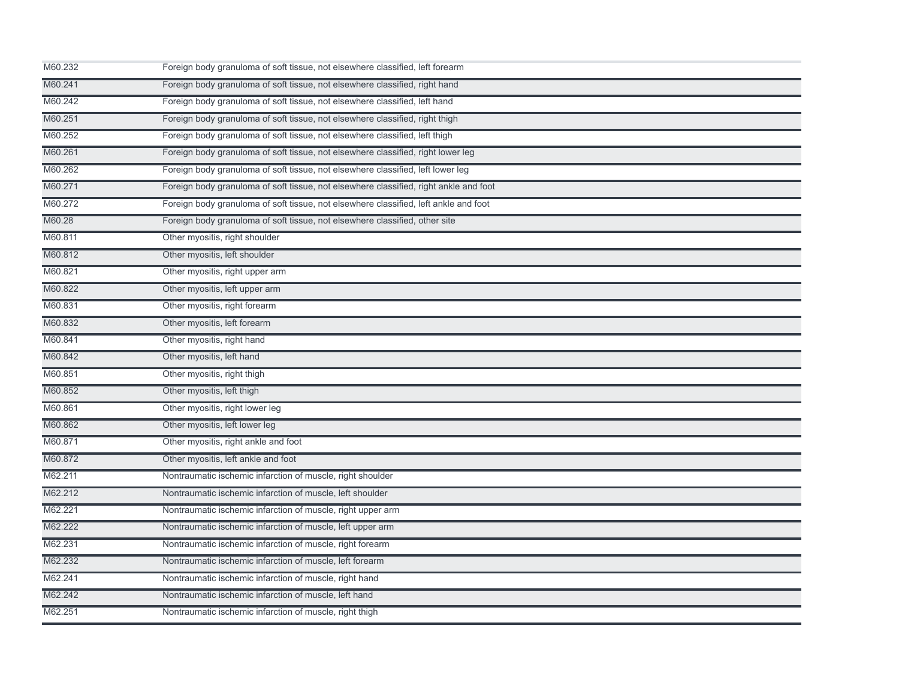| | |
|---|---|
| M60.232 | Foreign body granuloma of soft tissue, not elsewhere classified, left forearm |
| M60.241 | Foreign body granuloma of soft tissue, not elsewhere classified, right hand |
| M60.242 | Foreign body granuloma of soft tissue, not elsewhere classified, left hand |
| M60.251 | Foreign body granuloma of soft tissue, not elsewhere classified, right thigh |
| M60.252 | Foreign body granuloma of soft tissue, not elsewhere classified, left thigh |
| M60.261 | Foreign body granuloma of soft tissue, not elsewhere classified, right lower leg |
| M60.262 | Foreign body granuloma of soft tissue, not elsewhere classified, left lower leg |
| M60.271 | Foreign body granuloma of soft tissue, not elsewhere classified, right ankle and foot |
| M60.272 | Foreign body granuloma of soft tissue, not elsewhere classified, left ankle and foot |
| M60.28 | Foreign body granuloma of soft tissue, not elsewhere classified, other site |
| M60.811 | Other myositis, right shoulder |
| M60.812 | Other myositis, left shoulder |
| M60.821 | Other myositis, right upper arm |
| M60.822 | Other myositis, left upper arm |
| M60.831 | Other myositis, right forearm |
| M60.832 | Other myositis, left forearm |
| M60.841 | Other myositis, right hand |
| M60.842 | Other myositis, left hand |
| M60.851 | Other myositis, right thigh |
| M60.852 | Other myositis, left thigh |
| M60.861 | Other myositis, right lower leg |
| M60.862 | Other myositis, left lower leg |
| M60.871 | Other myositis, right ankle and foot |
| M60.872 | Other myositis, left ankle and foot |
| M62.211 | Nontraumatic ischemic infarction of muscle, right shoulder |
| M62.212 | Nontraumatic ischemic infarction of muscle, left shoulder |
| M62.221 | Nontraumatic ischemic infarction of muscle, right upper arm |
| M62.222 | Nontraumatic ischemic infarction of muscle, left upper arm |
| M62.231 | Nontraumatic ischemic infarction of muscle, right forearm |
| M62.232 | Nontraumatic ischemic infarction of muscle, left forearm |
| M62.241 | Nontraumatic ischemic infarction of muscle, right hand |
| M62.242 | Nontraumatic ischemic infarction of muscle, left hand |
| M62.251 | Nontraumatic ischemic infarction of muscle, right thigh |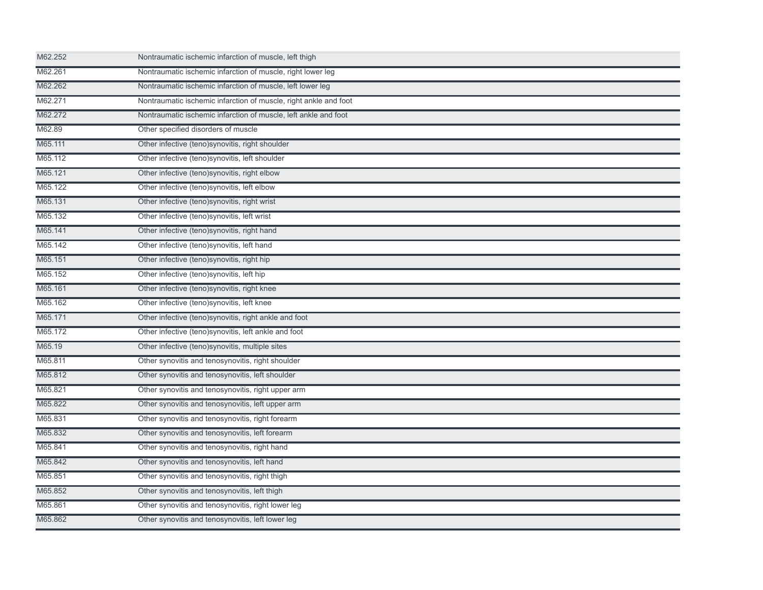| | |
|---|---|
| M62.252 | Nontraumatic ischemic infarction of muscle, left thigh |
| M62.261 | Nontraumatic ischemic infarction of muscle, right lower leg |
| M62.262 | Nontraumatic ischemic infarction of muscle, left lower leg |
| M62.271 | Nontraumatic ischemic infarction of muscle, right ankle and foot |
| M62.272 | Nontraumatic ischemic infarction of muscle, left ankle and foot |
| M62.89 | Other specified disorders of muscle |
| M65.111 | Other infective (teno)synovitis, right shoulder |
| M65.112 | Other infective (teno)synovitis, left shoulder |
| M65.121 | Other infective (teno)synovitis, right elbow |
| M65.122 | Other infective (teno)synovitis, left elbow |
| M65.131 | Other infective (teno)synovitis, right wrist |
| M65.132 | Other infective (teno)synovitis, left wrist |
| M65.141 | Other infective (teno)synovitis, right hand |
| M65.142 | Other infective (teno)synovitis, left hand |
| M65.151 | Other infective (teno)synovitis, right hip |
| M65.152 | Other infective (teno)synovitis, left hip |
| M65.161 | Other infective (teno)synovitis, right knee |
| M65.162 | Other infective (teno)synovitis, left knee |
| M65.171 | Other infective (teno)synovitis, right ankle and foot |
| M65.172 | Other infective (teno)synovitis, left ankle and foot |
| M65.19 | Other infective (teno)synovitis, multiple sites |
| M65.811 | Other synovitis and tenosynovitis, right shoulder |
| M65.812 | Other synovitis and tenosynovitis, left shoulder |
| M65.821 | Other synovitis and tenosynovitis, right upper arm |
| M65.822 | Other synovitis and tenosynovitis, left upper arm |
| M65.831 | Other synovitis and tenosynovitis, right forearm |
| M65.832 | Other synovitis and tenosynovitis, left forearm |
| M65.841 | Other synovitis and tenosynovitis, right hand |
| M65.842 | Other synovitis and tenosynovitis, left hand |
| M65.851 | Other synovitis and tenosynovitis, right thigh |
| M65.852 | Other synovitis and tenosynovitis, left thigh |
| M65.861 | Other synovitis and tenosynovitis, right lower leg |
| M65.862 | Other synovitis and tenosynovitis, left lower leg |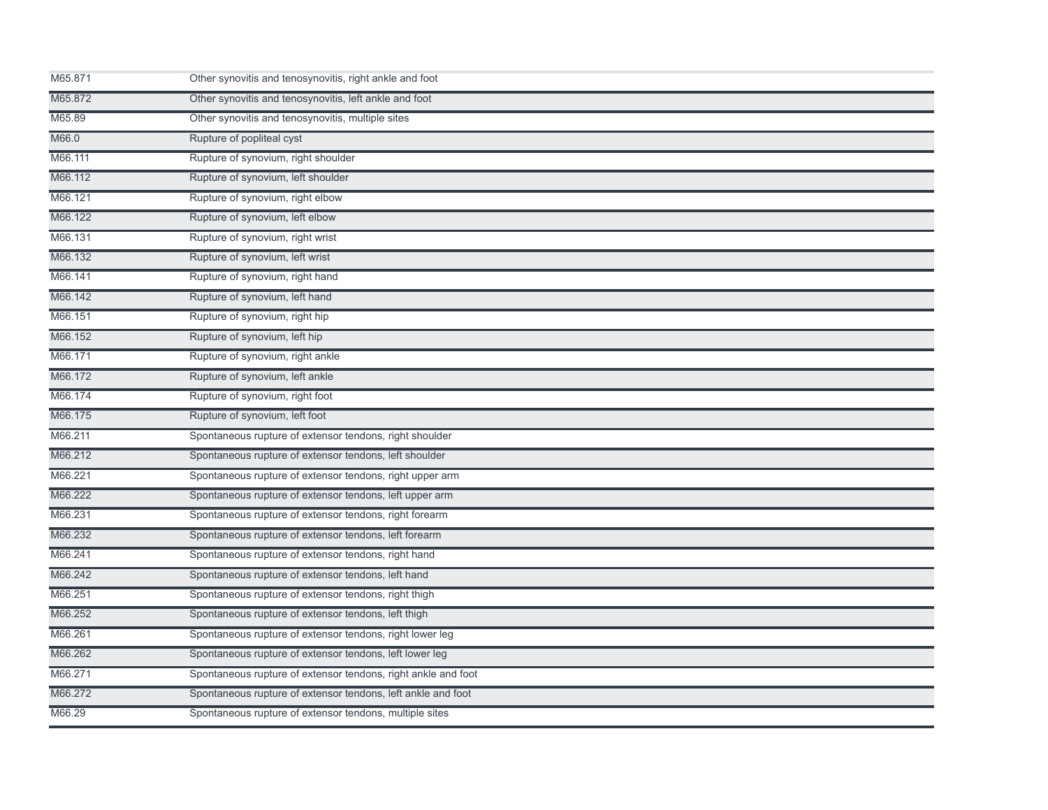| | |
|---|---|
| M65.871 | Other synovitis and tenosynovitis, right ankle and foot |
| M65.872 | Other synovitis and tenosynovitis, left ankle and foot |
| M65.89 | Other synovitis and tenosynovitis, multiple sites |
| M66.0 | Rupture of popliteal cyst |
| M66.111 | Rupture of synovium, right shoulder |
| M66.112 | Rupture of synovium, left shoulder |
| M66.121 | Rupture of synovium, right elbow |
| M66.122 | Rupture of synovium, left elbow |
| M66.131 | Rupture of synovium, right wrist |
| M66.132 | Rupture of synovium, left wrist |
| M66.141 | Rupture of synovium, right hand |
| M66.142 | Rupture of synovium, left hand |
| M66.151 | Rupture of synovium, right hip |
| M66.152 | Rupture of synovium, left hip |
| M66.171 | Rupture of synovium, right ankle |
| M66.172 | Rupture of synovium, left ankle |
| M66.174 | Rupture of synovium, right foot |
| M66.175 | Rupture of synovium, left foot |
| M66.211 | Spontaneous rupture of extensor tendons, right shoulder |
| M66.212 | Spontaneous rupture of extensor tendons, left shoulder |
| M66.221 | Spontaneous rupture of extensor tendons, right upper arm |
| M66.222 | Spontaneous rupture of extensor tendons, left upper arm |
| M66.231 | Spontaneous rupture of extensor tendons, right forearm |
| M66.232 | Spontaneous rupture of extensor tendons, left forearm |
| M66.241 | Spontaneous rupture of extensor tendons, right hand |
| M66.242 | Spontaneous rupture of extensor tendons, left hand |
| M66.251 | Spontaneous rupture of extensor tendons, right thigh |
| M66.252 | Spontaneous rupture of extensor tendons, left thigh |
| M66.261 | Spontaneous rupture of extensor tendons, right lower leg |
| M66.262 | Spontaneous rupture of extensor tendons, left lower leg |
| M66.271 | Spontaneous rupture of extensor tendons, right ankle and foot |
| M66.272 | Spontaneous rupture of extensor tendons, left ankle and foot |
| M66.29 | Spontaneous rupture of extensor tendons, multiple sites |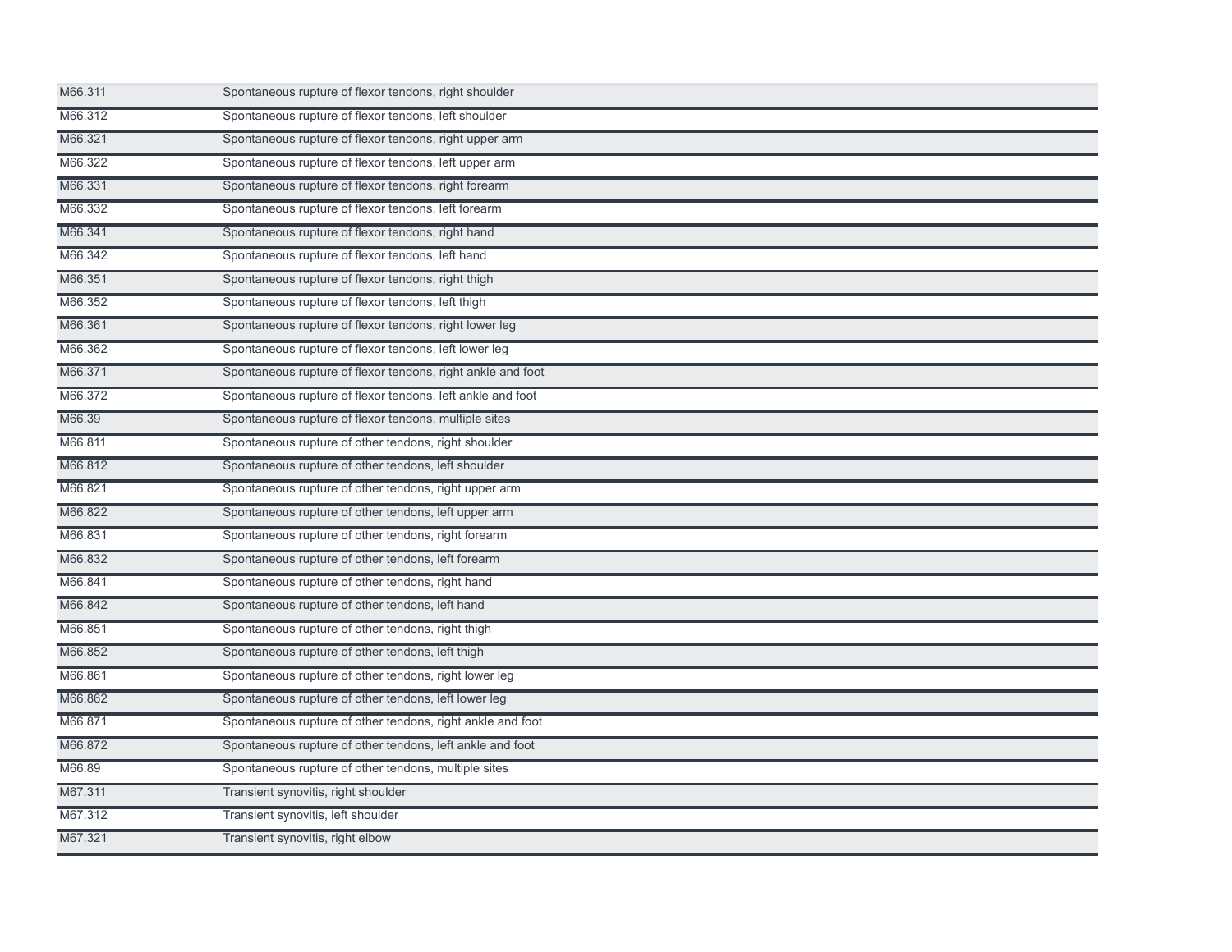| | |
|---|---|
| M66.311 | Spontaneous rupture of flexor tendons, right shoulder |
| M66.312 | Spontaneous rupture of flexor tendons, left shoulder |
| M66.321 | Spontaneous rupture of flexor tendons, right upper arm |
| M66.322 | Spontaneous rupture of flexor tendons, left upper arm |
| M66.331 | Spontaneous rupture of flexor tendons, right forearm |
| M66.332 | Spontaneous rupture of flexor tendons, left forearm |
| M66.341 | Spontaneous rupture of flexor tendons, right hand |
| M66.342 | Spontaneous rupture of flexor tendons, left hand |
| M66.351 | Spontaneous rupture of flexor tendons, right thigh |
| M66.352 | Spontaneous rupture of flexor tendons, left thigh |
| M66.361 | Spontaneous rupture of flexor tendons, right lower leg |
| M66.362 | Spontaneous rupture of flexor tendons, left lower leg |
| M66.371 | Spontaneous rupture of flexor tendons, right ankle and foot |
| M66.372 | Spontaneous rupture of flexor tendons, left ankle and foot |
| M66.39 | Spontaneous rupture of flexor tendons, multiple sites |
| M66.811 | Spontaneous rupture of other tendons, right shoulder |
| M66.812 | Spontaneous rupture of other tendons, left shoulder |
| M66.821 | Spontaneous rupture of other tendons, right upper arm |
| M66.822 | Spontaneous rupture of other tendons, left upper arm |
| M66.831 | Spontaneous rupture of other tendons, right forearm |
| M66.832 | Spontaneous rupture of other tendons, left forearm |
| M66.841 | Spontaneous rupture of other tendons, right hand |
| M66.842 | Spontaneous rupture of other tendons, left hand |
| M66.851 | Spontaneous rupture of other tendons, right thigh |
| M66.852 | Spontaneous rupture of other tendons, left thigh |
| M66.861 | Spontaneous rupture of other tendons, right lower leg |
| M66.862 | Spontaneous rupture of other tendons, left lower leg |
| M66.871 | Spontaneous rupture of other tendons, right ankle and foot |
| M66.872 | Spontaneous rupture of other tendons, left ankle and foot |
| M66.89 | Spontaneous rupture of other tendons, multiple sites |
| M67.311 | Transient synovitis, right shoulder |
| M67.312 | Transient synovitis, left shoulder |
| M67.321 | Transient synovitis, right elbow |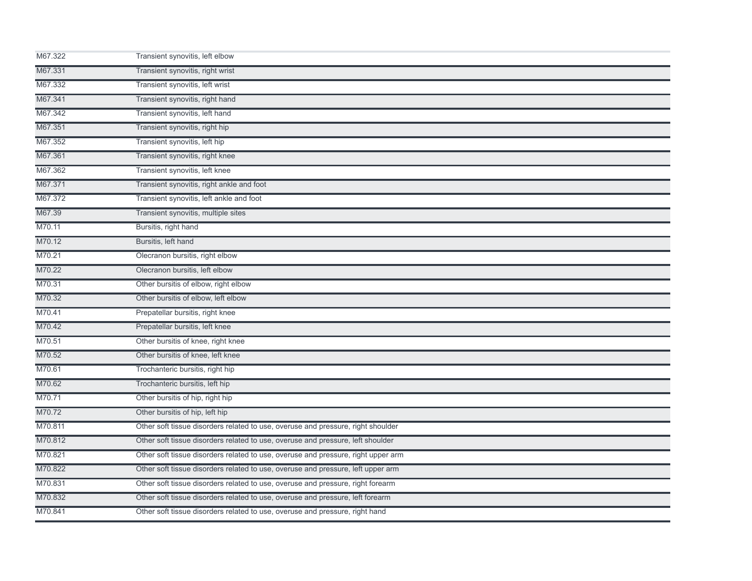| | |
|---|---|
| M67.322 | Transient synovitis, left elbow |
| M67.331 | Transient synovitis, right wrist |
| M67.332 | Transient synovitis, left wrist |
| M67.341 | Transient synovitis, right hand |
| M67.342 | Transient synovitis, left hand |
| M67.351 | Transient synovitis, right hip |
| M67.352 | Transient synovitis, left hip |
| M67.361 | Transient synovitis, right knee |
| M67.362 | Transient synovitis, left knee |
| M67.371 | Transient synovitis, right ankle and foot |
| M67.372 | Transient synovitis, left ankle and foot |
| M67.39 | Transient synovitis, multiple sites |
| M70.11 | Bursitis, right hand |
| M70.12 | Bursitis, left hand |
| M70.21 | Olecranon bursitis, right elbow |
| M70.22 | Olecranon bursitis, left elbow |
| M70.31 | Other bursitis of elbow, right elbow |
| M70.32 | Other bursitis of elbow, left elbow |
| M70.41 | Prepatellar bursitis, right knee |
| M70.42 | Prepatellar bursitis, left knee |
| M70.51 | Other bursitis of knee, right knee |
| M70.52 | Other bursitis of knee, left knee |
| M70.61 | Trochanteric bursitis, right hip |
| M70.62 | Trochanteric bursitis, left hip |
| M70.71 | Other bursitis of hip, right hip |
| M70.72 | Other bursitis of hip, left hip |
| M70.811 | Other soft tissue disorders related to use, overuse and pressure, right shoulder |
| M70.812 | Other soft tissue disorders related to use, overuse and pressure, left shoulder |
| M70.821 | Other soft tissue disorders related to use, overuse and pressure, right upper arm |
| M70.822 | Other soft tissue disorders related to use, overuse and pressure, left upper arm |
| M70.831 | Other soft tissue disorders related to use, overuse and pressure, right forearm |
| M70.832 | Other soft tissue disorders related to use, overuse and pressure, left forearm |
| M70.841 | Other soft tissue disorders related to use, overuse and pressure, right hand |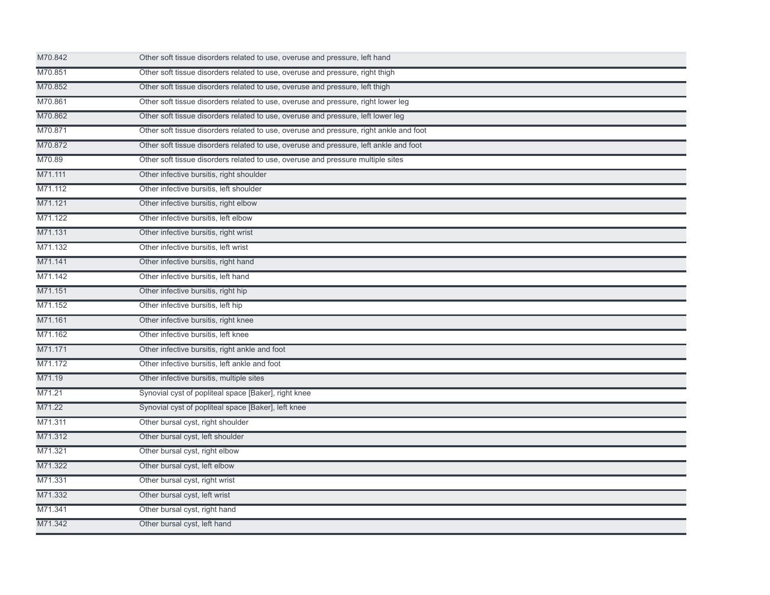| | |
|---|---|
| M70.842 | Other soft tissue disorders related to use, overuse and pressure, left hand |
| M70.851 | Other soft tissue disorders related to use, overuse and pressure, right thigh |
| M70.852 | Other soft tissue disorders related to use, overuse and pressure, left thigh |
| M70.861 | Other soft tissue disorders related to use, overuse and pressure, right lower leg |
| M70.862 | Other soft tissue disorders related to use, overuse and pressure, left lower leg |
| M70.871 | Other soft tissue disorders related to use, overuse and pressure, right ankle and foot |
| M70.872 | Other soft tissue disorders related to use, overuse and pressure, left ankle and foot |
| M70.89 | Other soft tissue disorders related to use, overuse and pressure multiple sites |
| M71.111 | Other infective bursitis, right shoulder |
| M71.112 | Other infective bursitis, left shoulder |
| M71.121 | Other infective bursitis, right elbow |
| M71.122 | Other infective bursitis, left elbow |
| M71.131 | Other infective bursitis, right wrist |
| M71.132 | Other infective bursitis, left wrist |
| M71.141 | Other infective bursitis, right hand |
| M71.142 | Other infective bursitis, left hand |
| M71.151 | Other infective bursitis, right hip |
| M71.152 | Other infective bursitis, left hip |
| M71.161 | Other infective bursitis, right knee |
| M71.162 | Other infective bursitis, left knee |
| M71.171 | Other infective bursitis, right ankle and foot |
| M71.172 | Other infective bursitis, left ankle and foot |
| M71.19 | Other infective bursitis, multiple sites |
| M71.21 | Synovial cyst of popliteal space [Baker], right knee |
| M71.22 | Synovial cyst of popliteal space [Baker], left knee |
| M71.311 | Other bursal cyst, right shoulder |
| M71.312 | Other bursal cyst, left shoulder |
| M71.321 | Other bursal cyst, right elbow |
| M71.322 | Other bursal cyst, left elbow |
| M71.331 | Other bursal cyst, right wrist |
| M71.332 | Other bursal cyst, left wrist |
| M71.341 | Other bursal cyst, right hand |
| M71.342 | Other bursal cyst, left hand |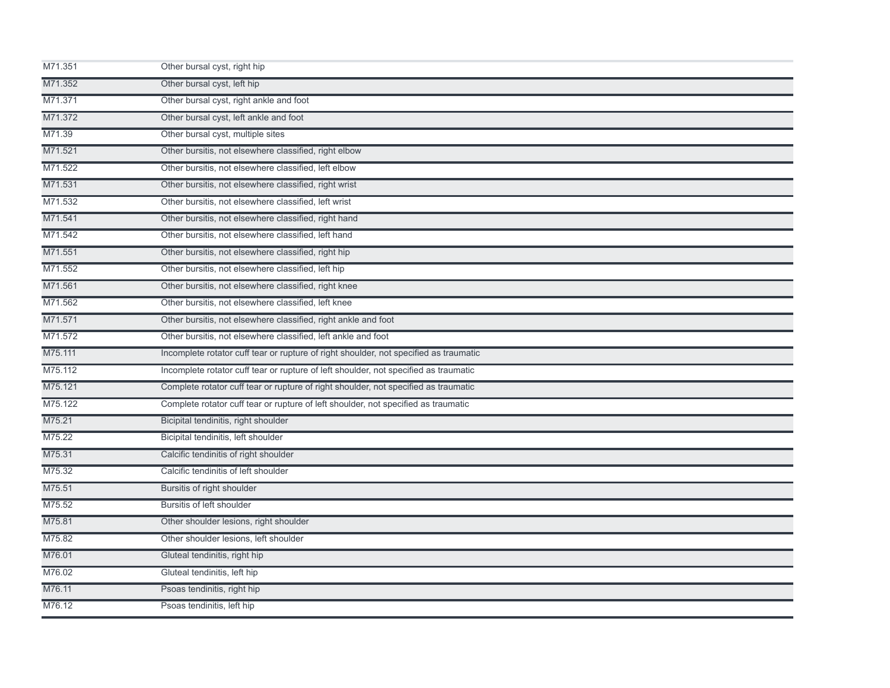| | |
|---|---|
| M71.351 | Other bursal cyst, right hip |
| M71.352 | Other bursal cyst, left hip |
| M71.371 | Other bursal cyst, right ankle and foot |
| M71.372 | Other bursal cyst, left ankle and foot |
| M71.39 | Other bursal cyst, multiple sites |
| M71.521 | Other bursitis, not elsewhere classified, right elbow |
| M71.522 | Other bursitis, not elsewhere classified, left elbow |
| M71.531 | Other bursitis, not elsewhere classified, right wrist |
| M71.532 | Other bursitis, not elsewhere classified, left wrist |
| M71.541 | Other bursitis, not elsewhere classified, right hand |
| M71.542 | Other bursitis, not elsewhere classified, left hand |
| M71.551 | Other bursitis, not elsewhere classified, right hip |
| M71.552 | Other bursitis, not elsewhere classified, left hip |
| M71.561 | Other bursitis, not elsewhere classified, right knee |
| M71.562 | Other bursitis, not elsewhere classified, left knee |
| M71.571 | Other bursitis, not elsewhere classified, right ankle and foot |
| M71.572 | Other bursitis, not elsewhere classified, left ankle and foot |
| M75.111 | Incomplete rotator cuff tear or rupture of right shoulder, not specified as traumatic |
| M75.112 | Incomplete rotator cuff tear or rupture of left shoulder, not specified as traumatic |
| M75.121 | Complete rotator cuff tear or rupture of right shoulder, not specified as traumatic |
| M75.122 | Complete rotator cuff tear or rupture of left shoulder, not specified as traumatic |
| M75.21 | Bicipital tendinitis, right shoulder |
| M75.22 | Bicipital tendinitis, left shoulder |
| M75.31 | Calcific tendinitis of right shoulder |
| M75.32 | Calcific tendinitis of left shoulder |
| M75.51 | Bursitis of right shoulder |
| M75.52 | Bursitis of left shoulder |
| M75.81 | Other shoulder lesions, right shoulder |
| M75.82 | Other shoulder lesions, left shoulder |
| M76.01 | Gluteal tendinitis, right hip |
| M76.02 | Gluteal tendinitis, left hip |
| M76.11 | Psoas tendinitis, right hip |
| M76.12 | Psoas tendinitis, left hip |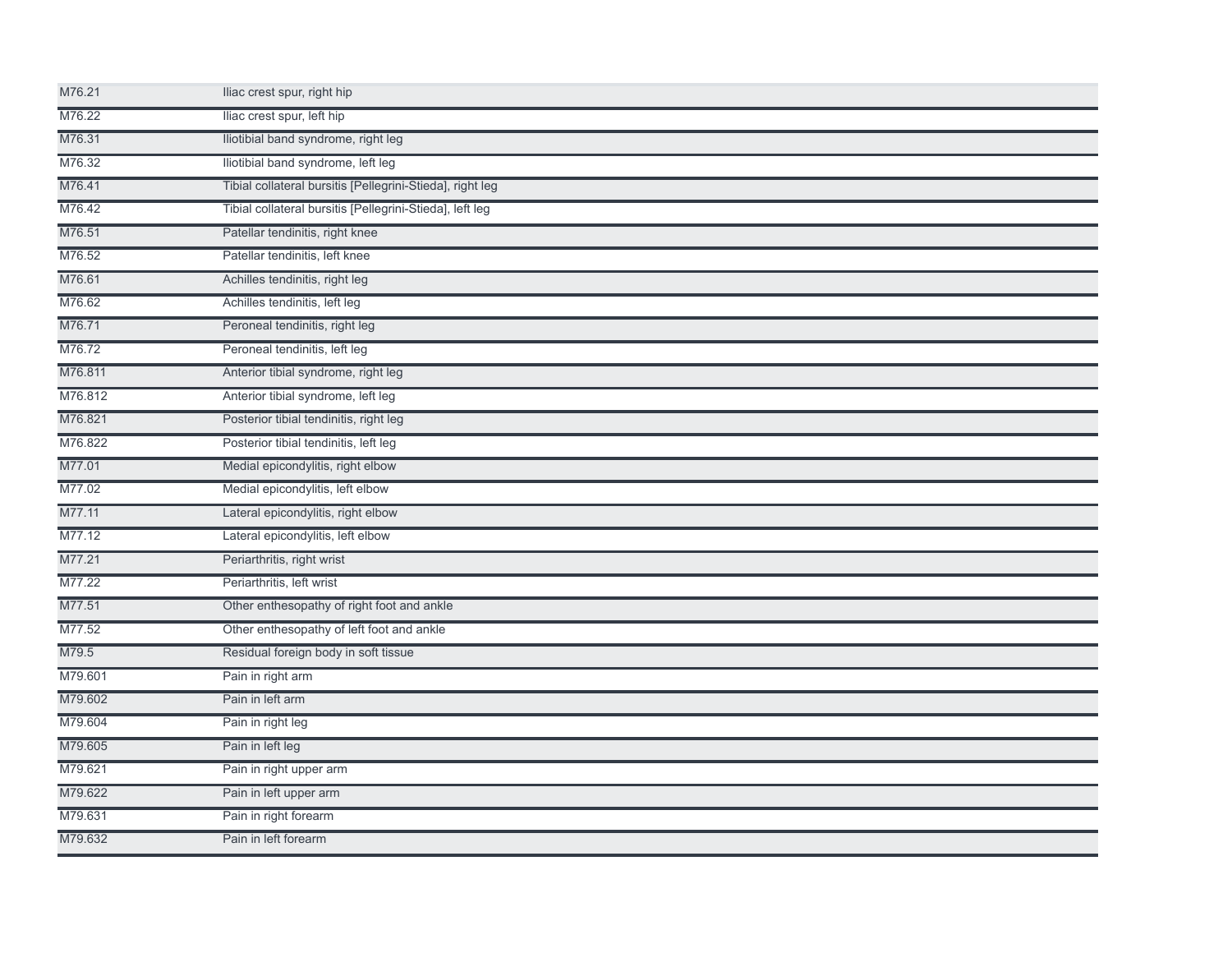| | |
|---|---|
| M76.21 | Iliac crest spur, right hip |
| M76.22 | Iliac crest spur, left hip |
| M76.31 | Iliotibial band syndrome, right leg |
| M76.32 | Iliotibial band syndrome, left leg |
| M76.41 | Tibial collateral bursitis [Pellegrini-Stieda], right leg |
| M76.42 | Tibial collateral bursitis [Pellegrini-Stieda], left leg |
| M76.51 | Patellar tendinitis, right knee |
| M76.52 | Patellar tendinitis, left knee |
| M76.61 | Achilles tendinitis, right leg |
| M76.62 | Achilles tendinitis, left leg |
| M76.71 | Peroneal tendinitis, right leg |
| M76.72 | Peroneal tendinitis, left leg |
| M76.811 | Anterior tibial syndrome, right leg |
| M76.812 | Anterior tibial syndrome, left leg |
| M76.821 | Posterior tibial tendinitis, right leg |
| M76.822 | Posterior tibial tendinitis, left leg |
| M77.01 | Medial epicondylitis, right elbow |
| M77.02 | Medial epicondylitis, left elbow |
| M77.11 | Lateral epicondylitis, right elbow |
| M77.12 | Lateral epicondylitis, left elbow |
| M77.21 | Periarthritis, right wrist |
| M77.22 | Periarthritis, left wrist |
| M77.51 | Other enthesopathy of right foot and ankle |
| M77.52 | Other enthesopathy of left foot and ankle |
| M79.5 | Residual foreign body in soft tissue |
| M79.601 | Pain in right arm |
| M79.602 | Pain in left arm |
| M79.604 | Pain in right leg |
| M79.605 | Pain in left leg |
| M79.621 | Pain in right upper arm |
| M79.622 | Pain in left upper arm |
| M79.631 | Pain in right forearm |
| M79.632 | Pain in left forearm |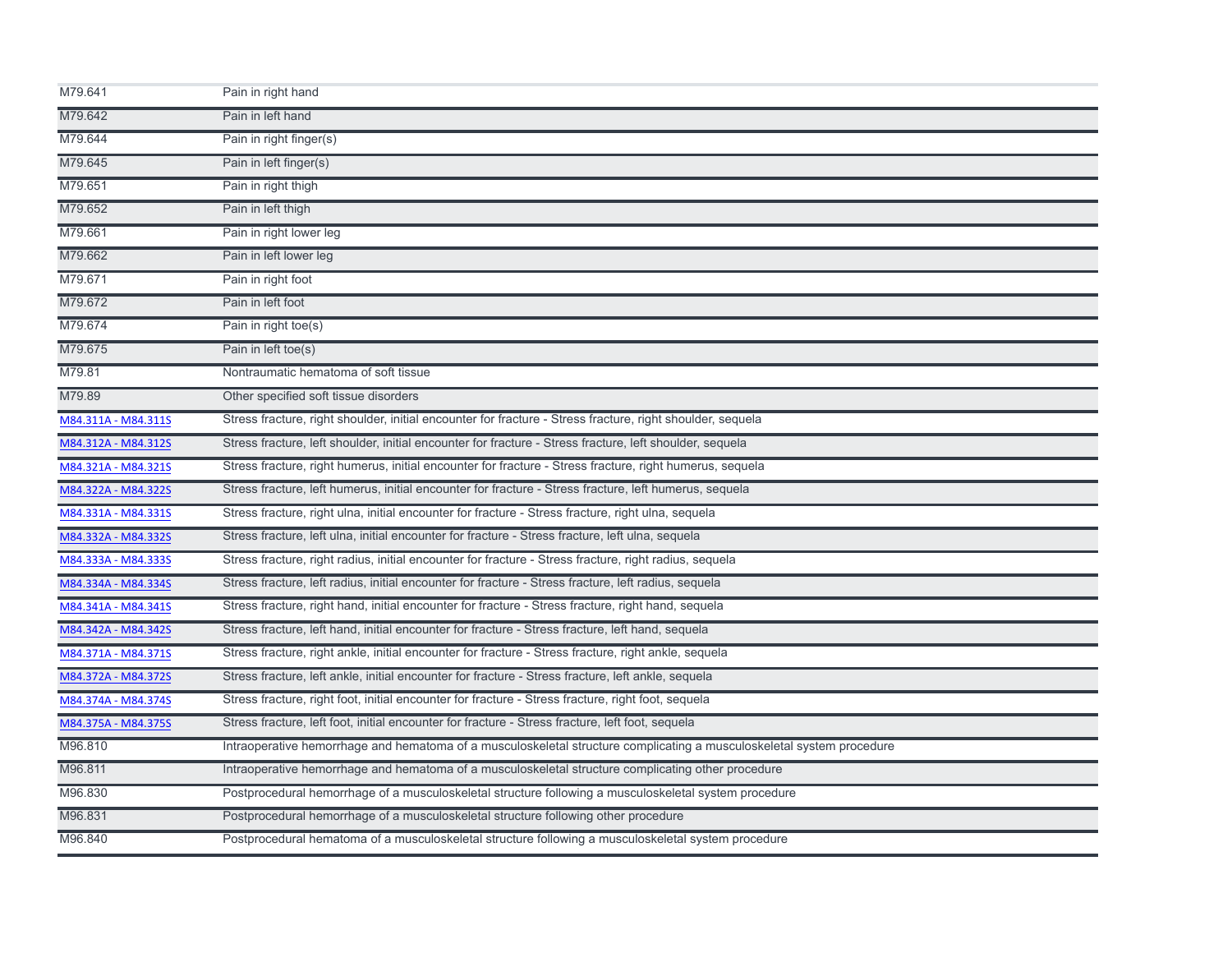| | |
|---|---|
| M79.641 | Pain in right hand |
| M79.642 | Pain in left hand |
| M79.644 | Pain in right finger(s) |
| M79.645 | Pain in left finger(s) |
| M79.651 | Pain in right thigh |
| M79.652 | Pain in left thigh |
| M79.661 | Pain in right lower leg |
| M79.662 | Pain in left lower leg |
| M79.671 | Pain in right foot |
| M79.672 | Pain in left foot |
| M79.674 | Pain in right toe(s) |
| M79.675 | Pain in left toe(s) |
| M79.81 | Nontraumatic hematoma of soft tissue |
| M79.89 | Other specified soft tissue disorders |
| M84.311A - M84.311S | Stress fracture, right shoulder, initial encounter for fracture - Stress fracture, right shoulder, sequela |
| M84.312A - M84.312S | Stress fracture, left shoulder, initial encounter for fracture - Stress fracture, left shoulder, sequela |
| M84.321A - M84.321S | Stress fracture, right humerus, initial encounter for fracture - Stress fracture, right humerus, sequela |
| M84.322A - M84.322S | Stress fracture, left humerus, initial encounter for fracture - Stress fracture, left humerus, sequela |
| M84.331A - M84.331S | Stress fracture, right ulna, initial encounter for fracture - Stress fracture, right ulna, sequela |
| M84.332A - M84.332S | Stress fracture, left ulna, initial encounter for fracture - Stress fracture, left ulna, sequela |
| M84.333A - M84.333S | Stress fracture, right radius, initial encounter for fracture - Stress fracture, right radius, sequela |
| M84.334A - M84.334S | Stress fracture, left radius, initial encounter for fracture - Stress fracture, left radius, sequela |
| M84.341A - M84.341S | Stress fracture, right hand, initial encounter for fracture - Stress fracture, right hand, sequela |
| M84.342A - M84.342S | Stress fracture, left hand, initial encounter for fracture - Stress fracture, left hand, sequela |
| M84.371A - M84.371S | Stress fracture, right ankle, initial encounter for fracture - Stress fracture, right ankle, sequela |
| M84.372A - M84.372S | Stress fracture, left ankle, initial encounter for fracture - Stress fracture, left ankle, sequela |
| M84.374A - M84.374S | Stress fracture, right foot, initial encounter for fracture - Stress fracture, right foot, sequela |
| M84.375A - M84.375S | Stress fracture, left foot, initial encounter for fracture - Stress fracture, left foot, sequela |
| M96.810 | Intraoperative hemorrhage and hematoma of a musculoskeletal structure complicating a musculoskeletal system procedure |
| M96.811 | Intraoperative hemorrhage and hematoma of a musculoskeletal structure complicating other procedure |
| M96.830 | Postprocedural hemorrhage of a musculoskeletal structure following a musculoskeletal system procedure |
| M96.831 | Postprocedural hemorrhage of a musculoskeletal structure following other procedure |
| M96.840 | Postprocedural hematoma of a musculoskeletal structure following a musculoskeletal system procedure |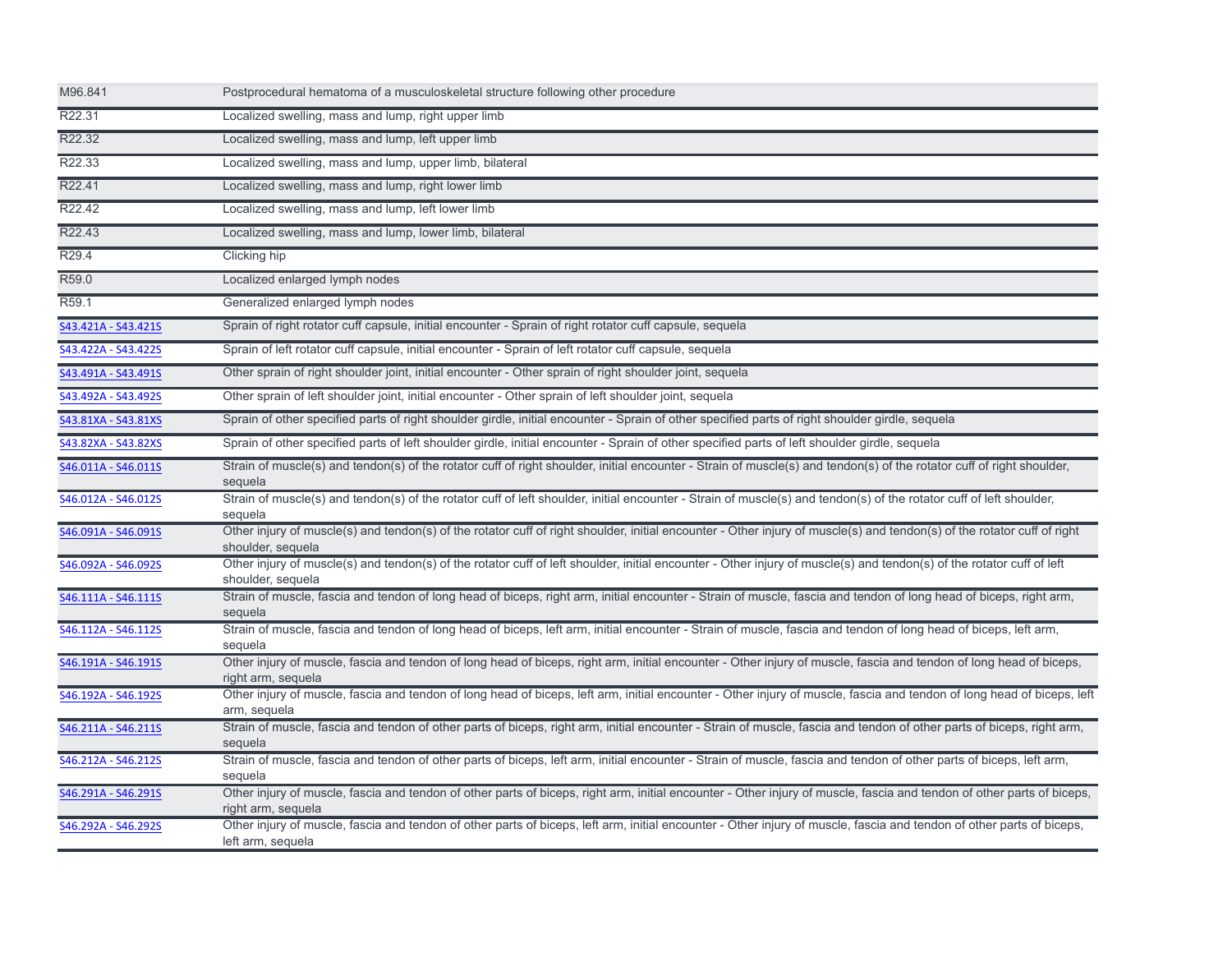| | |
|---|---|
| M96.841 | Postprocedural hematoma of a musculoskeletal structure following other procedure |
| R22.31 | Localized swelling, mass and lump, right upper limb |
| R22.32 | Localized swelling, mass and lump, left upper limb |
| R22.33 | Localized swelling, mass and lump, upper limb, bilateral |
| R22.41 | Localized swelling, mass and lump, right lower limb |
| R22.42 | Localized swelling, mass and lump, left lower limb |
| R22.43 | Localized swelling, mass and lump, lower limb, bilateral |
| R29.4 | Clicking hip |
| R59.0 | Localized enlarged lymph nodes |
| R59.1 | Generalized enlarged lymph nodes |
| S43.421A - S43.421S | Sprain of right rotator cuff capsule, initial encounter - Sprain of right rotator cuff capsule, sequela |
| S43.422A - S43.422S | Sprain of left rotator cuff capsule, initial encounter - Sprain of left rotator cuff capsule, sequela |
| S43.491A - S43.491S | Other sprain of right shoulder joint, initial encounter - Other sprain of right shoulder joint, sequela |
| S43.492A - S43.492S | Other sprain of left shoulder joint, initial encounter - Other sprain of left shoulder joint, sequela |
| S43.81XA - S43.81XS | Sprain of other specified parts of right shoulder girdle, initial encounter - Sprain of other specified parts of right shoulder girdle, sequela |
| S43.82XA - S43.82XS | Sprain of other specified parts of left shoulder girdle, initial encounter - Sprain of other specified parts of left shoulder girdle, sequela |
| S46.011A - S46.011S | Strain of muscle(s) and tendon(s) of the rotator cuff of right shoulder, initial encounter - Strain of muscle(s) and tendon(s) of the rotator cuff of right shoulder, sequela |
| S46.012A - S46.012S | Strain of muscle(s) and tendon(s) of the rotator cuff of left shoulder, initial encounter - Strain of muscle(s) and tendon(s) of the rotator cuff of left shoulder, sequela |
| S46.091A - S46.091S | Other injury of muscle(s) and tendon(s) of the rotator cuff of right shoulder, initial encounter - Other injury of muscle(s) and tendon(s) of the rotator cuff of right shoulder, sequela |
| S46.092A - S46.092S | Other injury of muscle(s) and tendon(s) of the rotator cuff of left shoulder, initial encounter - Other injury of muscle(s) and tendon(s) of the rotator cuff of left shoulder, sequela |
| S46.111A - S46.111S | Strain of muscle, fascia and tendon of long head of biceps, right arm, initial encounter - Strain of muscle, fascia and tendon of long head of biceps, right arm, sequela |
| S46.112A - S46.112S | Strain of muscle, fascia and tendon of long head of biceps, left arm, initial encounter - Strain of muscle, fascia and tendon of long head of biceps, left arm, sequela |
| S46.191A - S46.191S | Other injury of muscle, fascia and tendon of long head of biceps, right arm, initial encounter - Other injury of muscle, fascia and tendon of long head of biceps, right arm, sequela |
| S46.192A - S46.192S | Other injury of muscle, fascia and tendon of long head of biceps, left arm, initial encounter - Other injury of muscle, fascia and tendon of long head of biceps, left arm, sequela |
| S46.211A - S46.211S | Strain of muscle, fascia and tendon of other parts of biceps, right arm, initial encounter - Strain of muscle, fascia and tendon of other parts of biceps, right arm, sequela |
| S46.212A - S46.212S | Strain of muscle, fascia and tendon of other parts of biceps, left arm, initial encounter - Strain of muscle, fascia and tendon of other parts of biceps, left arm, sequela |
| S46.291A - S46.291S | Other injury of muscle, fascia and tendon of other parts of biceps, right arm, initial encounter - Other injury of muscle, fascia and tendon of other parts of biceps, right arm, sequela |
| S46.292A - S46.292S | Other injury of muscle, fascia and tendon of other parts of biceps, left arm, initial encounter - Other injury of muscle, fascia and tendon of other parts of biceps, left arm, sequela |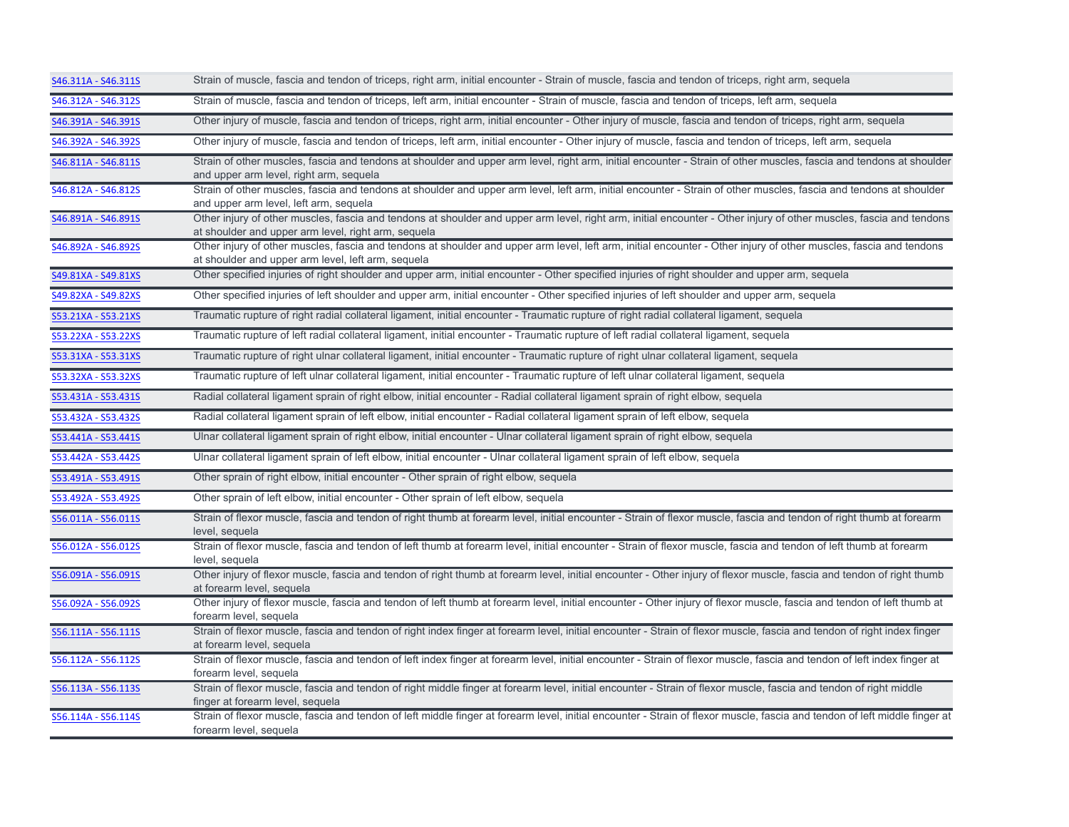| | |
|---|---|
| S46.311A - S46.311S | Strain of muscle, fascia and tendon of triceps, right arm, initial encounter - Strain of muscle, fascia and tendon of triceps, right arm, sequela |
| S46.312A - S46.312S | Strain of muscle, fascia and tendon of triceps, left arm, initial encounter - Strain of muscle, fascia and tendon of triceps, left arm, sequela |
| S46.391A - S46.391S | Other injury of muscle, fascia and tendon of triceps, right arm, initial encounter - Other injury of muscle, fascia and tendon of triceps, right arm, sequela |
| S46.392A - S46.392S | Other injury of muscle, fascia and tendon of triceps, left arm, initial encounter - Other injury of muscle, fascia and tendon of triceps, left arm, sequela |
| S46.811A - S46.811S | Strain of other muscles, fascia and tendons at shoulder and upper arm level, right arm, initial encounter - Strain of other muscles, fascia and tendons at shoulder and upper arm level, right arm, sequela |
| S46.812A - S46.812S | Strain of other muscles, fascia and tendons at shoulder and upper arm level, left arm, initial encounter - Strain of other muscles, fascia and tendons at shoulder and upper arm level, left arm, sequela |
| S46.891A - S46.891S | Other injury of other muscles, fascia and tendons at shoulder and upper arm level, right arm, initial encounter - Other injury of other muscles, fascia and tendons at shoulder and upper arm level, right arm, sequela |
| S46.892A - S46.892S | Other injury of other muscles, fascia and tendons at shoulder and upper arm level, left arm, initial encounter - Other injury of other muscles, fascia and tendons at shoulder and upper arm level, left arm, sequela |
| S49.81XA - S49.81XS | Other specified injuries of right shoulder and upper arm, initial encounter - Other specified injuries of right shoulder and upper arm, sequela |
| S49.82XA - S49.82XS | Other specified injuries of left shoulder and upper arm, initial encounter - Other specified injuries of left shoulder and upper arm, sequela |
| S53.21XA - S53.21XS | Traumatic rupture of right radial collateral ligament, initial encounter - Traumatic rupture of right radial collateral ligament, sequela |
| S53.22XA - S53.22XS | Traumatic rupture of left radial collateral ligament, initial encounter - Traumatic rupture of left radial collateral ligament, sequela |
| S53.31XA - S53.31XS | Traumatic rupture of right ulnar collateral ligament, initial encounter - Traumatic rupture of right ulnar collateral ligament, sequela |
| S53.32XA - S53.32XS | Traumatic rupture of left ulnar collateral ligament, initial encounter - Traumatic rupture of left ulnar collateral ligament, sequela |
| S53.431A - S53.431S | Radial collateral ligament sprain of right elbow, initial encounter - Radial collateral ligament sprain of right elbow, sequela |
| S53.432A - S53.432S | Radial collateral ligament sprain of left elbow, initial encounter - Radial collateral ligament sprain of left elbow, sequela |
| S53.441A - S53.441S | Ulnar collateral ligament sprain of right elbow, initial encounter - Ulnar collateral ligament sprain of right elbow, sequela |
| S53.442A - S53.442S | Ulnar collateral ligament sprain of left elbow, initial encounter - Ulnar collateral ligament sprain of left elbow, sequela |
| S53.491A - S53.491S | Other sprain of right elbow, initial encounter - Other sprain of right elbow, sequela |
| S53.492A - S53.492S | Other sprain of left elbow, initial encounter - Other sprain of left elbow, sequela |
| S56.011A - S56.011S | Strain of flexor muscle, fascia and tendon of right thumb at forearm level, initial encounter - Strain of flexor muscle, fascia and tendon of right thumb at forearm level, sequela |
| S56.012A - S56.012S | Strain of flexor muscle, fascia and tendon of left thumb at forearm level, initial encounter - Strain of flexor muscle, fascia and tendon of left thumb at forearm level, sequela |
| S56.091A - S56.091S | Other injury of flexor muscle, fascia and tendon of right thumb at forearm level, initial encounter - Other injury of flexor muscle, fascia and tendon of right thumb at forearm level, sequela |
| S56.092A - S56.092S | Other injury of flexor muscle, fascia and tendon of left thumb at forearm level, initial encounter - Other injury of flexor muscle, fascia and tendon of left thumb at forearm level, sequela |
| S56.111A - S56.111S | Strain of flexor muscle, fascia and tendon of right index finger at forearm level, initial encounter - Strain of flexor muscle, fascia and tendon of right index finger at forearm level, sequela |
| S56.112A - S56.112S | Strain of flexor muscle, fascia and tendon of left index finger at forearm level, initial encounter - Strain of flexor muscle, fascia and tendon of left index finger at forearm level, sequela |
| S56.113A - S56.113S | Strain of flexor muscle, fascia and tendon of right middle finger at forearm level, initial encounter - Strain of flexor muscle, fascia and tendon of right middle finger at forearm level, sequela |
| S56.114A - S56.114S | Strain of flexor muscle, fascia and tendon of left middle finger at forearm level, initial encounter - Strain of flexor muscle, fascia and tendon of left middle finger at forearm level, sequela |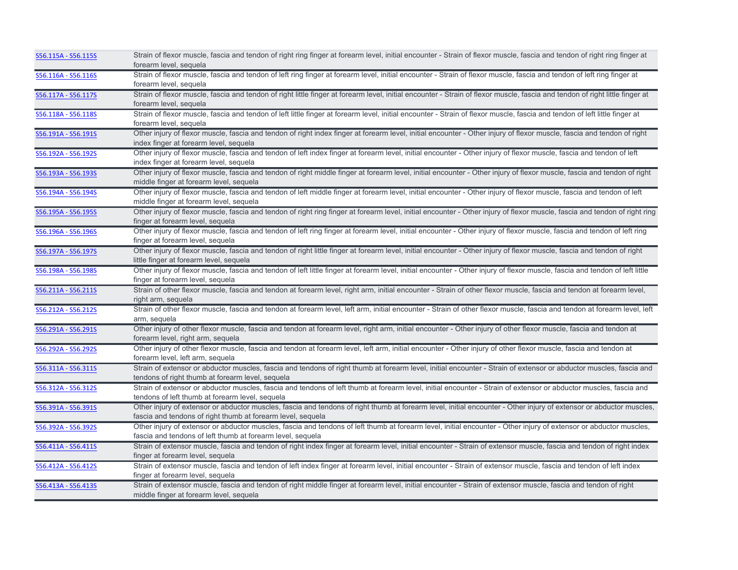| | |
|---|---|
| S56.115A - S56.115S | Strain of flexor muscle, fascia and tendon of right ring finger at forearm level, initial encounter - Strain of flexor muscle, fascia and tendon of right ring finger at forearm level, sequela |
| S56.116A - S56.116S | Strain of flexor muscle, fascia and tendon of left ring finger at forearm level, initial encounter - Strain of flexor muscle, fascia and tendon of left ring finger at forearm level, sequela |
| S56.117A - S56.117S | Strain of flexor muscle, fascia and tendon of right little finger at forearm level, initial encounter - Strain of flexor muscle, fascia and tendon of right little finger at forearm level, sequela |
| S56.118A - S56.118S | Strain of flexor muscle, fascia and tendon of left little finger at forearm level, initial encounter - Strain of flexor muscle, fascia and tendon of left little finger at forearm level, sequela |
| S56.191A - S56.191S | Other injury of flexor muscle, fascia and tendon of right index finger at forearm level, initial encounter - Other injury of flexor muscle, fascia and tendon of right index finger at forearm level, sequela |
| S56.192A - S56.192S | Other injury of flexor muscle, fascia and tendon of left index finger at forearm level, initial encounter - Other injury of flexor muscle, fascia and tendon of left index finger at forearm level, sequela |
| S56.193A - S56.193S | Other injury of flexor muscle, fascia and tendon of right middle finger at forearm level, initial encounter - Other injury of flexor muscle, fascia and tendon of right middle finger at forearm level, sequela |
| S56.194A - S56.194S | Other injury of flexor muscle, fascia and tendon of left middle finger at forearm level, initial encounter - Other injury of flexor muscle, fascia and tendon of left middle finger at forearm level, sequela |
| S56.195A - S56.195S | Other injury of flexor muscle, fascia and tendon of right ring finger at forearm level, initial encounter - Other injury of flexor muscle, fascia and tendon of right ring finger at forearm level, sequela |
| S56.196A - S56.196S | Other injury of flexor muscle, fascia and tendon of left ring finger at forearm level, initial encounter - Other injury of flexor muscle, fascia and tendon of left ring finger at forearm level, sequela |
| S56.197A - S56.197S | Other injury of flexor muscle, fascia and tendon of right little finger at forearm level, initial encounter - Other injury of flexor muscle, fascia and tendon of right little finger at forearm level, sequela |
| S56.198A - S56.198S | Other injury of flexor muscle, fascia and tendon of left little finger at forearm level, initial encounter - Other injury of flexor muscle, fascia and tendon of left little finger at forearm level, sequela |
| S56.211A - S56.211S | Strain of other flexor muscle, fascia and tendon at forearm level, right arm, initial encounter - Strain of other flexor muscle, fascia and tendon at forearm level, right arm, sequela |
| S56.212A - S56.212S | Strain of other flexor muscle, fascia and tendon at forearm level, left arm, initial encounter - Strain of other flexor muscle, fascia and tendon at forearm level, left arm, sequela |
| S56.291A - S56.291S | Other injury of other flexor muscle, fascia and tendon at forearm level, right arm, initial encounter - Other injury of other flexor muscle, fascia and tendon at forearm level, right arm, sequela |
| S56.292A - S56.292S | Other injury of other flexor muscle, fascia and tendon at forearm level, left arm, initial encounter - Other injury of other flexor muscle, fascia and tendon at forearm level, left arm, sequela |
| S56.311A - S56.311S | Strain of extensor or abductor muscles, fascia and tendons of right thumb at forearm level, initial encounter - Strain of extensor or abductor muscles, fascia and tendons of right thumb at forearm level, sequela |
| S56.312A - S56.312S | Strain of extensor or abductor muscles, fascia and tendons of left thumb at forearm level, initial encounter - Strain of extensor or abductor muscles, fascia and tendons of left thumb at forearm level, sequela |
| S56.391A - S56.391S | Other injury of extensor or abductor muscles, fascia and tendons of right thumb at forearm level, initial encounter - Other injury of extensor or abductor muscles, fascia and tendons of right thumb at forearm level, sequela |
| S56.392A - S56.392S | Other injury of extensor or abductor muscles, fascia and tendons of left thumb at forearm level, initial encounter - Other injury of extensor or abductor muscles, fascia and tendons of left thumb at forearm level, sequela |
| S56.411A - S56.411S | Strain of extensor muscle, fascia and tendon of right index finger at forearm level, initial encounter - Strain of extensor muscle, fascia and tendon of right index finger at forearm level, sequela |
| S56.412A - S56.412S | Strain of extensor muscle, fascia and tendon of left index finger at forearm level, initial encounter - Strain of extensor muscle, fascia and tendon of left index finger at forearm level, sequela |
| S56.413A - S56.413S | Strain of extensor muscle, fascia and tendon of right middle finger at forearm level, initial encounter - Strain of extensor muscle, fascia and tendon of right middle finger at forearm level, sequela |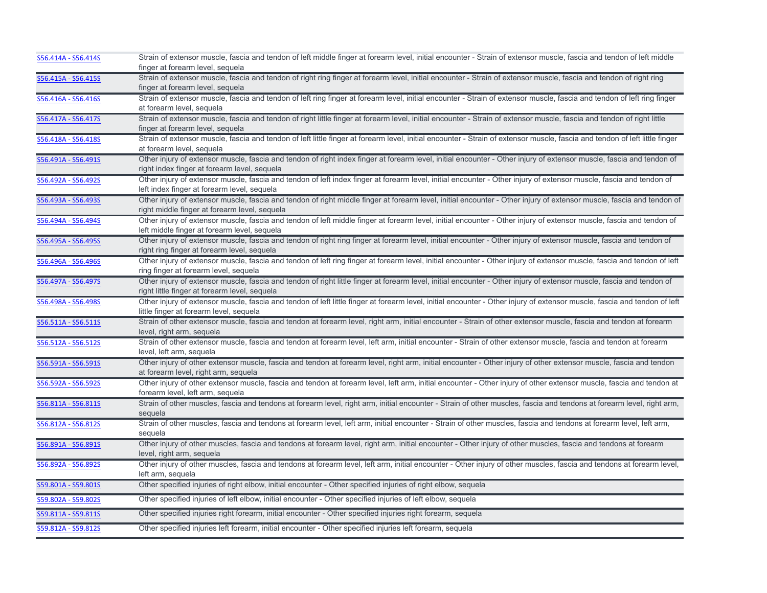| | |
|---|---|
| S56.414A - S56.414S | Strain of extensor muscle, fascia and tendon of left middle finger at forearm level, initial encounter - Strain of extensor muscle, fascia and tendon of left middle finger at forearm level, sequela |
| S56.415A - S56.415S | Strain of extensor muscle, fascia and tendon of right ring finger at forearm level, initial encounter - Strain of extensor muscle, fascia and tendon of right ring finger at forearm level, sequela |
| S56.416A - S56.416S | Strain of extensor muscle, fascia and tendon of left ring finger at forearm level, initial encounter - Strain of extensor muscle, fascia and tendon of left ring finger at forearm level, sequela |
| S56.417A - S56.417S | Strain of extensor muscle, fascia and tendon of right little finger at forearm level, initial encounter - Strain of extensor muscle, fascia and tendon of right little finger at forearm level, sequela |
| S56.418A - S56.418S | Strain of extensor muscle, fascia and tendon of left little finger at forearm level, initial encounter - Strain of extensor muscle, fascia and tendon of left little finger at forearm level, sequela |
| S56.491A - S56.491S | Other injury of extensor muscle, fascia and tendon of right index finger at forearm level, initial encounter - Other injury of extensor muscle, fascia and tendon of right index finger at forearm level, sequela |
| S56.492A - S56.492S | Other injury of extensor muscle, fascia and tendon of left index finger at forearm level, initial encounter - Other injury of extensor muscle, fascia and tendon of left index finger at forearm level, sequela |
| S56.493A - S56.493S | Other injury of extensor muscle, fascia and tendon of right middle finger at forearm level, initial encounter - Other injury of extensor muscle, fascia and tendon of right middle finger at forearm level, sequela |
| S56.494A - S56.494S | Other injury of extensor muscle, fascia and tendon of left middle finger at forearm level, initial encounter - Other injury of extensor muscle, fascia and tendon of left middle finger at forearm level, sequela |
| S56.495A - S56.495S | Other injury of extensor muscle, fascia and tendon of right ring finger at forearm level, initial encounter - Other injury of extensor muscle, fascia and tendon of right ring finger at forearm level, sequela |
| S56.496A - S56.496S | Other injury of extensor muscle, fascia and tendon of left ring finger at forearm level, initial encounter - Other injury of extensor muscle, fascia and tendon of left ring finger at forearm level, sequela |
| S56.497A - S56.497S | Other injury of extensor muscle, fascia and tendon of right little finger at forearm level, initial encounter - Other injury of extensor muscle, fascia and tendon of right little finger at forearm level, sequela |
| S56.498A - S56.498S | Other injury of extensor muscle, fascia and tendon of left little finger at forearm level, initial encounter - Other injury of extensor muscle, fascia and tendon of left little finger at forearm level, sequela |
| S56.511A - S56.511S | Strain of other extensor muscle, fascia and tendon at forearm level, right arm, initial encounter - Strain of other extensor muscle, fascia and tendon at forearm level, right arm, sequela |
| S56.512A - S56.512S | Strain of other extensor muscle, fascia and tendon at forearm level, left arm, initial encounter - Strain of other extensor muscle, fascia and tendon at forearm level, left arm, sequela |
| S56.591A - S56.591S | Other injury of other extensor muscle, fascia and tendon at forearm level, right arm, initial encounter - Other injury of other extensor muscle, fascia and tendon at forearm level, right arm, sequela |
| S56.592A - S56.592S | Other injury of other extensor muscle, fascia and tendon at forearm level, left arm, initial encounter - Other injury of other extensor muscle, fascia and tendon at forearm level, left arm, sequela |
| S56.811A - S56.811S | Strain of other muscles, fascia and tendons at forearm level, right arm, initial encounter - Strain of other muscles, fascia and tendons at forearm level, right arm, sequela |
| S56.812A - S56.812S | Strain of other muscles, fascia and tendons at forearm level, left arm, initial encounter - Strain of other muscles, fascia and tendons at forearm level, left arm, sequela |
| S56.891A - S56.891S | Other injury of other muscles, fascia and tendons at forearm level, right arm, initial encounter - Other injury of other muscles, fascia and tendons at forearm level, right arm, sequela |
| S56.892A - S56.892S | Other injury of other muscles, fascia and tendons at forearm level, left arm, initial encounter - Other injury of other muscles, fascia and tendons at forearm level, left arm, sequela |
| S59.801A - S59.801S | Other specified injuries of right elbow, initial encounter - Other specified injuries of right elbow, sequela |
| S59.802A - S59.802S | Other specified injuries of left elbow, initial encounter - Other specified injuries of left elbow, sequela |
| S59.811A - S59.811S | Other specified injuries right forearm, initial encounter - Other specified injuries right forearm, sequela |
| S59.812A - S59.812S | Other specified injuries left forearm, initial encounter - Other specified injuries left forearm, sequela |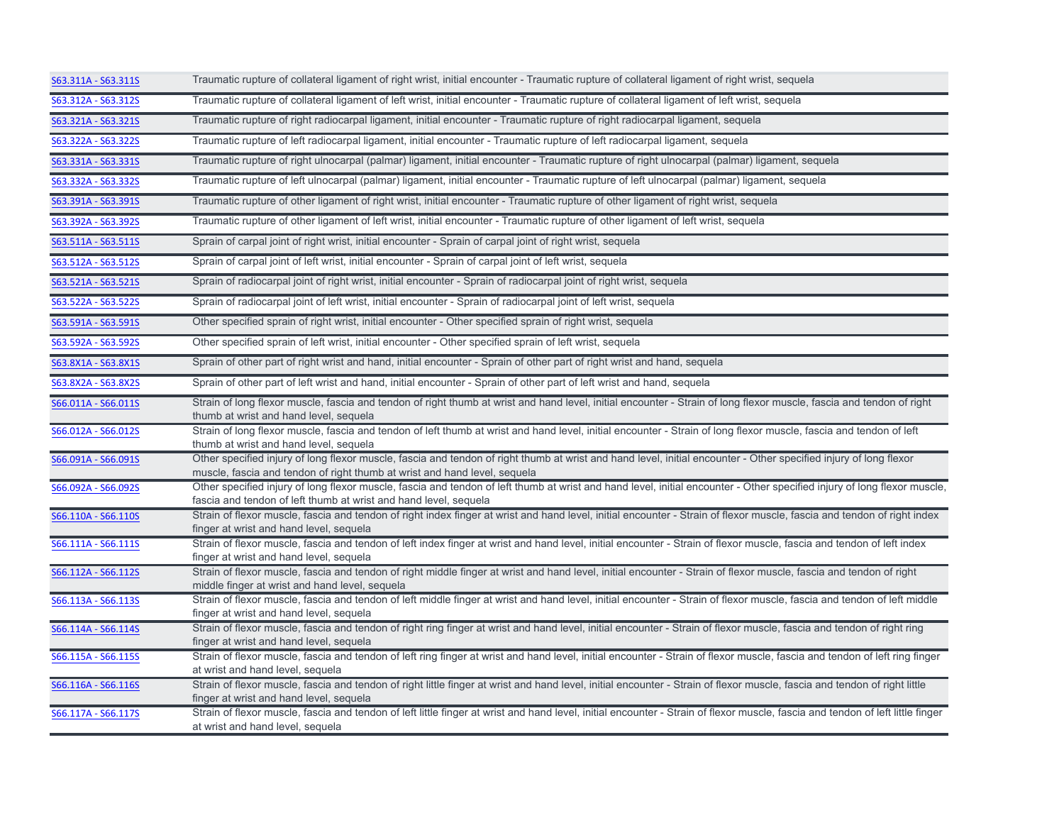| | |
|---|---|
| S63.311A - S63.311S | Traumatic rupture of collateral ligament of right wrist, initial encounter - Traumatic rupture of collateral ligament of right wrist, sequela |
| S63.312A - S63.312S | Traumatic rupture of collateral ligament of left wrist, initial encounter - Traumatic rupture of collateral ligament of left wrist, sequela |
| S63.321A - S63.321S | Traumatic rupture of right radiocarpal ligament, initial encounter - Traumatic rupture of right radiocarpal ligament, sequela |
| S63.322A - S63.322S | Traumatic rupture of left radiocarpal ligament, initial encounter - Traumatic rupture of left radiocarpal ligament, sequela |
| S63.331A - S63.331S | Traumatic rupture of right ulnocarpal (palmar) ligament, initial encounter - Traumatic rupture of right ulnocarpal (palmar) ligament, sequela |
| S63.332A - S63.332S | Traumatic rupture of left ulnocarpal (palmar) ligament, initial encounter - Traumatic rupture of left ulnocarpal (palmar) ligament, sequela |
| S63.391A - S63.391S | Traumatic rupture of other ligament of right wrist, initial encounter - Traumatic rupture of other ligament of right wrist, sequela |
| S63.392A - S63.392S | Traumatic rupture of other ligament of left wrist, initial encounter - Traumatic rupture of other ligament of left wrist, sequela |
| S63.511A - S63.511S | Sprain of carpal joint of right wrist, initial encounter - Sprain of carpal joint of right wrist, sequela |
| S63.512A - S63.512S | Sprain of carpal joint of left wrist, initial encounter - Sprain of carpal joint of left wrist, sequela |
| S63.521A - S63.521S | Sprain of radiocarpal joint of right wrist, initial encounter - Sprain of radiocarpal joint of right wrist, sequela |
| S63.522A - S63.522S | Sprain of radiocarpal joint of left wrist, initial encounter - Sprain of radiocarpal joint of left wrist, sequela |
| S63.591A - S63.591S | Other specified sprain of right wrist, initial encounter - Other specified sprain of right wrist, sequela |
| S63.592A - S63.592S | Other specified sprain of left wrist, initial encounter - Other specified sprain of left wrist, sequela |
| S63.8X1A - S63.8X1S | Sprain of other part of right wrist and hand, initial encounter - Sprain of other part of right wrist and hand, sequela |
| S63.8X2A - S63.8X2S | Sprain of other part of left wrist and hand, initial encounter - Sprain of other part of left wrist and hand, sequela |
| S66.011A - S66.011S | Strain of long flexor muscle, fascia and tendon of right thumb at wrist and hand level, initial encounter - Strain of long flexor muscle, fascia and tendon of right thumb at wrist and hand level, sequela |
| S66.012A - S66.012S | Strain of long flexor muscle, fascia and tendon of left thumb at wrist and hand level, initial encounter - Strain of long flexor muscle, fascia and tendon of left thumb at wrist and hand level, sequela |
| S66.091A - S66.091S | Other specified injury of long flexor muscle, fascia and tendon of right thumb at wrist and hand level, initial encounter - Other specified injury of long flexor muscle, fascia and tendon of right thumb at wrist and hand level, sequela |
| S66.092A - S66.092S | Other specified injury of long flexor muscle, fascia and tendon of left thumb at wrist and hand level, initial encounter - Other specified injury of long flexor muscle, fascia and tendon of left thumb at wrist and hand level, sequela |
| S66.110A - S66.110S | Strain of flexor muscle, fascia and tendon of right index finger at wrist and hand level, initial encounter - Strain of flexor muscle, fascia and tendon of right index finger at wrist and hand level, sequela |
| S66.111A - S66.111S | Strain of flexor muscle, fascia and tendon of left index finger at wrist and hand level, initial encounter - Strain of flexor muscle, fascia and tendon of left index finger at wrist and hand level, sequela |
| S66.112A - S66.112S | Strain of flexor muscle, fascia and tendon of right middle finger at wrist and hand level, initial encounter - Strain of flexor muscle, fascia and tendon of right middle finger at wrist and hand level, sequela |
| S66.113A - S66.113S | Strain of flexor muscle, fascia and tendon of left middle finger at wrist and hand level, initial encounter - Strain of flexor muscle, fascia and tendon of left middle finger at wrist and hand level, sequela |
| S66.114A - S66.114S | Strain of flexor muscle, fascia and tendon of right ring finger at wrist and hand level, initial encounter - Strain of flexor muscle, fascia and tendon of right ring finger at wrist and hand level, sequela |
| S66.115A - S66.115S | Strain of flexor muscle, fascia and tendon of left ring finger at wrist and hand level, initial encounter - Strain of flexor muscle, fascia and tendon of left ring finger at wrist and hand level, sequela |
| S66.116A - S66.116S | Strain of flexor muscle, fascia and tendon of right little finger at wrist and hand level, initial encounter - Strain of flexor muscle, fascia and tendon of right little finger at wrist and hand level, sequela |
| S66.117A - S66.117S | Strain of flexor muscle, fascia and tendon of left little finger at wrist and hand level, initial encounter - Strain of flexor muscle, fascia and tendon of left little finger at wrist and hand level, sequela |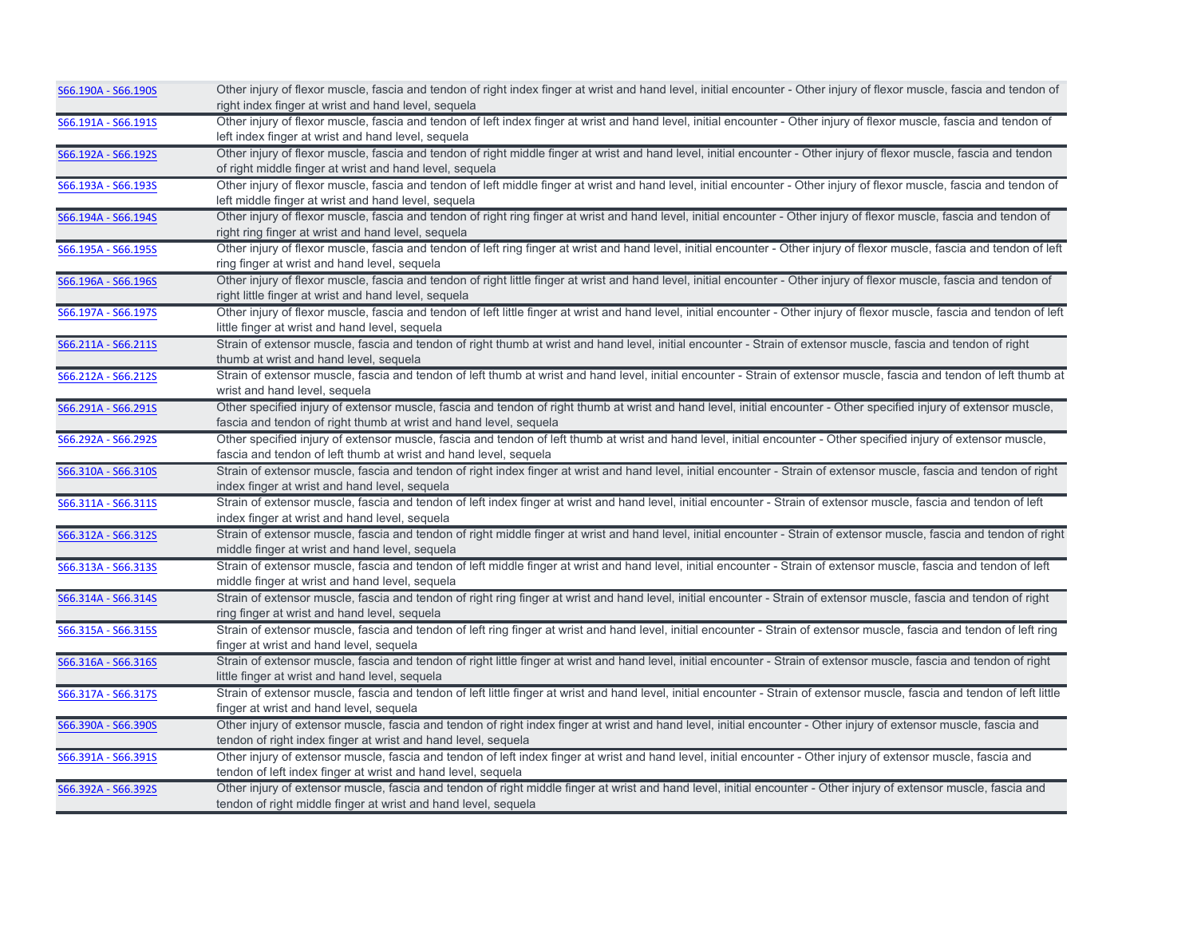| | |
|---|---|
| S66.190A - S66.190S | Other injury of flexor muscle, fascia and tendon of right index finger at wrist and hand level, initial encounter - Other injury of flexor muscle, fascia and tendon of right index finger at wrist and hand level, sequela |
| S66.191A - S66.191S | Other injury of flexor muscle, fascia and tendon of left index finger at wrist and hand level, initial encounter - Other injury of flexor muscle, fascia and tendon of left index finger at wrist and hand level, sequela |
| S66.192A - S66.192S | Other injury of flexor muscle, fascia and tendon of right middle finger at wrist and hand level, initial encounter - Other injury of flexor muscle, fascia and tendon of right middle finger at wrist and hand level, sequela |
| S66.193A - S66.193S | Other injury of flexor muscle, fascia and tendon of left middle finger at wrist and hand level, initial encounter - Other injury of flexor muscle, fascia and tendon of left middle finger at wrist and hand level, sequela |
| S66.194A - S66.194S | Other injury of flexor muscle, fascia and tendon of right ring finger at wrist and hand level, initial encounter - Other injury of flexor muscle, fascia and tendon of right ring finger at wrist and hand level, sequela |
| S66.195A - S66.195S | Other injury of flexor muscle, fascia and tendon of left ring finger at wrist and hand level, initial encounter - Other injury of flexor muscle, fascia and tendon of left ring finger at wrist and hand level, sequela |
| S66.196A - S66.196S | Other injury of flexor muscle, fascia and tendon of right little finger at wrist and hand level, initial encounter - Other injury of flexor muscle, fascia and tendon of right little finger at wrist and hand level, sequela |
| S66.197A - S66.197S | Other injury of flexor muscle, fascia and tendon of left little finger at wrist and hand level, initial encounter - Other injury of flexor muscle, fascia and tendon of left little finger at wrist and hand level, sequela |
| S66.211A - S66.211S | Strain of extensor muscle, fascia and tendon of right thumb at wrist and hand level, initial encounter - Strain of extensor muscle, fascia and tendon of right thumb at wrist and hand level, sequela |
| S66.212A - S66.212S | Strain of extensor muscle, fascia and tendon of left thumb at wrist and hand level, initial encounter - Strain of extensor muscle, fascia and tendon of left thumb at wrist and hand level, sequela |
| S66.291A - S66.291S | Other specified injury of extensor muscle, fascia and tendon of right thumb at wrist and hand level, initial encounter - Other specified injury of extensor muscle, fascia and tendon of right thumb at wrist and hand level, sequela |
| S66.292A - S66.292S | Other specified injury of extensor muscle, fascia and tendon of left thumb at wrist and hand level, initial encounter - Other specified injury of extensor muscle, fascia and tendon of left thumb at wrist and hand level, sequela |
| S66.310A - S66.310S | Strain of extensor muscle, fascia and tendon of right index finger at wrist and hand level, initial encounter - Strain of extensor muscle, fascia and tendon of right index finger at wrist and hand level, sequela |
| S66.311A - S66.311S | Strain of extensor muscle, fascia and tendon of left index finger at wrist and hand level, initial encounter - Strain of extensor muscle, fascia and tendon of left index finger at wrist and hand level, sequela |
| S66.312A - S66.312S | Strain of extensor muscle, fascia and tendon of right middle finger at wrist and hand level, initial encounter - Strain of extensor muscle, fascia and tendon of right middle finger at wrist and hand level, sequela |
| S66.313A - S66.313S | Strain of extensor muscle, fascia and tendon of left middle finger at wrist and hand level, initial encounter - Strain of extensor muscle, fascia and tendon of left middle finger at wrist and hand level, sequela |
| S66.314A - S66.314S | Strain of extensor muscle, fascia and tendon of right ring finger at wrist and hand level, initial encounter - Strain of extensor muscle, fascia and tendon of right ring finger at wrist and hand level, sequela |
| S66.315A - S66.315S | Strain of extensor muscle, fascia and tendon of left ring finger at wrist and hand level, initial encounter - Strain of extensor muscle, fascia and tendon of left ring finger at wrist and hand level, sequela |
| S66.316A - S66.316S | Strain of extensor muscle, fascia and tendon of right little finger at wrist and hand level, initial encounter - Strain of extensor muscle, fascia and tendon of right little finger at wrist and hand level, sequela |
| S66.317A - S66.317S | Strain of extensor muscle, fascia and tendon of left little finger at wrist and hand level, initial encounter - Strain of extensor muscle, fascia and tendon of left little finger at wrist and hand level, sequela |
| S66.390A - S66.390S | Other injury of extensor muscle, fascia and tendon of right index finger at wrist and hand level, initial encounter - Other injury of extensor muscle, fascia and tendon of right index finger at wrist and hand level, sequela |
| S66.391A - S66.391S | Other injury of extensor muscle, fascia and tendon of left index finger at wrist and hand level, initial encounter - Other injury of extensor muscle, fascia and tendon of left index finger at wrist and hand level, sequela |
| S66.392A - S66.392S | Other injury of extensor muscle, fascia and tendon of right middle finger at wrist and hand level, initial encounter - Other injury of extensor muscle, fascia and tendon of right middle finger at wrist and hand level, sequela |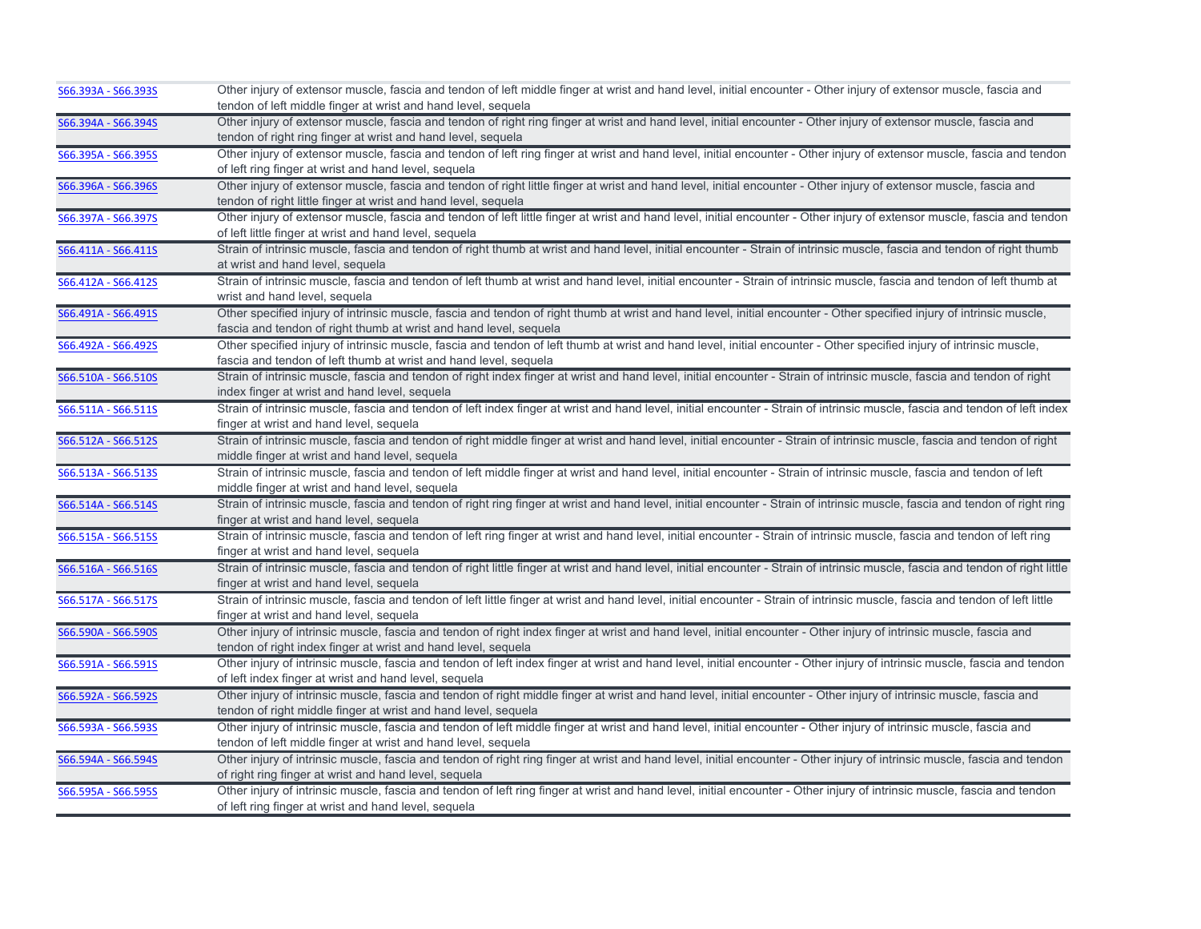| | |
|---|---|
| S66.393A - S66.393S | Other injury of extensor muscle, fascia and tendon of left middle finger at wrist and hand level, initial encounter - Other injury of extensor muscle, fascia and tendon of left middle finger at wrist and hand level, sequela |
| S66.394A - S66.394S | Other injury of extensor muscle, fascia and tendon of right ring finger at wrist and hand level, initial encounter - Other injury of extensor muscle, fascia and tendon of right ring finger at wrist and hand level, sequela |
| S66.395A - S66.395S | Other injury of extensor muscle, fascia and tendon of left ring finger at wrist and hand level, initial encounter - Other injury of extensor muscle, fascia and tendon of left ring finger at wrist and hand level, sequela |
| S66.396A - S66.396S | Other injury of extensor muscle, fascia and tendon of right little finger at wrist and hand level, initial encounter - Other injury of extensor muscle, fascia and tendon of right little finger at wrist and hand level, sequela |
| S66.397A - S66.397S | Other injury of extensor muscle, fascia and tendon of left little finger at wrist and hand level, initial encounter - Other injury of extensor muscle, fascia and tendon of left little finger at wrist and hand level, sequela |
| S66.411A - S66.411S | Strain of intrinsic muscle, fascia and tendon of right thumb at wrist and hand level, initial encounter - Strain of intrinsic muscle, fascia and tendon of right thumb at wrist and hand level, sequela |
| S66.412A - S66.412S | Strain of intrinsic muscle, fascia and tendon of left thumb at wrist and hand level, initial encounter - Strain of intrinsic muscle, fascia and tendon of left thumb at wrist and hand level, sequela |
| S66.491A - S66.491S | Other specified injury of intrinsic muscle, fascia and tendon of right thumb at wrist and hand level, initial encounter - Other specified injury of intrinsic muscle, fascia and tendon of right thumb at wrist and hand level, sequela |
| S66.492A - S66.492S | Other specified injury of intrinsic muscle, fascia and tendon of left thumb at wrist and hand level, initial encounter - Other specified injury of intrinsic muscle, fascia and tendon of left thumb at wrist and hand level, sequela |
| S66.510A - S66.510S | Strain of intrinsic muscle, fascia and tendon of right index finger at wrist and hand level, initial encounter - Strain of intrinsic muscle, fascia and tendon of right index finger at wrist and hand level, sequela |
| S66.511A - S66.511S | Strain of intrinsic muscle, fascia and tendon of left index finger at wrist and hand level, initial encounter - Strain of intrinsic muscle, fascia and tendon of left index finger at wrist and hand level, sequela |
| S66.512A - S66.512S | Strain of intrinsic muscle, fascia and tendon of right middle finger at wrist and hand level, initial encounter - Strain of intrinsic muscle, fascia and tendon of right middle finger at wrist and hand level, sequela |
| S66.513A - S66.513S | Strain of intrinsic muscle, fascia and tendon of left middle finger at wrist and hand level, initial encounter - Strain of intrinsic muscle, fascia and tendon of left middle finger at wrist and hand level, sequela |
| S66.514A - S66.514S | Strain of intrinsic muscle, fascia and tendon of right ring finger at wrist and hand level, initial encounter - Strain of intrinsic muscle, fascia and tendon of right ring finger at wrist and hand level, sequela |
| S66.515A - S66.515S | Strain of intrinsic muscle, fascia and tendon of left ring finger at wrist and hand level, initial encounter - Strain of intrinsic muscle, fascia and tendon of left ring finger at wrist and hand level, sequela |
| S66.516A - S66.516S | Strain of intrinsic muscle, fascia and tendon of right little finger at wrist and hand level, initial encounter - Strain of intrinsic muscle, fascia and tendon of right little finger at wrist and hand level, sequela |
| S66.517A - S66.517S | Strain of intrinsic muscle, fascia and tendon of left little finger at wrist and hand level, initial encounter - Strain of intrinsic muscle, fascia and tendon of left little finger at wrist and hand level, sequela |
| S66.590A - S66.590S | Other injury of intrinsic muscle, fascia and tendon of right index finger at wrist and hand level, initial encounter - Other injury of intrinsic muscle, fascia and tendon of right index finger at wrist and hand level, sequela |
| S66.591A - S66.591S | Other injury of intrinsic muscle, fascia and tendon of left index finger at wrist and hand level, initial encounter - Other injury of intrinsic muscle, fascia and tendon of left index finger at wrist and hand level, sequela |
| S66.592A - S66.592S | Other injury of intrinsic muscle, fascia and tendon of right middle finger at wrist and hand level, initial encounter - Other injury of intrinsic muscle, fascia and tendon of right middle finger at wrist and hand level, sequela |
| S66.593A - S66.593S | Other injury of intrinsic muscle, fascia and tendon of left middle finger at wrist and hand level, initial encounter - Other injury of intrinsic muscle, fascia and tendon of left middle finger at wrist and hand level, sequela |
| S66.594A - S66.594S | Other injury of intrinsic muscle, fascia and tendon of right ring finger at wrist and hand level, initial encounter - Other injury of intrinsic muscle, fascia and tendon of right ring finger at wrist and hand level, sequela |
| S66.595A - S66.595S | Other injury of intrinsic muscle, fascia and tendon of left ring finger at wrist and hand level, initial encounter - Other injury of intrinsic muscle, fascia and tendon of left ring finger at wrist and hand level, sequela |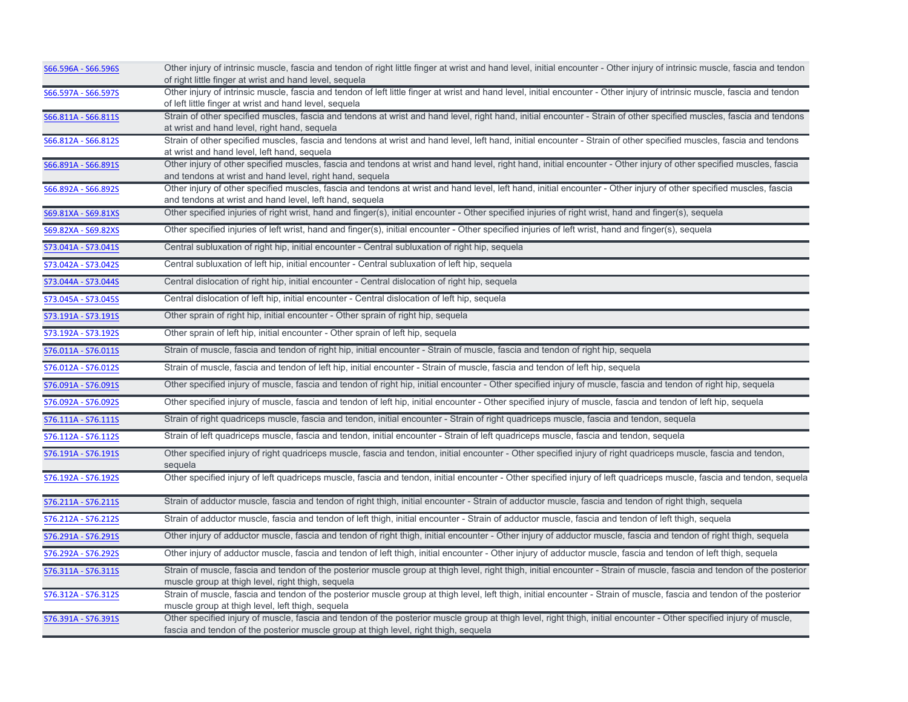| | |
|---|---|
| S66.596A - S66.596S | Other injury of intrinsic muscle, fascia and tendon of right little finger at wrist and hand level, initial encounter - Other injury of intrinsic muscle, fascia and tendon of right little finger at wrist and hand level, sequela |
| S66.597A - S66.597S | Other injury of intrinsic muscle, fascia and tendon of left little finger at wrist and hand level, initial encounter - Other injury of intrinsic muscle, fascia and tendon of left little finger at wrist and hand level, sequela |
| S66.811A - S66.811S | Strain of other specified muscles, fascia and tendons at wrist and hand level, right hand, initial encounter - Strain of other specified muscles, fascia and tendons at wrist and hand level, right hand, sequela |
| S66.812A - S66.812S | Strain of other specified muscles, fascia and tendons at wrist and hand level, left hand, initial encounter - Strain of other specified muscles, fascia and tendons at wrist and hand level, left hand, sequela |
| S66.891A - S66.891S | Other injury of other specified muscles, fascia and tendons at wrist and hand level, right hand, initial encounter - Other injury of other specified muscles, fascia and tendons at wrist and hand level, right hand, sequela |
| S66.892A - S66.892S | Other injury of other specified muscles, fascia and tendons at wrist and hand level, left hand, initial encounter - Other injury of other specified muscles, fascia and tendons at wrist and hand level, left hand, sequela |
| S69.81XA - S69.81XS | Other specified injuries of right wrist, hand and finger(s), initial encounter - Other specified injuries of right wrist, hand and finger(s), sequela |
| S69.82XA - S69.82XS | Other specified injuries of left wrist, hand and finger(s), initial encounter - Other specified injuries of left wrist, hand and finger(s), sequela |
| S73.041A - S73.041S | Central subluxation of right hip, initial encounter - Central subluxation of right hip, sequela |
| S73.042A - S73.042S | Central subluxation of left hip, initial encounter - Central subluxation of left hip, sequela |
| S73.044A - S73.044S | Central dislocation of right hip, initial encounter - Central dislocation of right hip, sequela |
| S73.045A - S73.045S | Central dislocation of left hip, initial encounter - Central dislocation of left hip, sequela |
| S73.191A - S73.191S | Other sprain of right hip, initial encounter - Other sprain of right hip, sequela |
| S73.192A - S73.192S | Other sprain of left hip, initial encounter - Other sprain of left hip, sequela |
| S76.011A - S76.011S | Strain of muscle, fascia and tendon of right hip, initial encounter - Strain of muscle, fascia and tendon of right hip, sequela |
| S76.012A - S76.012S | Strain of muscle, fascia and tendon of left hip, initial encounter - Strain of muscle, fascia and tendon of left hip, sequela |
| S76.091A - S76.091S | Other specified injury of muscle, fascia and tendon of right hip, initial encounter - Other specified injury of muscle, fascia and tendon of right hip, sequela |
| S76.092A - S76.092S | Other specified injury of muscle, fascia and tendon of left hip, initial encounter - Other specified injury of muscle, fascia and tendon of left hip, sequela |
| S76.111A - S76.111S | Strain of right quadriceps muscle, fascia and tendon, initial encounter - Strain of right quadriceps muscle, fascia and tendon, sequela |
| S76.112A - S76.112S | Strain of left quadriceps muscle, fascia and tendon, initial encounter - Strain of left quadriceps muscle, fascia and tendon, sequela |
| S76.191A - S76.191S | Other specified injury of right quadriceps muscle, fascia and tendon, initial encounter - Other specified injury of right quadriceps muscle, fascia and tendon, sequela |
| S76.192A - S76.192S | Other specified injury of left quadriceps muscle, fascia and tendon, initial encounter - Other specified injury of left quadriceps muscle, fascia and tendon, sequela |
| S76.211A - S76.211S | Strain of adductor muscle, fascia and tendon of right thigh, initial encounter - Strain of adductor muscle, fascia and tendon of right thigh, sequela |
| S76.212A - S76.212S | Strain of adductor muscle, fascia and tendon of left thigh, initial encounter - Strain of adductor muscle, fascia and tendon of left thigh, sequela |
| S76.291A - S76.291S | Other injury of adductor muscle, fascia and tendon of right thigh, initial encounter - Other injury of adductor muscle, fascia and tendon of right thigh, sequela |
| S76.292A - S76.292S | Other injury of adductor muscle, fascia and tendon of left thigh, initial encounter - Other injury of adductor muscle, fascia and tendon of left thigh, sequela |
| S76.311A - S76.311S | Strain of muscle, fascia and tendon of the posterior muscle group at thigh level, right thigh, initial encounter - Strain of muscle, fascia and tendon of the posterior muscle group at thigh level, right thigh, sequela |
| S76.312A - S76.312S | Strain of muscle, fascia and tendon of the posterior muscle group at thigh level, left thigh, initial encounter - Strain of muscle, fascia and tendon of the posterior muscle group at thigh level, left thigh, sequela |
| S76.391A - S76.391S | Other specified injury of muscle, fascia and tendon of the posterior muscle group at thigh level, right thigh, initial encounter - Other specified injury of muscle, fascia and tendon of the posterior muscle group at thigh level, right thigh, sequela |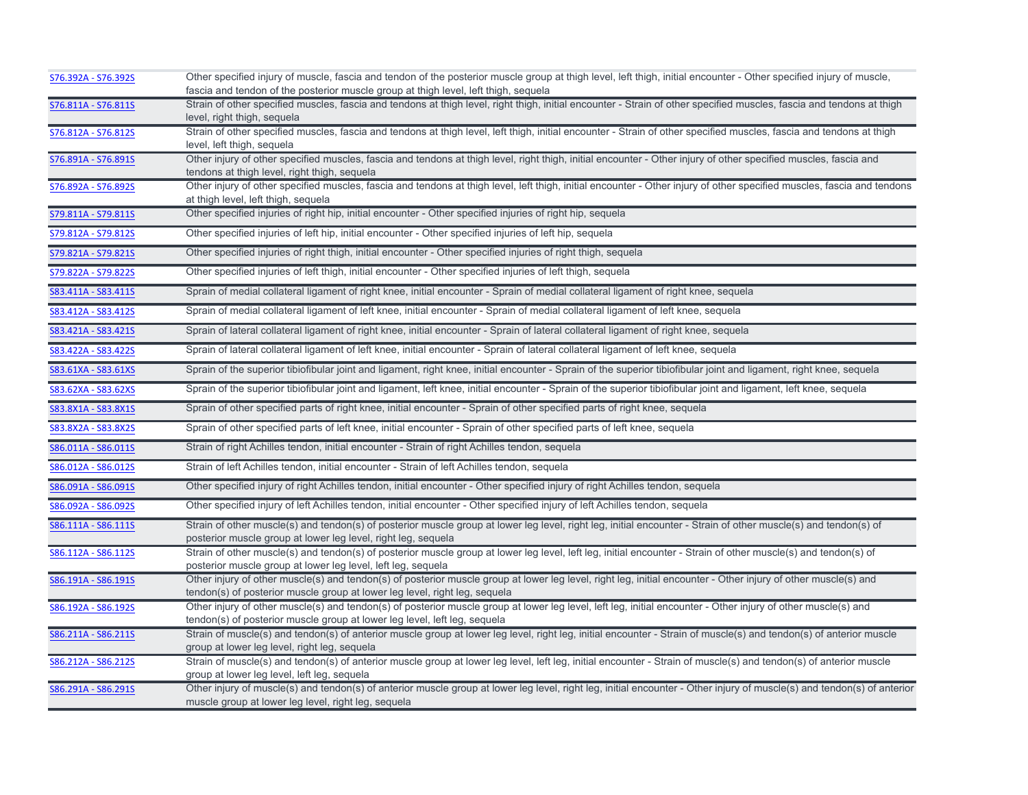| | |
|---|---|
| S76.392A - S76.392S | Other specified injury of muscle, fascia and tendon of the posterior muscle group at thigh level, left thigh, initial encounter - Other specified injury of muscle, fascia and tendon of the posterior muscle group at thigh level, left thigh, sequela |
| S76.811A - S76.811S | Strain of other specified muscles, fascia and tendons at thigh level, right thigh, initial encounter - Strain of other specified muscles, fascia and tendons at thigh level, right thigh, sequela |
| S76.812A - S76.812S | Strain of other specified muscles, fascia and tendons at thigh level, left thigh, initial encounter - Strain of other specified muscles, fascia and tendons at thigh level, left thigh, sequela |
| S76.891A - S76.891S | Other injury of other specified muscles, fascia and tendons at thigh level, right thigh, initial encounter - Other injury of other specified muscles, fascia and tendons at thigh level, right thigh, sequela |
| S76.892A - S76.892S | Other injury of other specified muscles, fascia and tendons at thigh level, left thigh, initial encounter - Other injury of other specified muscles, fascia and tendons at thigh level, left thigh, sequela |
| S79.811A - S79.811S | Other specified injuries of right hip, initial encounter - Other specified injuries of right hip, sequela |
| S79.812A - S79.812S | Other specified injuries of left hip, initial encounter - Other specified injuries of left hip, sequela |
| S79.821A - S79.821S | Other specified injuries of right thigh, initial encounter - Other specified injuries of right thigh, sequela |
| S79.822A - S79.822S | Other specified injuries of left thigh, initial encounter - Other specified injuries of left thigh, sequela |
| S83.411A - S83.411S | Sprain of medial collateral ligament of right knee, initial encounter - Sprain of medial collateral ligament of right knee, sequela |
| S83.412A - S83.412S | Sprain of medial collateral ligament of left knee, initial encounter - Sprain of medial collateral ligament of left knee, sequela |
| S83.421A - S83.421S | Sprain of lateral collateral ligament of right knee, initial encounter - Sprain of lateral collateral ligament of right knee, sequela |
| S83.422A - S83.422S | Sprain of lateral collateral ligament of left knee, initial encounter - Sprain of lateral collateral ligament of left knee, sequela |
| S83.61XA - S83.61XS | Sprain of the superior tibiofibular joint and ligament, right knee, initial encounter - Sprain of the superior tibiofibular joint and ligament, right knee, sequela |
| S83.62XA - S83.62XS | Sprain of the superior tibiofibular joint and ligament, left knee, initial encounter - Sprain of the superior tibiofibular joint and ligament, left knee, sequela |
| S83.8X1A - S83.8X1S | Sprain of other specified parts of right knee, initial encounter - Sprain of other specified parts of right knee, sequela |
| S83.8X2A - S83.8X2S | Sprain of other specified parts of left knee, initial encounter - Sprain of other specified parts of left knee, sequela |
| S86.011A - S86.011S | Strain of right Achilles tendon, initial encounter - Strain of right Achilles tendon, sequela |
| S86.012A - S86.012S | Strain of left Achilles tendon, initial encounter - Strain of left Achilles tendon, sequela |
| S86.091A - S86.091S | Other specified injury of right Achilles tendon, initial encounter - Other specified injury of right Achilles tendon, sequela |
| S86.092A - S86.092S | Other specified injury of left Achilles tendon, initial encounter - Other specified injury of left Achilles tendon, sequela |
| S86.111A - S86.111S | Strain of other muscle(s) and tendon(s) of posterior muscle group at lower leg level, right leg, initial encounter - Strain of other muscle(s) and tendon(s) of posterior muscle group at lower leg level, right leg, sequela |
| S86.112A - S86.112S | Strain of other muscle(s) and tendon(s) of posterior muscle group at lower leg level, left leg, initial encounter - Strain of other muscle(s) and tendon(s) of posterior muscle group at lower leg level, left leg, sequela |
| S86.191A - S86.191S | Other injury of other muscle(s) and tendon(s) of posterior muscle group at lower leg level, right leg, initial encounter - Other injury of other muscle(s) and tendon(s) of posterior muscle group at lower leg level, right leg, sequela |
| S86.192A - S86.192S | Other injury of other muscle(s) and tendon(s) of posterior muscle group at lower leg level, left leg, initial encounter - Other injury of other muscle(s) and tendon(s) of posterior muscle group at lower leg level, left leg, sequela |
| S86.211A - S86.211S | Strain of muscle(s) and tendon(s) of anterior muscle group at lower leg level, right leg, initial encounter - Strain of muscle(s) and tendon(s) of anterior muscle group at lower leg level, right leg, sequela |
| S86.212A - S86.212S | Strain of muscle(s) and tendon(s) of anterior muscle group at lower leg level, left leg, initial encounter - Strain of muscle(s) and tendon(s) of anterior muscle group at lower leg level, left leg, sequela |
| S86.291A - S86.291S | Other injury of muscle(s) and tendon(s) of anterior muscle group at lower leg level, right leg, initial encounter - Other injury of muscle(s) and tendon(s) of anterior muscle group at lower leg level, right leg, sequela |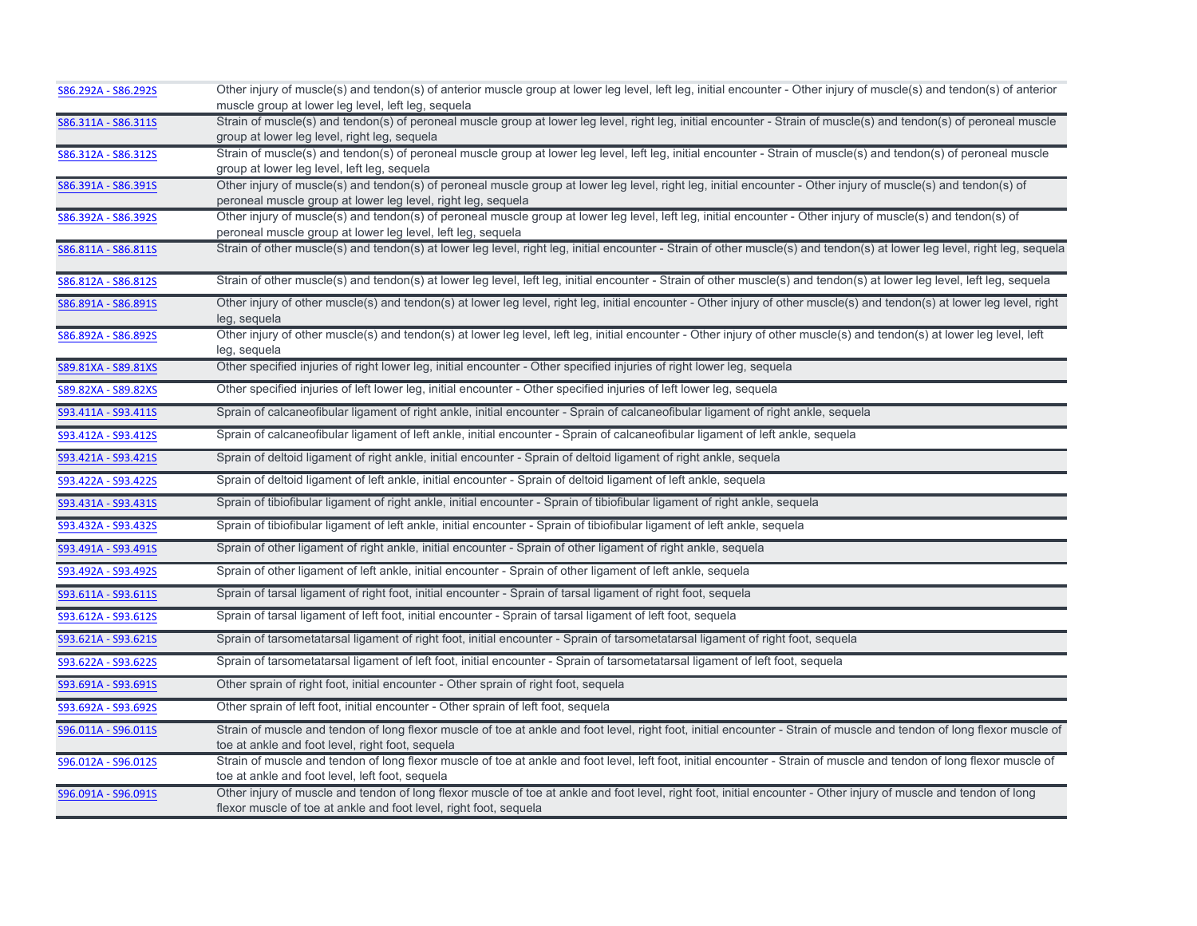| | |
|---|---|
| S86.292A - S86.292S | Other injury of muscle(s) and tendon(s) of anterior muscle group at lower leg level, left leg, initial encounter - Other injury of muscle(s) and tendon(s) of anterior muscle group at lower leg level, left leg, sequela |
| S86.311A - S86.311S | Strain of muscle(s) and tendon(s) of peroneal muscle group at lower leg level, right leg, initial encounter - Strain of muscle(s) and tendon(s) of peroneal muscle group at lower leg level, right leg, sequela |
| S86.312A - S86.312S | Strain of muscle(s) and tendon(s) of peroneal muscle group at lower leg level, left leg, initial encounter - Strain of muscle(s) and tendon(s) of peroneal muscle group at lower leg level, left leg, sequela |
| S86.391A - S86.391S | Other injury of muscle(s) and tendon(s) of peroneal muscle group at lower leg level, right leg, initial encounter - Other injury of muscle(s) and tendon(s) of peroneal muscle group at lower leg level, right leg, sequela |
| S86.392A - S86.392S | Other injury of muscle(s) and tendon(s) of peroneal muscle group at lower leg level, left leg, initial encounter - Other injury of muscle(s) and tendon(s) of peroneal muscle group at lower leg level, left leg, sequela |
| S86.811A - S86.811S | Strain of other muscle(s) and tendon(s) at lower leg level, right leg, initial encounter - Strain of other muscle(s) and tendon(s) at lower leg level, right leg, sequela |
| S86.812A - S86.812S | Strain of other muscle(s) and tendon(s) at lower leg level, left leg, initial encounter - Strain of other muscle(s) and tendon(s) at lower leg level, left leg, sequela |
| S86.891A - S86.891S | Other injury of other muscle(s) and tendon(s) at lower leg level, right leg, initial encounter - Other injury of other muscle(s) and tendon(s) at lower leg level, right leg, sequela |
| S86.892A - S86.892S | Other injury of other muscle(s) and tendon(s) at lower leg level, left leg, initial encounter - Other injury of other muscle(s) and tendon(s) at lower leg level, left leg, sequela |
| S89.81XA - S89.81XS | Other specified injuries of right lower leg, initial encounter - Other specified injuries of right lower leg, sequela |
| S89.82XA - S89.82XS | Other specified injuries of left lower leg, initial encounter - Other specified injuries of left lower leg, sequela |
| S93.411A - S93.411S | Sprain of calcaneofibular ligament of right ankle, initial encounter - Sprain of calcaneofibular ligament of right ankle, sequela |
| S93.412A - S93.412S | Sprain of calcaneofibular ligament of left ankle, initial encounter - Sprain of calcaneofibular ligament of left ankle, sequela |
| S93.421A - S93.421S | Sprain of deltoid ligament of right ankle, initial encounter - Sprain of deltoid ligament of right ankle, sequela |
| S93.422A - S93.422S | Sprain of deltoid ligament of left ankle, initial encounter - Sprain of deltoid ligament of left ankle, sequela |
| S93.431A - S93.431S | Sprain of tibiofibular ligament of right ankle, initial encounter - Sprain of tibiofibular ligament of right ankle, sequela |
| S93.432A - S93.432S | Sprain of tibiofibular ligament of left ankle, initial encounter - Sprain of tibiofibular ligament of left ankle, sequela |
| S93.491A - S93.491S | Sprain of other ligament of right ankle, initial encounter - Sprain of other ligament of right ankle, sequela |
| S93.492A - S93.492S | Sprain of other ligament of left ankle, initial encounter - Sprain of other ligament of left ankle, sequela |
| S93.611A - S93.611S | Sprain of tarsal ligament of right foot, initial encounter - Sprain of tarsal ligament of right foot, sequela |
| S93.612A - S93.612S | Sprain of tarsal ligament of left foot, initial encounter - Sprain of tarsal ligament of left foot, sequela |
| S93.621A - S93.621S | Sprain of tarsometatarsal ligament of right foot, initial encounter - Sprain of tarsometatarsal ligament of right foot, sequela |
| S93.622A - S93.622S | Sprain of tarsometatarsal ligament of left foot, initial encounter - Sprain of tarsometatarsal ligament of left foot, sequela |
| S93.691A - S93.691S | Other sprain of right foot, initial encounter - Other sprain of right foot, sequela |
| S93.692A - S93.692S | Other sprain of left foot, initial encounter - Other sprain of left foot, sequela |
| S96.011A - S96.011S | Strain of muscle and tendon of long flexor muscle of toe at ankle and foot level, right foot, initial encounter - Strain of muscle and tendon of long flexor muscle of toe at ankle and foot level, right foot, sequela |
| S96.012A - S96.012S | Strain of muscle and tendon of long flexor muscle of toe at ankle and foot level, left foot, initial encounter - Strain of muscle and tendon of long flexor muscle of toe at ankle and foot level, left foot, sequela |
| S96.091A - S96.091S | Other injury of muscle and tendon of long flexor muscle of toe at ankle and foot level, right foot, initial encounter - Other injury of muscle and tendon of long flexor muscle of toe at ankle and foot level, right foot, sequela |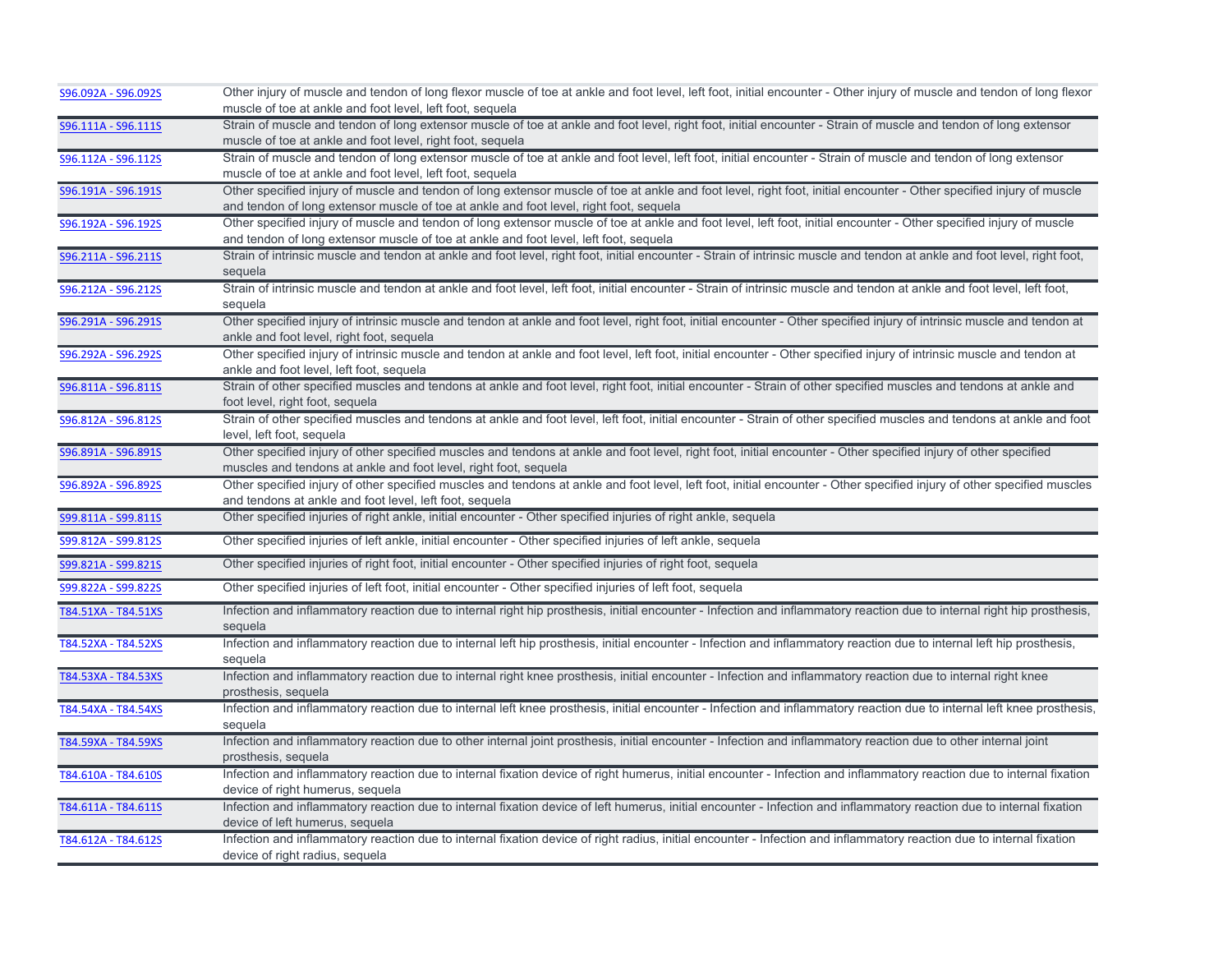| | |
|---|---|
| S96.092A - S96.092S | Other injury of muscle and tendon of long flexor muscle of toe at ankle and foot level, left foot, initial encounter - Other injury of muscle and tendon of long flexor muscle of toe at ankle and foot level, left foot, sequela |
| S96.111A - S96.111S | Strain of muscle and tendon of long extensor muscle of toe at ankle and foot level, right foot, initial encounter - Strain of muscle and tendon of long extensor muscle of toe at ankle and foot level, right foot, sequela |
| S96.112A - S96.112S | Strain of muscle and tendon of long extensor muscle of toe at ankle and foot level, left foot, initial encounter - Strain of muscle and tendon of long extensor muscle of toe at ankle and foot level, left foot, sequela |
| S96.191A - S96.191S | Other specified injury of muscle and tendon of long extensor muscle of toe at ankle and foot level, right foot, initial encounter - Other specified injury of muscle and tendon of long extensor muscle of toe at ankle and foot level, right foot, sequela |
| S96.192A - S96.192S | Other specified injury of muscle and tendon of long extensor muscle of toe at ankle and foot level, left foot, initial encounter - Other specified injury of muscle and tendon of long extensor muscle of toe at ankle and foot level, left foot, sequela |
| S96.211A - S96.211S | Strain of intrinsic muscle and tendon at ankle and foot level, right foot, initial encounter - Strain of intrinsic muscle and tendon at ankle and foot level, right foot, sequela |
| S96.212A - S96.212S | Strain of intrinsic muscle and tendon at ankle and foot level, left foot, initial encounter - Strain of intrinsic muscle and tendon at ankle and foot level, left foot, sequela |
| S96.291A - S96.291S | Other specified injury of intrinsic muscle and tendon at ankle and foot level, right foot, initial encounter - Other specified injury of intrinsic muscle and tendon at ankle and foot level, right foot, sequela |
| S96.292A - S96.292S | Other specified injury of intrinsic muscle and tendon at ankle and foot level, left foot, initial encounter - Other specified injury of intrinsic muscle and tendon at ankle and foot level, left foot, sequela |
| S96.811A - S96.811S | Strain of other specified muscles and tendons at ankle and foot level, right foot, initial encounter - Strain of other specified muscles and tendons at ankle and foot level, right foot, sequela |
| S96.812A - S96.812S | Strain of other specified muscles and tendons at ankle and foot level, left foot, initial encounter - Strain of other specified muscles and tendons at ankle and foot level, left foot, sequela |
| S96.891A - S96.891S | Other specified injury of other specified muscles and tendons at ankle and foot level, right foot, initial encounter - Other specified injury of other specified muscles and tendons at ankle and foot level, right foot, sequela |
| S96.892A - S96.892S | Other specified injury of other specified muscles and tendons at ankle and foot level, left foot, initial encounter - Other specified injury of other specified muscles and tendons at ankle and foot level, left foot, sequela |
| S99.811A - S99.811S | Other specified injuries of right ankle, initial encounter - Other specified injuries of right ankle, sequela |
| S99.812A - S99.812S | Other specified injuries of left ankle, initial encounter - Other specified injuries of left ankle, sequela |
| S99.821A - S99.821S | Other specified injuries of right foot, initial encounter - Other specified injuries of right foot, sequela |
| S99.822A - S99.822S | Other specified injuries of left foot, initial encounter - Other specified injuries of left foot, sequela |
| T84.51XA - T84.51XS | Infection and inflammatory reaction due to internal right hip prosthesis, initial encounter - Infection and inflammatory reaction due to internal right hip prosthesis, sequela |
| T84.52XA - T84.52XS | Infection and inflammatory reaction due to internal left hip prosthesis, initial encounter - Infection and inflammatory reaction due to internal left hip prosthesis, sequela |
| T84.53XA - T84.53XS | Infection and inflammatory reaction due to internal right knee prosthesis, initial encounter - Infection and inflammatory reaction due to internal right knee prosthesis, sequela |
| T84.54XA - T84.54XS | Infection and inflammatory reaction due to internal left knee prosthesis, initial encounter - Infection and inflammatory reaction due to internal left knee prosthesis, sequela |
| T84.59XA - T84.59XS | Infection and inflammatory reaction due to other internal joint prosthesis, initial encounter - Infection and inflammatory reaction due to other internal joint prosthesis, sequela |
| T84.610A - T84.610S | Infection and inflammatory reaction due to internal fixation device of right humerus, initial encounter - Infection and inflammatory reaction due to internal fixation device of right humerus, sequela |
| T84.611A - T84.611S | Infection and inflammatory reaction due to internal fixation device of left humerus, initial encounter - Infection and inflammatory reaction due to internal fixation device of left humerus, sequela |
| T84.612A - T84.612S | Infection and inflammatory reaction due to internal fixation device of right radius, initial encounter - Infection and inflammatory reaction due to internal fixation device of right radius, sequela |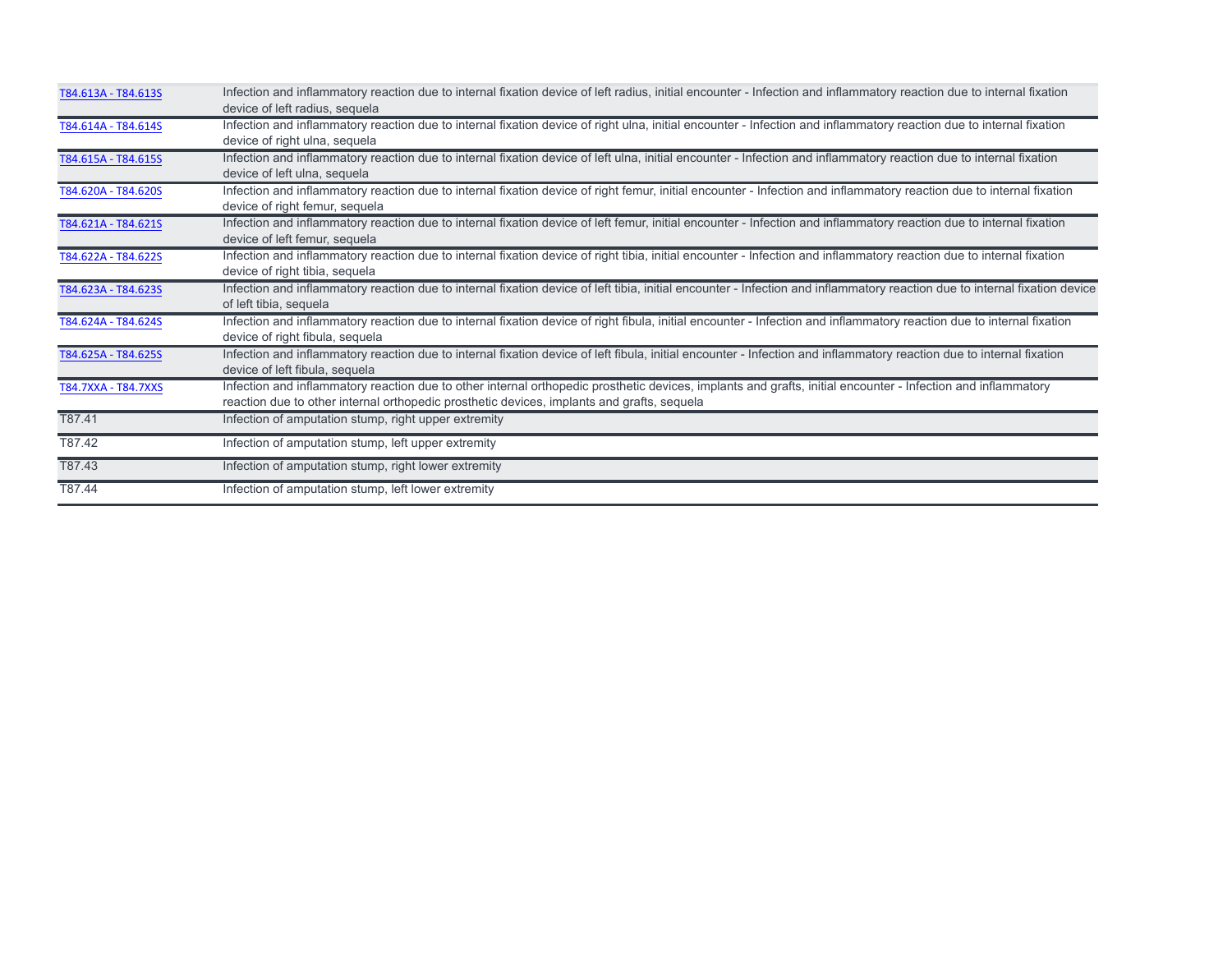| | |
|---|---|
| T84.613A - T84.613S | Infection and inflammatory reaction due to internal fixation device of left radius, initial encounter - Infection and inflammatory reaction due to internal fixation device of left radius, sequela |
| T84.614A - T84.614S | Infection and inflammatory reaction due to internal fixation device of right ulna, initial encounter - Infection and inflammatory reaction due to internal fixation device of right ulna, sequela |
| T84.615A - T84.615S | Infection and inflammatory reaction due to internal fixation device of left ulna, initial encounter - Infection and inflammatory reaction due to internal fixation device of left ulna, sequela |
| T84.620A - T84.620S | Infection and inflammatory reaction due to internal fixation device of right femur, initial encounter - Infection and inflammatory reaction due to internal fixation device of right femur, sequela |
| T84.621A - T84.621S | Infection and inflammatory reaction due to internal fixation device of left femur, initial encounter - Infection and inflammatory reaction due to internal fixation device of left femur, sequela |
| T84.622A - T84.622S | Infection and inflammatory reaction due to internal fixation device of right tibia, initial encounter - Infection and inflammatory reaction due to internal fixation device of right tibia, sequela |
| T84.623A - T84.623S | Infection and inflammatory reaction due to internal fixation device of left tibia, initial encounter - Infection and inflammatory reaction due to internal fixation device of left tibia, sequela |
| T84.624A - T84.624S | Infection and inflammatory reaction due to internal fixation device of right fibula, initial encounter - Infection and inflammatory reaction due to internal fixation device of right fibula, sequela |
| T84.625A - T84.625S | Infection and inflammatory reaction due to internal fixation device of left fibula, initial encounter - Infection and inflammatory reaction due to internal fixation device of left fibula, sequela |
| T84.7XXA - T84.7XXS | Infection and inflammatory reaction due to other internal orthopedic prosthetic devices, implants and grafts, initial encounter - Infection and inflammatory reaction due to other internal orthopedic prosthetic devices, implants and grafts, sequela |
| T87.41 | Infection of amputation stump, right upper extremity |
| T87.42 | Infection of amputation stump, left upper extremity |
| T87.43 | Infection of amputation stump, right lower extremity |
| T87.44 | Infection of amputation stump, left lower extremity |